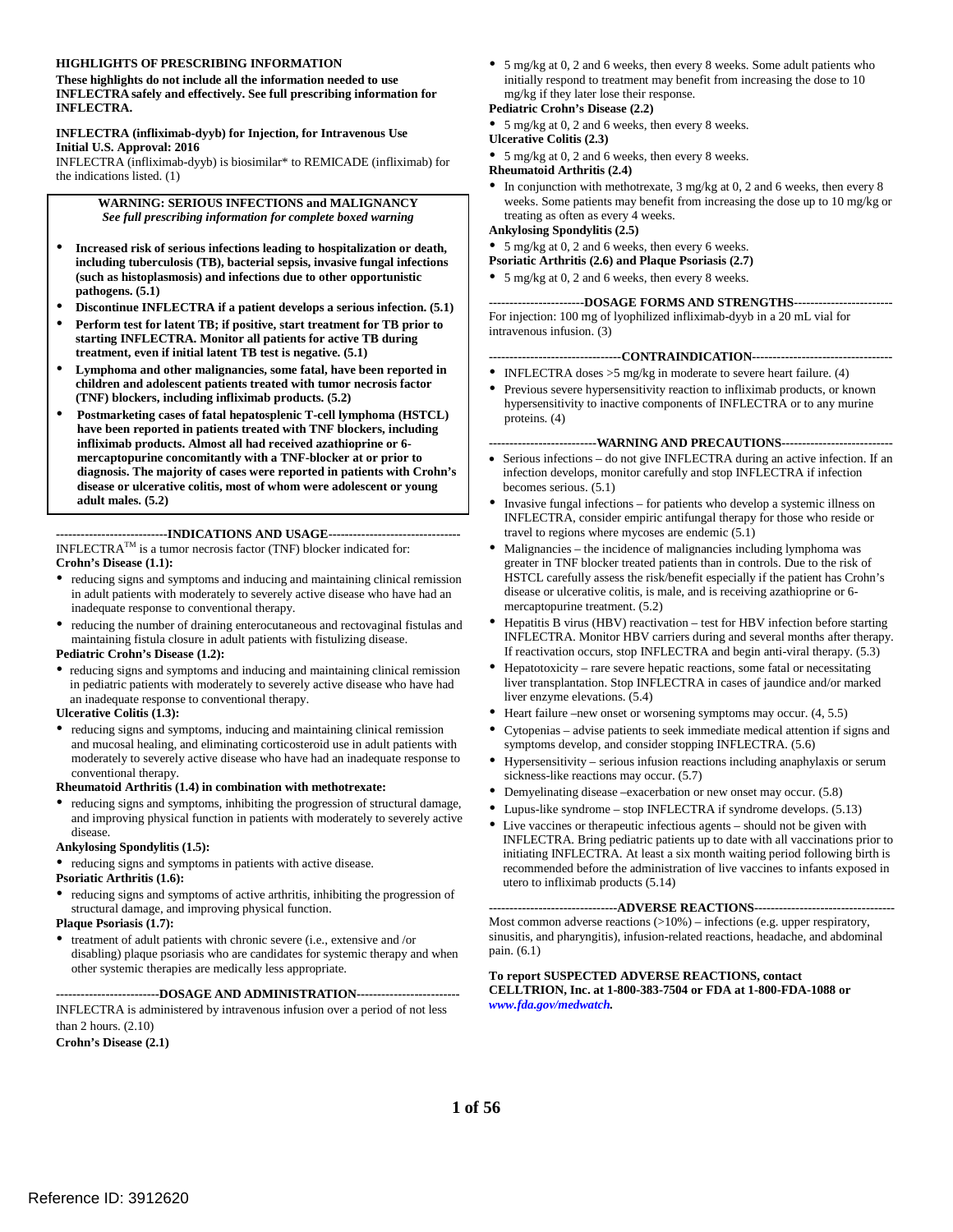**HIGHLIGHTS OF PRESCRIBING INFORMATION**

**These highlights do not include all the information needed to use INFLECTRA safely and effectively. See full prescribing information for INFLECTRA.**

**INFLECTRA (infliximab-dyyb) for Injection, for Intravenous Use**
**Initial U.S. Approval: 2016**

INFLECTRA (infliximab-dyyb) is biosimilar* to REMICADE (infliximab) for the indications listed. (1)

> **WARNING: SERIOUS INFECTIONS and MALIGNANCY**
> ***See full prescribing information for complete boxed warning***
>
> - **Increased risk of serious infections leading to hospitalization or death, including tuberculosis (TB), bacterial sepsis, invasive fungal infections (such as histoplasmosis) and infections due to other opportunistic pathogens. (5.1)**
> - **Discontinue INFLECTRA if a patient develops a serious infection. (5.1)**
> - **Perform test for latent TB; if positive, start treatment for TB prior to starting INFLECTRA. Monitor all patients for active TB during treatment, even if initial latent TB test is negative. (5.1)**
> - **Lymphoma and other malignancies, some fatal, have been reported in children and adolescent patients treated with tumor necrosis factor (TNF) blockers, including infliximab products. (5.2)**
> - **Postmarketing cases of fatal hepatosplenic T-cell lymphoma (HSTCL) have been reported in patients treated with TNF blockers, including infliximab products. Almost all had received azathioprine or 6-mercaptopurine concomitantly with a TNF-blocker at or prior to diagnosis. The majority of cases were reported in patients with Crohn's disease or ulcerative colitis, most of whom were adolescent or young adult males. (5.2)**

**---------------------------INDICATIONS AND USAGE---------------------------**

INFLECTRA™ is a tumor necrosis factor (TNF) blocker indicated for:

**Crohn's Disease (1.1):**
- reducing signs and symptoms and inducing and maintaining clinical remission in adult patients with moderately to severely active disease who have had an inadequate response to conventional therapy.
- reducing the number of draining enterocutaneous and rectovaginal fistulas and maintaining fistula closure in adult patients with fistulizing disease.

**Pediatric Crohn's Disease (1.2):**
- reducing signs and symptoms and inducing and maintaining clinical remission in pediatric patients with moderately to severely active disease who have had an inadequate response to conventional therapy.

**Ulcerative Colitis (1.3):**
- reducing signs and symptoms, inducing and maintaining clinical remission and mucosal healing, and eliminating corticosteroid use in adult patients with moderately to severely active disease who have had an inadequate response to conventional therapy.

**Rheumatoid Arthritis (1.4) in combination with methotrexate:**
- reducing signs and symptoms, inhibiting the progression of structural damage, and improving physical function in patients with moderately to severely active disease.

**Ankylosing Spondylitis (1.5):**
- reducing signs and symptoms in patients with active disease.

**Psoriatic Arthritis (1.6):**
- reducing signs and symptoms of active arthritis, inhibiting the progression of structural damage, and improving physical function.

**Plaque Psoriasis (1.7):**
- treatment of adult patients with chronic severe (i.e., extensive and /or disabling) plaque psoriasis who are candidates for systemic therapy and when other systemic therapies are medically less appropriate.

**------------------------DOSAGE AND ADMINISTRATION------------------------**

INFLECTRA is administered by intravenous infusion over a period of not less than 2 hours. (2.10)

**Crohn's Disease (2.1)**
- 5 mg/kg at 0, 2 and 6 weeks, then every 8 weeks. Some adult patients who initially respond to treatment may benefit from increasing the dose to 10 mg/kg if they later lose their response.

**Pediatric Crohn's Disease (2.2)**
- 5 mg/kg at 0, 2 and 6 weeks, then every 8 weeks.

**Ulcerative Colitis (2.3)**
- 5 mg/kg at 0, 2 and 6 weeks, then every 8 weeks.

**Rheumatoid Arthritis (2.4)**
- In conjunction with methotrexate, 3 mg/kg at 0, 2 and 6 weeks, then every 8 weeks. Some patients may benefit from increasing the dose up to 10 mg/kg or treating as often as every 4 weeks.

**Ankylosing Spondylitis (2.5)**
- 5 mg/kg at 0, 2 and 6 weeks, then every 6 weeks.

**Psoriatic Arthritis (2.6) and Plaque Psoriasis (2.7)**
- 5 mg/kg at 0, 2 and 6 weeks, then every 8 weeks.

**----------------------DOSAGE FORMS AND STRENGTHS----------------------**

For injection: 100 mg of lyophilized infliximab-dyyb in a 20 mL vial for intravenous infusion. (3)

**------------------------------CONTRAINDICATION------------------------------**
- INFLECTRA doses >5 mg/kg in moderate to severe heart failure. (4)
- Previous severe hypersensitivity reaction to infliximab products, or known hypersensitivity to inactive components of INFLECTRA or to any murine proteins. (4)

**-------------------------WARNING AND PRECAUTIONS-------------------------**
- Serious infections – do not give INFLECTRA during an active infection. If an infection develops, monitor carefully and stop INFLECTRA if infection becomes serious. (5.1)
- Invasive fungal infections – for patients who develop a systemic illness on INFLECTRA, consider empiric antifungal therapy for those who reside or travel to regions where mycoses are endemic (5.1)
- Malignancies – the incidence of malignancies including lymphoma was greater in TNF blocker treated patients than in controls. Due to the risk of HSTCL carefully assess the risk/benefit especially if the patient has Crohn's disease or ulcerative colitis, is male, and is receiving azathioprine or 6-mercaptopurine treatment. (5.2)
- Hepatitis B virus (HBV) reactivation – test for HBV infection before starting INFLECTRA. Monitor HBV carriers during and several months after therapy. If reactivation occurs, stop INFLECTRA and begin anti-viral therapy. (5.3)
- Hepatotoxicity – rare severe hepatic reactions, some fatal or necessitating liver transplantation. Stop INFLECTRA in cases of jaundice and/or marked liver enzyme elevations. (5.4)
- Heart failure –new onset or worsening symptoms may occur. (4, 5.5)
- Cytopenias – advise patients to seek immediate medical attention if signs and symptoms develop, and consider stopping INFLECTRA. (5.6)
- Hypersensitivity – serious infusion reactions including anaphylaxis or serum sickness-like reactions may occur. (5.7)
- Demyelinating disease –exacerbation or new onset may occur. (5.8)
- Lupus-like syndrome – stop INFLECTRA if syndrome develops. (5.13)
- Live vaccines or therapeutic infectious agents – should not be given with INFLECTRA. Bring pediatric patients up to date with all vaccinations prior to initiating INFLECTRA. At least a six month waiting period following birth is recommended before the administration of live vaccines to infants exposed in utero to infliximab products (5.14)

**------------------------------ADVERSE REACTIONS------------------------------**

Most common adverse reactions (>10%) – infections (e.g. upper respiratory, sinusitis, and pharyngitis), infusion-related reactions, headache, and abdominal pain. (6.1)

**To report SUSPECTED ADVERSE REACTIONS, contact CELLTRION, Inc. at 1-800-383-7504 or FDA at 1-800-FDA-1088 or *www.fda.gov/medwatch.***

Reference ID: 3912620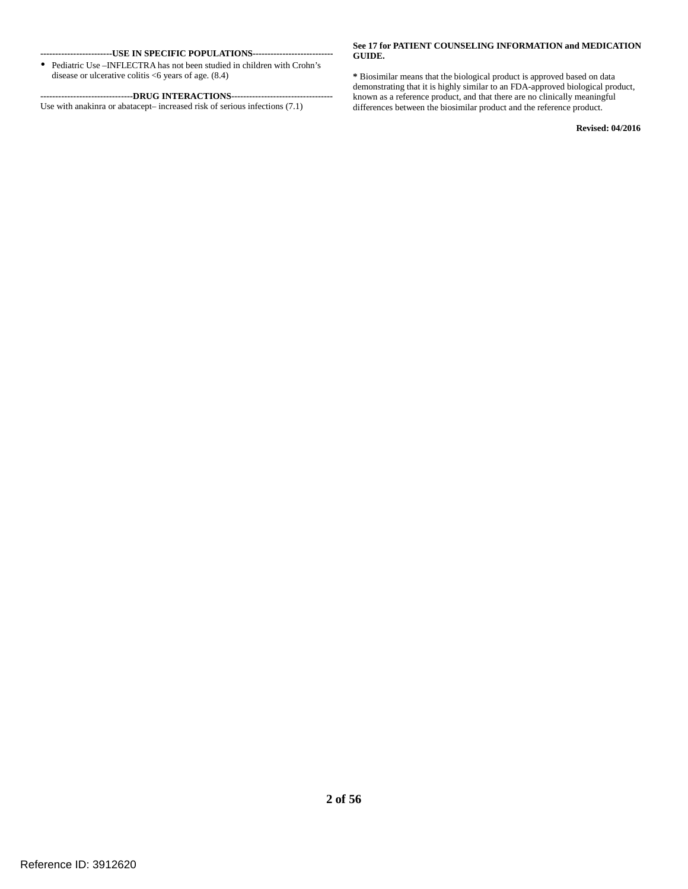## USE IN SPECIFIC POPULATIONS

- Pediatric Use –INFLECTRA has not been studied in children with Crohn's disease or ulcerative colitis <6 years of age. (8.4)

## DRUG INTERACTIONS

Use with anakinra or abatacept– increased risk of serious infections (7.1)

**See 17 for PATIENT COUNSELING INFORMATION and MEDICATION GUIDE.**

**\*** Biosimilar means that the biological product is approved based on data demonstrating that it is highly similar to an FDA-approved biological product, known as a reference product, and that there are no clinically meaningful differences between the biosimilar product and the reference product.

**Revised: 04/2016**

Reference ID: 3912620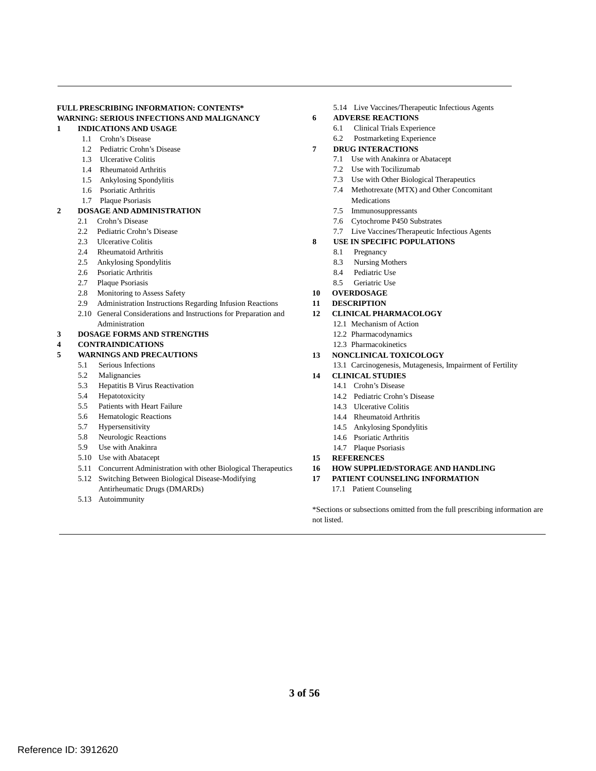**FULL PRESCRIBING INFORMATION: CONTENTS***

**WARNING: SERIOUS INFECTIONS AND MALIGNANCY**

**1 INDICATIONS AND USAGE**
- 1.1 Crohn's Disease
- 1.2 Pediatric Crohn's Disease
- 1.3 Ulcerative Colitis
- 1.4 Rheumatoid Arthritis
- 1.5 Ankylosing Spondylitis
- 1.6 Psoriatic Arthritis
- 1.7 Plaque Psoriasis

**2 DOSAGE AND ADMINISTRATION**
- 2.1 Crohn's Disease
- 2.2 Pediatric Crohn's Disease
- 2.3 Ulcerative Colitis
- 2.4 Rheumatoid Arthritis
- 2.5 Ankylosing Spondylitis
- 2.6 Psoriatic Arthritis
- 2.7 Plaque Psoriasis
- 2.8 Monitoring to Assess Safety
- 2.9 Administration Instructions Regarding Infusion Reactions
- 2.10 General Considerations and Instructions for Preparation and Administration

**3 DOSAGE FORMS AND STRENGTHS**

**4 CONTRAINDICATIONS**

**5 WARNINGS AND PRECAUTIONS**
- 5.1 Serious Infections
- 5.2 Malignancies
- 5.3 Hepatitis B Virus Reactivation
- 5.4 Hepatotoxicity
- 5.5 Patients with Heart Failure
- 5.6 Hematologic Reactions
- 5.7 Hypersensitivity
- 5.8 Neurologic Reactions
- 5.9 Use with Anakinra
- 5.10 Use with Abatacept
- 5.11 Concurrent Administration with other Biological Therapeutics
- 5.12 Switching Between Biological Disease-Modifying Antirheumatic Drugs (DMARDs)
- 5.13 Autoimmunity
- 5.14 Live Vaccines/Therapeutic Infectious Agents

**6 ADVERSE REACTIONS**
- 6.1 Clinical Trials Experience
- 6.2 Postmarketing Experience

**7 DRUG INTERACTIONS**
- 7.1 Use with Anakinra or Abatacept
- 7.2 Use with Tocilizumab
- 7.3 Use with Other Biological Therapeutics
- 7.4 Methotrexate (MTX) and Other Concomitant Medications
- 7.5 Immunosuppressants
- 7.6 Cytochrome P450 Substrates
- 7.7 Live Vaccines/Therapeutic Infectious Agents

**8 USE IN SPECIFIC POPULATIONS**
- 8.1 Pregnancy
- 8.3 Nursing Mothers
- 8.4 Pediatric Use
- 8.5 Geriatric Use

**10 OVERDOSAGE**

**11 DESCRIPTION**

**12 CLINICAL PHARMACOLOGY**
- 12.1 Mechanism of Action
- 12.2 Pharmacodynamics
- 12.3 Pharmacokinetics

**13 NONCLINICAL TOXICOLOGY**
- 13.1 Carcinogenesis, Mutagenesis, Impairment of Fertility

**14 CLINICAL STUDIES**
- 14.1 Crohn's Disease
- 14.2 Pediatric Crohn's Disease
- 14.3 Ulcerative Colitis
- 14.4 Rheumatoid Arthritis
- 14.5 Ankylosing Spondylitis
- 14.6 Psoriatic Arthritis
- 14.7 Plaque Psoriasis

**15 REFERENCES**

**16 HOW SUPPLIED/STORAGE AND HANDLING**

**17 PATIENT COUNSELING INFORMATION**
- 17.1 Patient Counseling

*Sections or subsections omitted from the full prescribing information are not listed.

Reference ID: 3912620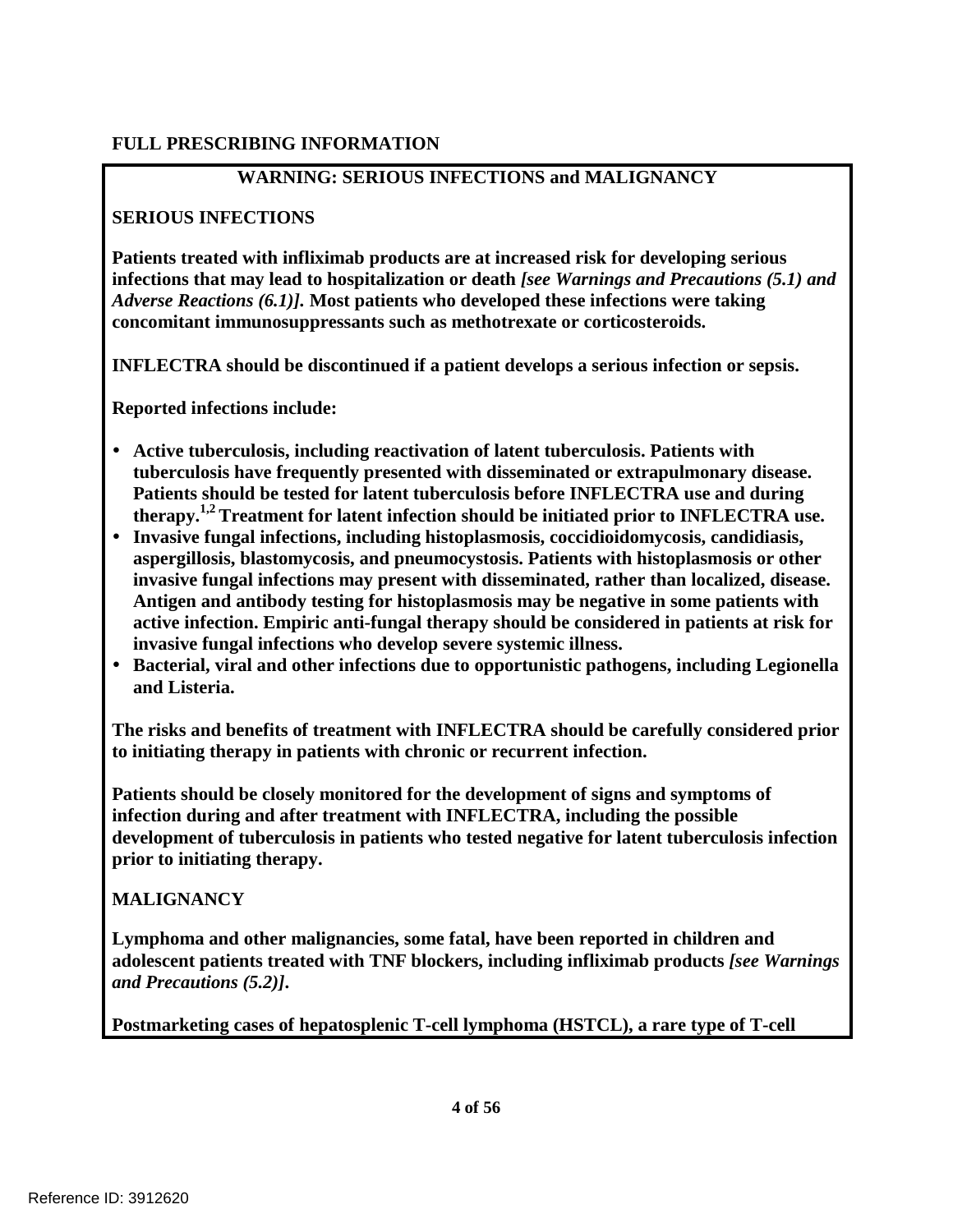# FULL PRESCRIBING INFORMATION

## WARNING: SERIOUS INFECTIONS and MALIGNANCY

### SERIOUS INFECTIONS

**Patients treated with infliximab products are at increased risk for developing serious infections that may lead to hospitalization or death *[see Warnings and Precautions (5.1) and Adverse Reactions (6.1)]*. Most patients who developed these infections were taking concomitant immunosuppressants such as methotrexate or corticosteroids.**

**INFLECTRA should be discontinued if a patient develops a serious infection or sepsis.**

**Reported infections include:**

- **Active tuberculosis, including reactivation of latent tuberculosis. Patients with tuberculosis have frequently presented with disseminated or extrapulmonary disease. Patients should be tested for latent tuberculosis before INFLECTRA use and during therapy.[1,2] Treatment for latent infection should be initiated prior to INFLECTRA use.**
- **Invasive fungal infections, including histoplasmosis, coccidioidomycosis, candidiasis, aspergillosis, blastomycosis, and pneumocystosis. Patients with histoplasmosis or other invasive fungal infections may present with disseminated, rather than localized, disease. Antigen and antibody testing for histoplasmosis may be negative in some patients with active infection. Empiric anti-fungal therapy should be considered in patients at risk for invasive fungal infections who develop severe systemic illness.**
- **Bacterial, viral and other infections due to opportunistic pathogens, including Legionella and Listeria.**

**The risks and benefits of treatment with INFLECTRA should be carefully considered prior to initiating therapy in patients with chronic or recurrent infection.**

**Patients should be closely monitored for the development of signs and symptoms of infection during and after treatment with INFLECTRA, including the possible development of tuberculosis in patients who tested negative for latent tuberculosis infection prior to initiating therapy.**

### MALIGNANCY

**Lymphoma and other malignancies, some fatal, have been reported in children and adolescent patients treated with TNF blockers, including infliximab products *[see Warnings and Precautions (5.2)]*.**

**Postmarketing cases of hepatosplenic T-cell lymphoma (HSTCL), a rare type of T-cell**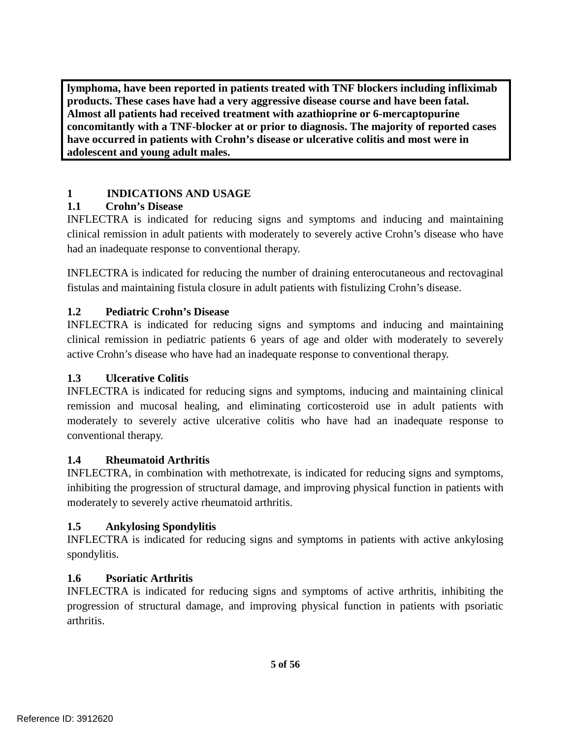**lymphoma, have been reported in patients treated with TNF blockers including infliximab products. These cases have had a very aggressive disease course and have been fatal. Almost all patients had received treatment with azathioprine or 6-mercaptopurine concomitantly with a TNF-blocker at or prior to diagnosis. The majority of reported cases have occurred in patients with Crohn's disease or ulcerative colitis and most were in adolescent and young adult males.**

# 1 INDICATIONS AND USAGE

## 1.1 Crohn's Disease

INFLECTRA is indicated for reducing signs and symptoms and inducing and maintaining clinical remission in adult patients with moderately to severely active Crohn's disease who have had an inadequate response to conventional therapy.

INFLECTRA is indicated for reducing the number of draining enterocutaneous and rectovaginal fistulas and maintaining fistula closure in adult patients with fistulizing Crohn's disease.

## 1.2 Pediatric Crohn's Disease

INFLECTRA is indicated for reducing signs and symptoms and inducing and maintaining clinical remission in pediatric patients 6 years of age and older with moderately to severely active Crohn's disease who have had an inadequate response to conventional therapy.

## 1.3 Ulcerative Colitis

INFLECTRA is indicated for reducing signs and symptoms, inducing and maintaining clinical remission and mucosal healing, and eliminating corticosteroid use in adult patients with moderately to severely active ulcerative colitis who have had an inadequate response to conventional therapy.

## 1.4 Rheumatoid Arthritis

INFLECTRA, in combination with methotrexate, is indicated for reducing signs and symptoms, inhibiting the progression of structural damage, and improving physical function in patients with moderately to severely active rheumatoid arthritis.

## 1.5 Ankylosing Spondylitis

INFLECTRA is indicated for reducing signs and symptoms in patients with active ankylosing spondylitis.

## 1.6 Psoriatic Arthritis

INFLECTRA is indicated for reducing signs and symptoms of active arthritis, inhibiting the progression of structural damage, and improving physical function in patients with psoriatic arthritis.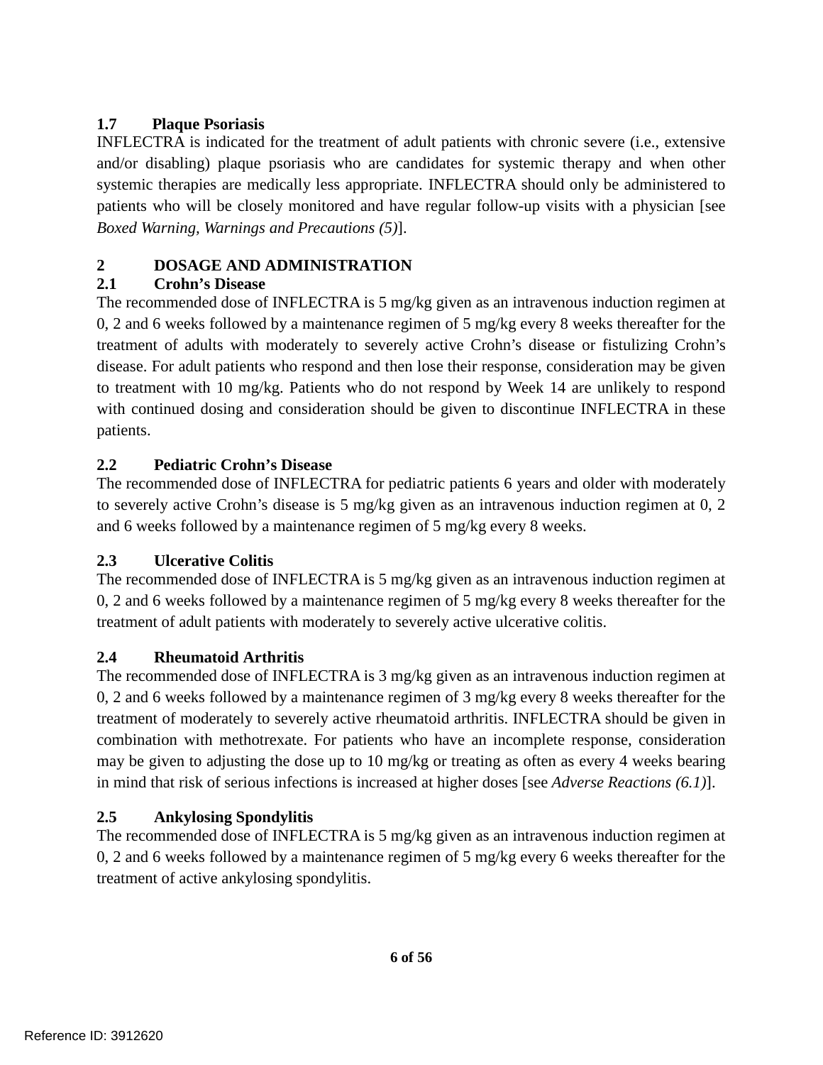### 1.7 Plaque Psoriasis

INFLECTRA is indicated for the treatment of adult patients with chronic severe (i.e., extensive and/or disabling) plaque psoriasis who are candidates for systemic therapy and when other systemic therapies are medically less appropriate. INFLECTRA should only be administered to patients who will be closely monitored and have regular follow-up visits with a physician [see *Boxed Warning, Warnings and Precautions (5)*].

## 2 DOSAGE AND ADMINISTRATION

### 2.1 Crohn's Disease

The recommended dose of INFLECTRA is 5 mg/kg given as an intravenous induction regimen at 0, 2 and 6 weeks followed by a maintenance regimen of 5 mg/kg every 8 weeks thereafter for the treatment of adults with moderately to severely active Crohn's disease or fistulizing Crohn's disease. For adult patients who respond and then lose their response, consideration may be given to treatment with 10 mg/kg. Patients who do not respond by Week 14 are unlikely to respond with continued dosing and consideration should be given to discontinue INFLECTRA in these patients.

### 2.2 Pediatric Crohn's Disease

The recommended dose of INFLECTRA for pediatric patients 6 years and older with moderately to severely active Crohn's disease is 5 mg/kg given as an intravenous induction regimen at 0, 2 and 6 weeks followed by a maintenance regimen of 5 mg/kg every 8 weeks.

### 2.3 Ulcerative Colitis

The recommended dose of INFLECTRA is 5 mg/kg given as an intravenous induction regimen at 0, 2 and 6 weeks followed by a maintenance regimen of 5 mg/kg every 8 weeks thereafter for the treatment of adult patients with moderately to severely active ulcerative colitis.

### 2.4 Rheumatoid Arthritis

The recommended dose of INFLECTRA is 3 mg/kg given as an intravenous induction regimen at 0, 2 and 6 weeks followed by a maintenance regimen of 3 mg/kg every 8 weeks thereafter for the treatment of moderately to severely active rheumatoid arthritis. INFLECTRA should be given in combination with methotrexate. For patients who have an incomplete response, consideration may be given to adjusting the dose up to 10 mg/kg or treating as often as every 4 weeks bearing in mind that risk of serious infections is increased at higher doses [see *Adverse Reactions (6.1)*].

### 2.5 Ankylosing Spondylitis

The recommended dose of INFLECTRA is 5 mg/kg given as an intravenous induction regimen at 0, 2 and 6 weeks followed by a maintenance regimen of 5 mg/kg every 6 weeks thereafter for the treatment of active ankylosing spondylitis.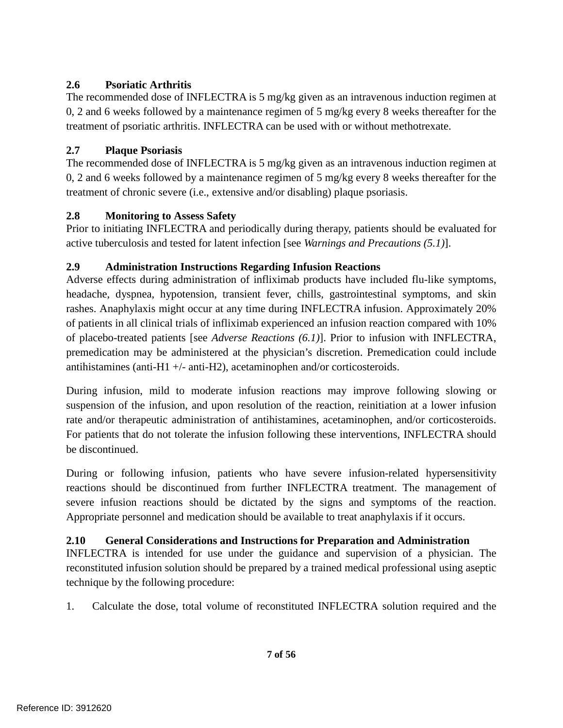## 2.6 Psoriatic Arthritis

The recommended dose of INFLECTRA is 5 mg/kg given as an intravenous induction regimen at 0, 2 and 6 weeks followed by a maintenance regimen of 5 mg/kg every 8 weeks thereafter for the treatment of psoriatic arthritis. INFLECTRA can be used with or without methotrexate.

## 2.7 Plaque Psoriasis

The recommended dose of INFLECTRA is 5 mg/kg given as an intravenous induction regimen at 0, 2 and 6 weeks followed by a maintenance regimen of 5 mg/kg every 8 weeks thereafter for the treatment of chronic severe (i.e., extensive and/or disabling) plaque psoriasis.

## 2.8 Monitoring to Assess Safety

Prior to initiating INFLECTRA and periodically during therapy, patients should be evaluated for active tuberculosis and tested for latent infection [see *Warnings and Precautions (5.1)*].

## 2.9 Administration Instructions Regarding Infusion Reactions

Adverse effects during administration of infliximab products have included flu-like symptoms, headache, dyspnea, hypotension, transient fever, chills, gastrointestinal symptoms, and skin rashes. Anaphylaxis might occur at any time during INFLECTRA infusion. Approximately 20% of patients in all clinical trials of infliximab experienced an infusion reaction compared with 10% of placebo-treated patients [see *Adverse Reactions (6.1)*]. Prior to infusion with INFLECTRA, premedication may be administered at the physician's discretion. Premedication could include antihistamines (anti-H1 +/- anti-H2), acetaminophen and/or corticosteroids.

During infusion, mild to moderate infusion reactions may improve following slowing or suspension of the infusion, and upon resolution of the reaction, reinitiation at a lower infusion rate and/or therapeutic administration of antihistamines, acetaminophen, and/or corticosteroids. For patients that do not tolerate the infusion following these interventions, INFLECTRA should be discontinued.

During or following infusion, patients who have severe infusion-related hypersensitivity reactions should be discontinued from further INFLECTRA treatment. The management of severe infusion reactions should be dictated by the signs and symptoms of the reaction. Appropriate personnel and medication should be available to treat anaphylaxis if it occurs.

## 2.10 General Considerations and Instructions for Preparation and Administration

INFLECTRA is intended for use under the guidance and supervision of a physician. The reconstituted infusion solution should be prepared by a trained medical professional using aseptic technique by the following procedure:

1. Calculate the dose, total volume of reconstituted INFLECTRA solution required and the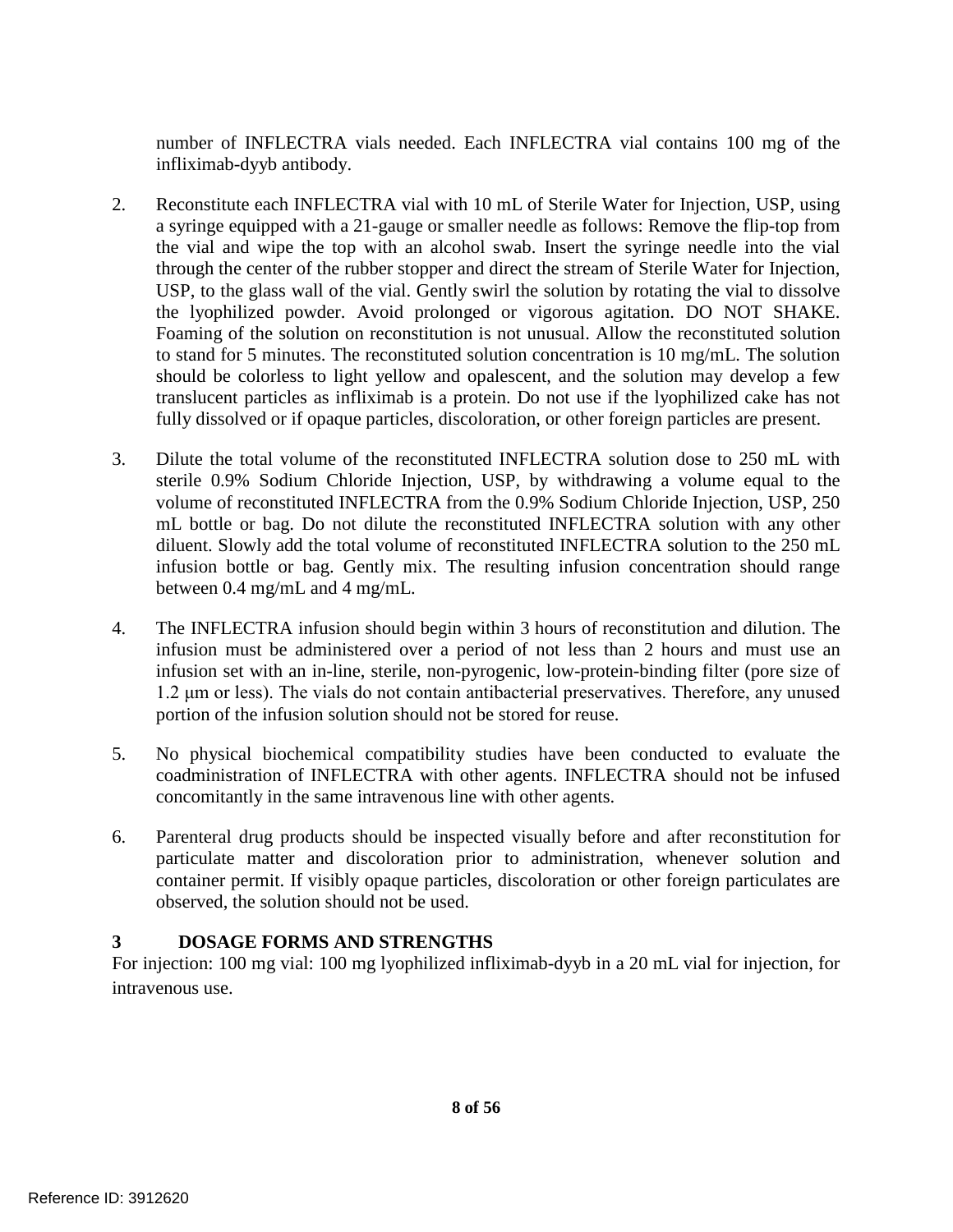number of INFLECTRA vials needed. Each INFLECTRA vial contains 100 mg of the infliximab-dyyb antibody.

2. Reconstitute each INFLECTRA vial with 10 mL of Sterile Water for Injection, USP, using a syringe equipped with a 21-gauge or smaller needle as follows: Remove the flip-top from the vial and wipe the top with an alcohol swab. Insert the syringe needle into the vial through the center of the rubber stopper and direct the stream of Sterile Water for Injection, USP, to the glass wall of the vial. Gently swirl the solution by rotating the vial to dissolve the lyophilized powder. Avoid prolonged or vigorous agitation. DO NOT SHAKE. Foaming of the solution on reconstitution is not unusual. Allow the reconstituted solution to stand for 5 minutes. The reconstituted solution concentration is 10 mg/mL. The solution should be colorless to light yellow and opalescent, and the solution may develop a few translucent particles as infliximab is a protein. Do not use if the lyophilized cake has not fully dissolved or if opaque particles, discoloration, or other foreign particles are present.

3. Dilute the total volume of the reconstituted INFLECTRA solution dose to 250 mL with sterile 0.9% Sodium Chloride Injection, USP, by withdrawing a volume equal to the volume of reconstituted INFLECTRA from the 0.9% Sodium Chloride Injection, USP, 250 mL bottle or bag. Do not dilute the reconstituted INFLECTRA solution with any other diluent. Slowly add the total volume of reconstituted INFLECTRA solution to the 250 mL infusion bottle or bag. Gently mix. The resulting infusion concentration should range between 0.4 mg/mL and 4 mg/mL.

4. The INFLECTRA infusion should begin within 3 hours of reconstitution and dilution. The infusion must be administered over a period of not less than 2 hours and must use an infusion set with an in-line, sterile, non-pyrogenic, low-protein-binding filter (pore size of 1.2 μm or less). The vials do not contain antibacterial preservatives. Therefore, any unused portion of the infusion solution should not be stored for reuse.

5. No physical biochemical compatibility studies have been conducted to evaluate the coadministration of INFLECTRA with other agents. INFLECTRA should not be infused concomitantly in the same intravenous line with other agents.

6. Parenteral drug products should be inspected visually before and after reconstitution for particulate matter and discoloration prior to administration, whenever solution and container permit. If visibly opaque particles, discoloration or other foreign particulates are observed, the solution should not be used.

## 3 DOSAGE FORMS AND STRENGTHS

For injection: 100 mg vial: 100 mg lyophilized infliximab-dyyb in a 20 mL vial for injection, for intravenous use.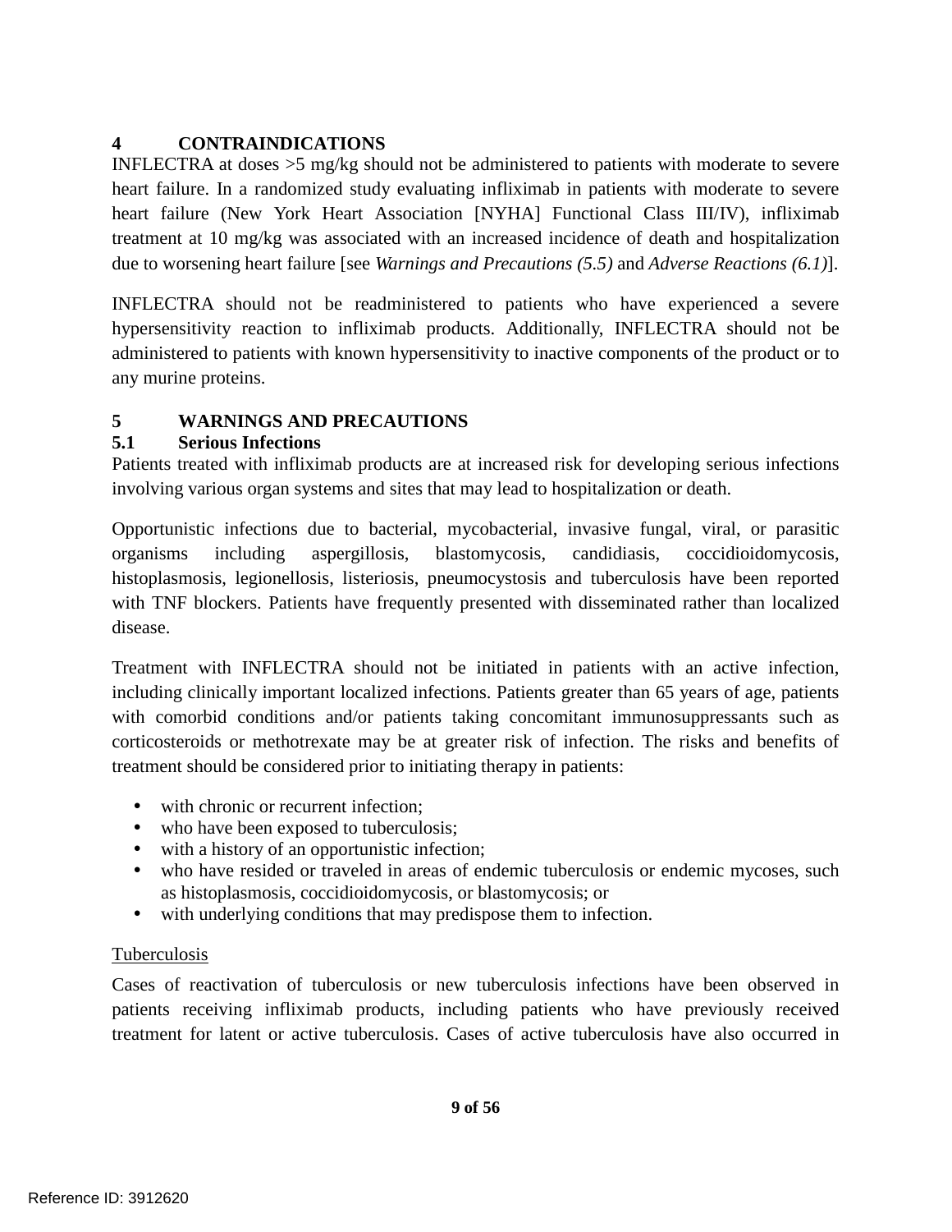## 4 CONTRAINDICATIONS

INFLECTRA at doses >5 mg/kg should not be administered to patients with moderate to severe heart failure. In a randomized study evaluating infliximab in patients with moderate to severe heart failure (New York Heart Association [NYHA] Functional Class III/IV), infliximab treatment at 10 mg/kg was associated with an increased incidence of death and hospitalization due to worsening heart failure [see *Warnings and Precautions (5.5)* and *Adverse Reactions (6.1)*].

INFLECTRA should not be readministered to patients who have experienced a severe hypersensitivity reaction to infliximab products. Additionally, INFLECTRA should not be administered to patients with known hypersensitivity to inactive components of the product or to any murine proteins.

## 5 WARNINGS AND PRECAUTIONS

### 5.1 Serious Infections

Patients treated with infliximab products are at increased risk for developing serious infections involving various organ systems and sites that may lead to hospitalization or death.

Opportunistic infections due to bacterial, mycobacterial, invasive fungal, viral, or parasitic organisms including aspergillosis, blastomycosis, candidiasis, coccidioidomycosis, histoplasmosis, legionellosis, listeriosis, pneumocystosis and tuberculosis have been reported with TNF blockers. Patients have frequently presented with disseminated rather than localized disease.

Treatment with INFLECTRA should not be initiated in patients with an active infection, including clinically important localized infections. Patients greater than 65 years of age, patients with comorbid conditions and/or patients taking concomitant immunosuppressants such as corticosteroids or methotrexate may be at greater risk of infection. The risks and benefits of treatment should be considered prior to initiating therapy in patients:

- with chronic or recurrent infection;
- who have been exposed to tuberculosis;
- with a history of an opportunistic infection;
- who have resided or traveled in areas of endemic tuberculosis or endemic mycoses, such as histoplasmosis, coccidioidomycosis, or blastomycosis; or
- with underlying conditions that may predispose them to infection.

<u>Tuberculosis</u>

Cases of reactivation of tuberculosis or new tuberculosis infections have been observed in patients receiving infliximab products, including patients who have previously received treatment for latent or active tuberculosis. Cases of active tuberculosis have also occurred in

Reference ID: 3912620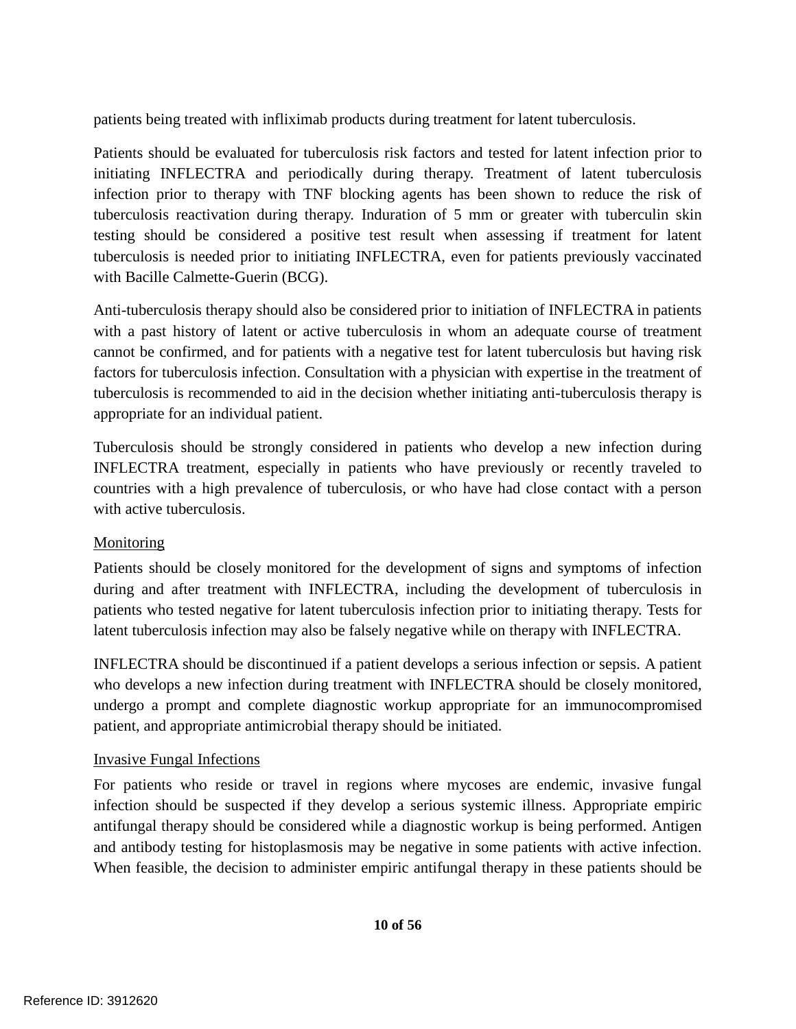patients being treated with infliximab products during treatment for latent tuberculosis.

Patients should be evaluated for tuberculosis risk factors and tested for latent infection prior to initiating INFLECTRA and periodically during therapy. Treatment of latent tuberculosis infection prior to therapy with TNF blocking agents has been shown to reduce the risk of tuberculosis reactivation during therapy. Induration of 5 mm or greater with tuberculin skin testing should be considered a positive test result when assessing if treatment for latent tuberculosis is needed prior to initiating INFLECTRA, even for patients previously vaccinated with Bacille Calmette-Guerin (BCG).

Anti-tuberculosis therapy should also be considered prior to initiation of INFLECTRA in patients with a past history of latent or active tuberculosis in whom an adequate course of treatment cannot be confirmed, and for patients with a negative test for latent tuberculosis but having risk factors for tuberculosis infection. Consultation with a physician with expertise in the treatment of tuberculosis is recommended to aid in the decision whether initiating anti-tuberculosis therapy is appropriate for an individual patient.

Tuberculosis should be strongly considered in patients who develop a new infection during INFLECTRA treatment, especially in patients who have previously or recently traveled to countries with a high prevalence of tuberculosis, or who have had close contact with a person with active tuberculosis.

Monitoring

Patients should be closely monitored for the development of signs and symptoms of infection during and after treatment with INFLECTRA, including the development of tuberculosis in patients who tested negative for latent tuberculosis infection prior to initiating therapy. Tests for latent tuberculosis infection may also be falsely negative while on therapy with INFLECTRA.

INFLECTRA should be discontinued if a patient develops a serious infection or sepsis. A patient who develops a new infection during treatment with INFLECTRA should be closely monitored, undergo a prompt and complete diagnostic workup appropriate for an immunocompromised patient, and appropriate antimicrobial therapy should be initiated.

Invasive Fungal Infections

For patients who reside or travel in regions where mycoses are endemic, invasive fungal infection should be suspected if they develop a serious systemic illness. Appropriate empiric antifungal therapy should be considered while a diagnostic workup is being performed. Antigen and antibody testing for histoplasmosis may be negative in some patients with active infection. When feasible, the decision to administer empiric antifungal therapy in these patients should be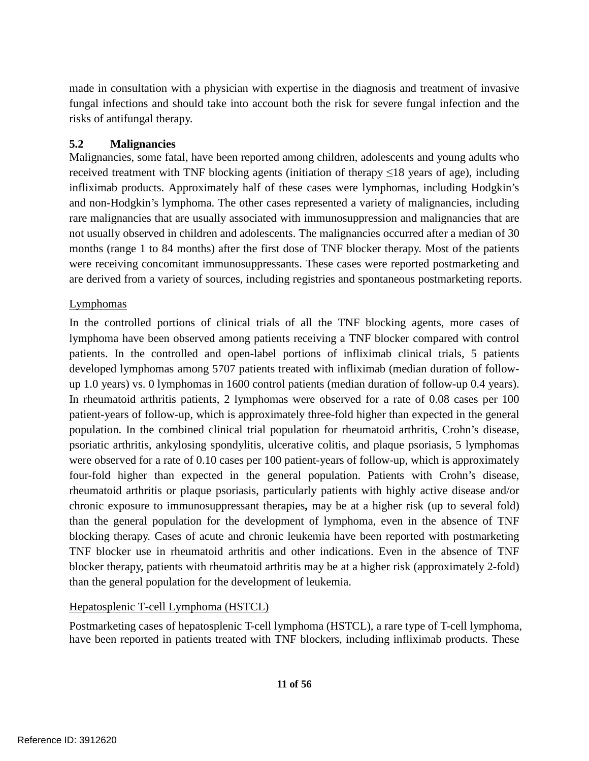made in consultation with a physician with expertise in the diagnosis and treatment of invasive fungal infections and should take into account both the risk for severe fungal infection and the risks of antifungal therapy.

### 5.2 Malignancies

Malignancies, some fatal, have been reported among children, adolescents and young adults who received treatment with TNF blocking agents (initiation of therapy ≤18 years of age), including infliximab products. Approximately half of these cases were lymphomas, including Hodgkin's and non-Hodgkin's lymphoma. The other cases represented a variety of malignancies, including rare malignancies that are usually associated with immunosuppression and malignancies that are not usually observed in children and adolescents. The malignancies occurred after a median of 30 months (range 1 to 84 months) after the first dose of TNF blocker therapy. Most of the patients were receiving concomitant immunosuppressants. These cases were reported postmarketing and are derived from a variety of sources, including registries and spontaneous postmarketing reports.

<u>Lymphomas</u>

In the controlled portions of clinical trials of all the TNF blocking agents, more cases of lymphoma have been observed among patients receiving a TNF blocker compared with control patients. In the controlled and open-label portions of infliximab clinical trials, 5 patients developed lymphomas among 5707 patients treated with infliximab (median duration of follow-up 1.0 years) vs. 0 lymphomas in 1600 control patients (median duration of follow-up 0.4 years). In rheumatoid arthritis patients, 2 lymphomas were observed for a rate of 0.08 cases per 100 patient-years of follow-up, which is approximately three-fold higher than expected in the general population. In the combined clinical trial population for rheumatoid arthritis, Crohn's disease, psoriatic arthritis, ankylosing spondylitis, ulcerative colitis, and plaque psoriasis, 5 lymphomas were observed for a rate of 0.10 cases per 100 patient-years of follow-up, which is approximately four-fold higher than expected in the general population. Patients with Crohn's disease, rheumatoid arthritis or plaque psoriasis, particularly patients with highly active disease and/or chronic exposure to immunosuppressant therapies**,** may be at a higher risk (up to several fold) than the general population for the development of lymphoma, even in the absence of TNF blocking therapy. Cases of acute and chronic leukemia have been reported with postmarketing TNF blocker use in rheumatoid arthritis and other indications. Even in the absence of TNF blocker therapy, patients with rheumatoid arthritis may be at a higher risk (approximately 2-fold) than the general population for the development of leukemia.

<u>Hepatosplenic T-cell Lymphoma (HSTCL)</u>

Postmarketing cases of hepatosplenic T-cell lymphoma (HSTCL), a rare type of T-cell lymphoma, have been reported in patients treated with TNF blockers, including infliximab products. These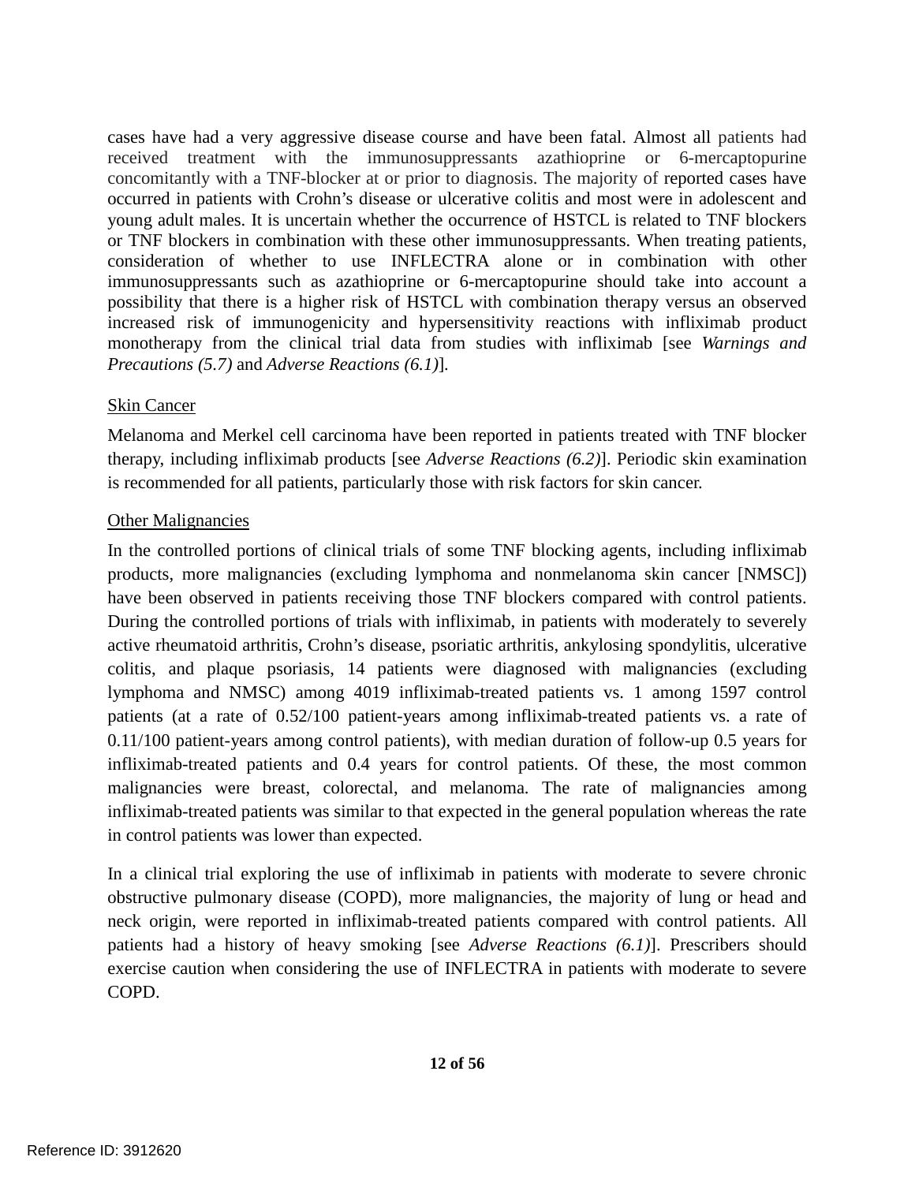cases have had a very aggressive disease course and have been fatal. Almost all patients had received treatment with the immunosuppressants azathioprine or 6-mercaptopurine concomitantly with a TNF-blocker at or prior to diagnosis. The majority of reported cases have occurred in patients with Crohn's disease or ulcerative colitis and most were in adolescent and young adult males. It is uncertain whether the occurrence of HSTCL is related to TNF blockers or TNF blockers in combination with these other immunosuppressants. When treating patients, consideration of whether to use INFLECTRA alone or in combination with other immunosuppressants such as azathioprine or 6-mercaptopurine should take into account a possibility that there is a higher risk of HSTCL with combination therapy versus an observed increased risk of immunogenicity and hypersensitivity reactions with infliximab product monotherapy from the clinical trial data from studies with infliximab [see *Warnings and Precautions (5.7)* and *Adverse Reactions (6.1)*].

<u>Skin Cancer</u>

Melanoma and Merkel cell carcinoma have been reported in patients treated with TNF blocker therapy, including infliximab products [see *Adverse Reactions (6.2)*]. Periodic skin examination is recommended for all patients, particularly those with risk factors for skin cancer.

<u>Other Malignancies</u>

In the controlled portions of clinical trials of some TNF blocking agents, including infliximab products, more malignancies (excluding lymphoma and nonmelanoma skin cancer [NMSC]) have been observed in patients receiving those TNF blockers compared with control patients. During the controlled portions of trials with infliximab, in patients with moderately to severely active rheumatoid arthritis, Crohn's disease, psoriatic arthritis, ankylosing spondylitis, ulcerative colitis, and plaque psoriasis, 14 patients were diagnosed with malignancies (excluding lymphoma and NMSC) among 4019 infliximab-treated patients vs. 1 among 1597 control patients (at a rate of 0.52/100 patient-years among infliximab-treated patients vs. a rate of 0.11/100 patient-years among control patients), with median duration of follow-up 0.5 years for infliximab-treated patients and 0.4 years for control patients. Of these, the most common malignancies were breast, colorectal, and melanoma. The rate of malignancies among infliximab-treated patients was similar to that expected in the general population whereas the rate in control patients was lower than expected.

In a clinical trial exploring the use of infliximab in patients with moderate to severe chronic obstructive pulmonary disease (COPD), more malignancies, the majority of lung or head and neck origin, were reported in infliximab-treated patients compared with control patients. All patients had a history of heavy smoking [see *Adverse Reactions (6.1)*]. Prescribers should exercise caution when considering the use of INFLECTRA in patients with moderate to severe COPD.

Reference ID: 3912620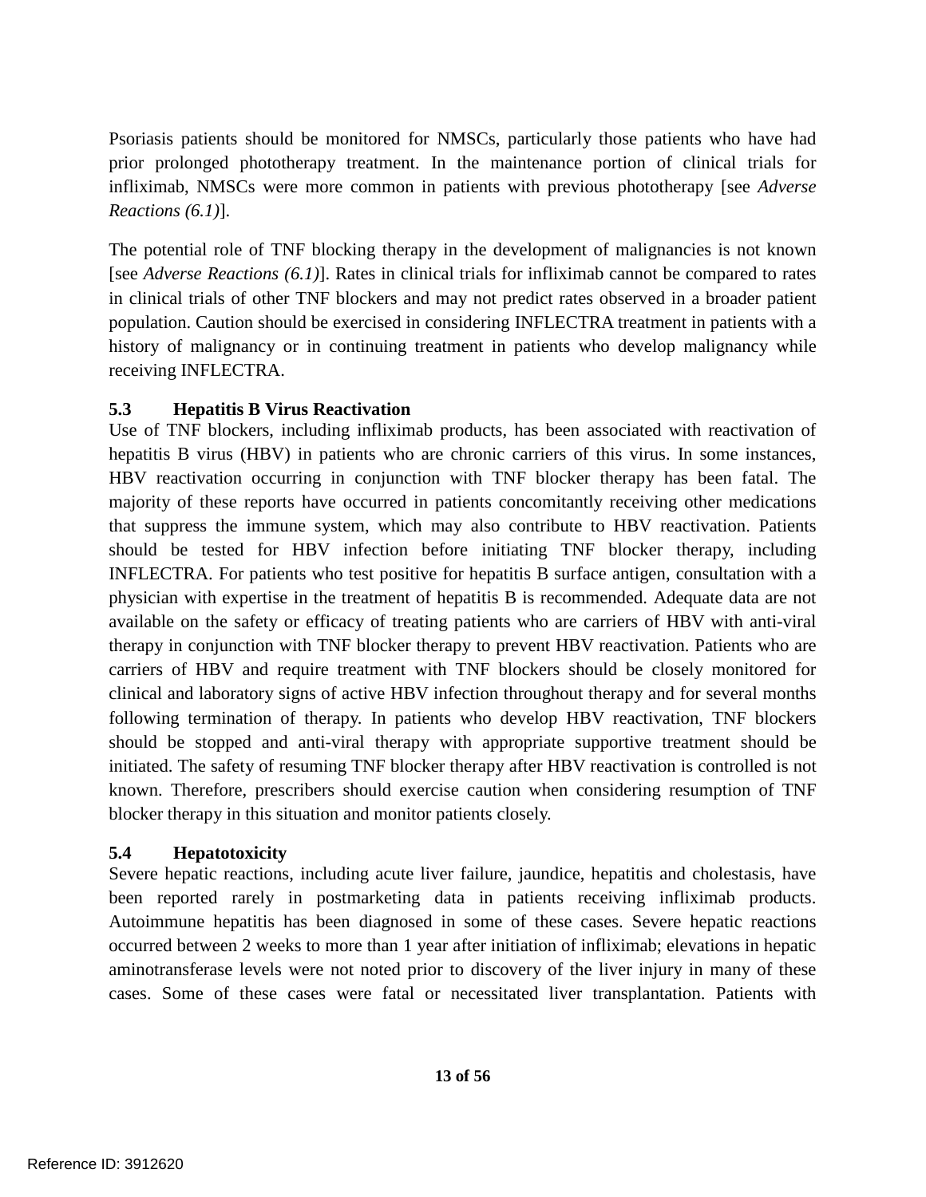Psoriasis patients should be monitored for NMSCs, particularly those patients who have had prior prolonged phototherapy treatment. In the maintenance portion of clinical trials for infliximab, NMSCs were more common in patients with previous phototherapy [see *Adverse Reactions (6.1)*].

The potential role of TNF blocking therapy in the development of malignancies is not known [see *Adverse Reactions (6.1)*]. Rates in clinical trials for infliximab cannot be compared to rates in clinical trials of other TNF blockers and may not predict rates observed in a broader patient population. Caution should be exercised in considering INFLECTRA treatment in patients with a history of malignancy or in continuing treatment in patients who develop malignancy while receiving INFLECTRA.

### 5.3 Hepatitis B Virus Reactivation

Use of TNF blockers, including infliximab products, has been associated with reactivation of hepatitis B virus (HBV) in patients who are chronic carriers of this virus. In some instances, HBV reactivation occurring in conjunction with TNF blocker therapy has been fatal. The majority of these reports have occurred in patients concomitantly receiving other medications that suppress the immune system, which may also contribute to HBV reactivation. Patients should be tested for HBV infection before initiating TNF blocker therapy, including INFLECTRA. For patients who test positive for hepatitis B surface antigen, consultation with a physician with expertise in the treatment of hepatitis B is recommended. Adequate data are not available on the safety or efficacy of treating patients who are carriers of HBV with anti-viral therapy in conjunction with TNF blocker therapy to prevent HBV reactivation. Patients who are carriers of HBV and require treatment with TNF blockers should be closely monitored for clinical and laboratory signs of active HBV infection throughout therapy and for several months following termination of therapy. In patients who develop HBV reactivation, TNF blockers should be stopped and anti-viral therapy with appropriate supportive treatment should be initiated. The safety of resuming TNF blocker therapy after HBV reactivation is controlled is not known. Therefore, prescribers should exercise caution when considering resumption of TNF blocker therapy in this situation and monitor patients closely.

### 5.4 Hepatotoxicity

Severe hepatic reactions, including acute liver failure, jaundice, hepatitis and cholestasis, have been reported rarely in postmarketing data in patients receiving infliximab products. Autoimmune hepatitis has been diagnosed in some of these cases. Severe hepatic reactions occurred between 2 weeks to more than 1 year after initiation of infliximab; elevations in hepatic aminotransferase levels were not noted prior to discovery of the liver injury in many of these cases. Some of these cases were fatal or necessitated liver transplantation. Patients with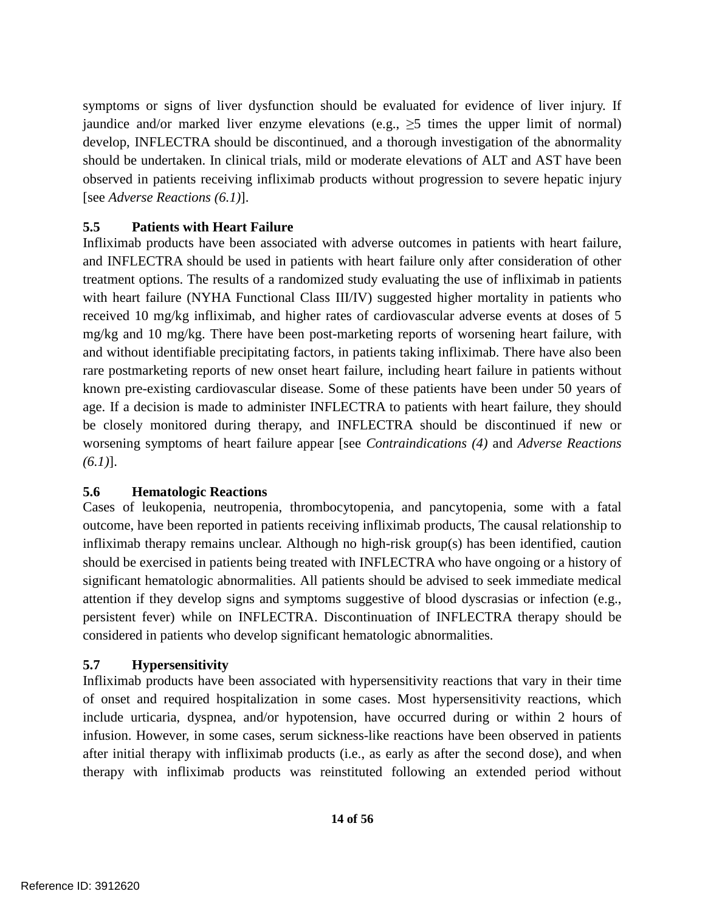symptoms or signs of liver dysfunction should be evaluated for evidence of liver injury. If jaundice and/or marked liver enzyme elevations (e.g., ≥5 times the upper limit of normal) develop, INFLECTRA should be discontinued, and a thorough investigation of the abnormality should be undertaken. In clinical trials, mild or moderate elevations of ALT and AST have been observed in patients receiving infliximab products without progression to severe hepatic injury [see *Adverse Reactions (6.1)*].

### 5.5 Patients with Heart Failure

Infliximab products have been associated with adverse outcomes in patients with heart failure, and INFLECTRA should be used in patients with heart failure only after consideration of other treatment options. The results of a randomized study evaluating the use of infliximab in patients with heart failure (NYHA Functional Class III/IV) suggested higher mortality in patients who received 10 mg/kg infliximab, and higher rates of cardiovascular adverse events at doses of 5 mg/kg and 10 mg/kg. There have been post-marketing reports of worsening heart failure, with and without identifiable precipitating factors, in patients taking infliximab. There have also been rare postmarketing reports of new onset heart failure, including heart failure in patients without known pre-existing cardiovascular disease. Some of these patients have been under 50 years of age. If a decision is made to administer INFLECTRA to patients with heart failure, they should be closely monitored during therapy, and INFLECTRA should be discontinued if new or worsening symptoms of heart failure appear [see *Contraindications (4)* and *Adverse Reactions (6.1)*].

### 5.6 Hematologic Reactions

Cases of leukopenia, neutropenia, thrombocytopenia, and pancytopenia, some with a fatal outcome, have been reported in patients receiving infliximab products, The causal relationship to infliximab therapy remains unclear. Although no high-risk group(s) has been identified, caution should be exercised in patients being treated with INFLECTRA who have ongoing or a history of significant hematologic abnormalities. All patients should be advised to seek immediate medical attention if they develop signs and symptoms suggestive of blood dyscrasias or infection (e.g., persistent fever) while on INFLECTRA. Discontinuation of INFLECTRA therapy should be considered in patients who develop significant hematologic abnormalities.

### 5.7 Hypersensitivity

Infliximab products have been associated with hypersensitivity reactions that vary in their time of onset and required hospitalization in some cases. Most hypersensitivity reactions, which include urticaria, dyspnea, and/or hypotension, have occurred during or within 2 hours of infusion. However, in some cases, serum sickness-like reactions have been observed in patients after initial therapy with infliximab products (i.e., as early as after the second dose), and when therapy with infliximab products was reinstituted following an extended period without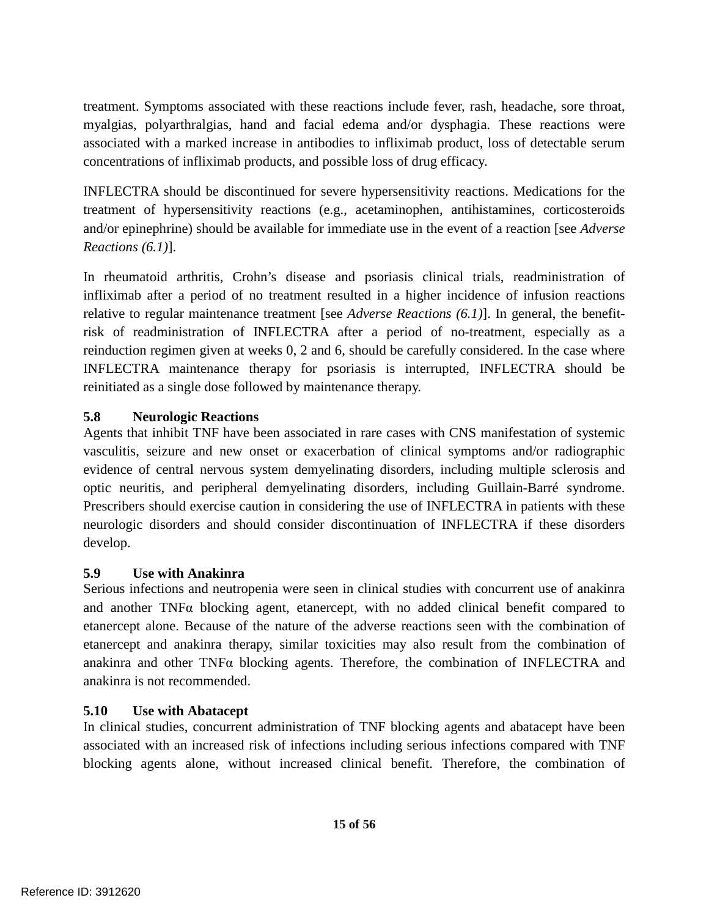treatment. Symptoms associated with these reactions include fever, rash, headache, sore throat, myalgias, polyarthralgias, hand and facial edema and/or dysphagia. These reactions were associated with a marked increase in antibodies to infliximab product, loss of detectable serum concentrations of infliximab products, and possible loss of drug efficacy.

INFLECTRA should be discontinued for severe hypersensitivity reactions. Medications for the treatment of hypersensitivity reactions (e.g., acetaminophen, antihistamines, corticosteroids and/or epinephrine) should be available for immediate use in the event of a reaction [see *Adverse Reactions (6.1)*].

In rheumatoid arthritis, Crohn's disease and psoriasis clinical trials, readministration of infliximab after a period of no treatment resulted in a higher incidence of infusion reactions relative to regular maintenance treatment [see *Adverse Reactions (6.1)*]. In general, the benefit-risk of readministration of INFLECTRA after a period of no-treatment, especially as a reinduction regimen given at weeks 0, 2 and 6, should be carefully considered. In the case where INFLECTRA maintenance therapy for psoriasis is interrupted, INFLECTRA should be reinitiated as a single dose followed by maintenance therapy.

### 5.8 Neurologic Reactions

Agents that inhibit TNF have been associated in rare cases with CNS manifestation of systemic vasculitis, seizure and new onset or exacerbation of clinical symptoms and/or radiographic evidence of central nervous system demyelinating disorders, including multiple sclerosis and optic neuritis, and peripheral demyelinating disorders, including Guillain-Barré syndrome. Prescribers should exercise caution in considering the use of INFLECTRA in patients with these neurologic disorders and should consider discontinuation of INFLECTRA if these disorders develop.

### 5.9 Use with Anakinra

Serious infections and neutropenia were seen in clinical studies with concurrent use of anakinra and another TNFα blocking agent, etanercept, with no added clinical benefit compared to etanercept alone. Because of the nature of the adverse reactions seen with the combination of etanercept and anakinra therapy, similar toxicities may also result from the combination of anakinra and other TNFα blocking agents. Therefore, the combination of INFLECTRA and anakinra is not recommended.

### 5.10 Use with Abatacept

In clinical studies, concurrent administration of TNF blocking agents and abatacept have been associated with an increased risk of infections including serious infections compared with TNF blocking agents alone, without increased clinical benefit. Therefore, the combination of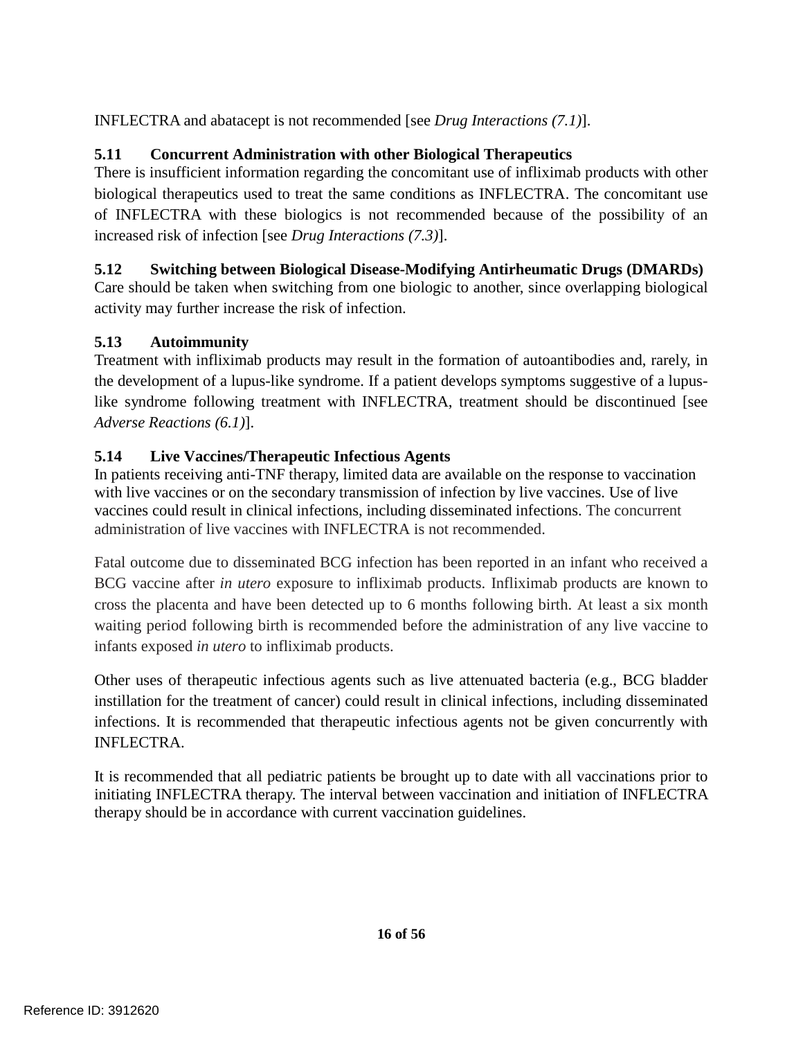INFLECTRA and abatacept is not recommended [see *Drug Interactions (7.1)*].

### 5.11 Concurrent Administration with other Biological Therapeutics

There is insufficient information regarding the concomitant use of infliximab products with other biological therapeutics used to treat the same conditions as INFLECTRA. The concomitant use of INFLECTRA with these biologics is not recommended because of the possibility of an increased risk of infection [see *Drug Interactions (7.3)*].

### 5.12 Switching between Biological Disease-Modifying Antirheumatic Drugs (DMARDs)

Care should be taken when switching from one biologic to another, since overlapping biological activity may further increase the risk of infection.

### 5.13 Autoimmunity

Treatment with infliximab products may result in the formation of autoantibodies and, rarely, in the development of a lupus-like syndrome. If a patient develops symptoms suggestive of a lupus-like syndrome following treatment with INFLECTRA, treatment should be discontinued [see *Adverse Reactions (6.1)*].

### 5.14 Live Vaccines/Therapeutic Infectious Agents

In patients receiving anti-TNF therapy, limited data are available on the response to vaccination with live vaccines or on the secondary transmission of infection by live vaccines. Use of live vaccines could result in clinical infections, including disseminated infections. The concurrent administration of live vaccines with INFLECTRA is not recommended.

Fatal outcome due to disseminated BCG infection has been reported in an infant who received a BCG vaccine after *in utero* exposure to infliximab products. Infliximab products are known to cross the placenta and have been detected up to 6 months following birth. At least a six month waiting period following birth is recommended before the administration of any live vaccine to infants exposed *in utero* to infliximab products.

Other uses of therapeutic infectious agents such as live attenuated bacteria (e.g., BCG bladder instillation for the treatment of cancer) could result in clinical infections, including disseminated infections. It is recommended that therapeutic infectious agents not be given concurrently with INFLECTRA.

It is recommended that all pediatric patients be brought up to date with all vaccinations prior to initiating INFLECTRA therapy. The interval between vaccination and initiation of INFLECTRA therapy should be in accordance with current vaccination guidelines.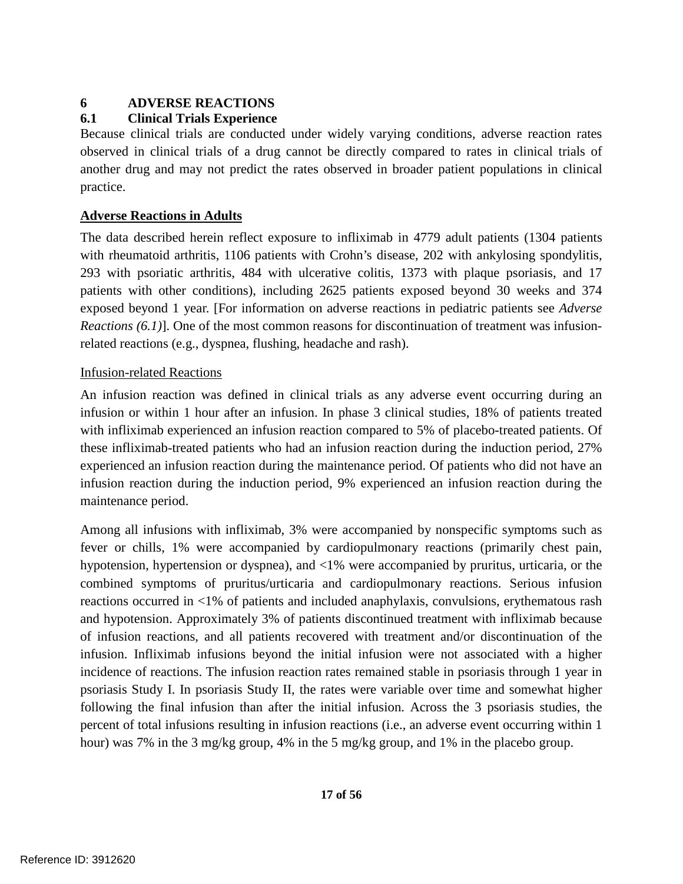# 6 ADVERSE REACTIONS

## 6.1 Clinical Trials Experience

Because clinical trials are conducted under widely varying conditions, adverse reaction rates observed in clinical trials of a drug cannot be directly compared to rates in clinical trials of another drug and may not predict the rates observed in broader patient populations in clinical practice.

**Adverse Reactions in Adults**

The data described herein reflect exposure to infliximab in 4779 adult patients (1304 patients with rheumatoid arthritis, 1106 patients with Crohn's disease, 202 with ankylosing spondylitis, 293 with psoriatic arthritis, 484 with ulcerative colitis, 1373 with plaque psoriasis, and 17 patients with other conditions), including 2625 patients exposed beyond 30 weeks and 374 exposed beyond 1 year. [For information on adverse reactions in pediatric patients see *Adverse Reactions (6.1)*]. One of the most common reasons for discontinuation of treatment was infusion-related reactions (e.g., dyspnea, flushing, headache and rash).

Infusion-related Reactions

An infusion reaction was defined in clinical trials as any adverse event occurring during an infusion or within 1 hour after an infusion. In phase 3 clinical studies, 18% of patients treated with infliximab experienced an infusion reaction compared to 5% of placebo-treated patients. Of these infliximab-treated patients who had an infusion reaction during the induction period, 27% experienced an infusion reaction during the maintenance period. Of patients who did not have an infusion reaction during the induction period, 9% experienced an infusion reaction during the maintenance period.

Among all infusions with infliximab, 3% were accompanied by nonspecific symptoms such as fever or chills, 1% were accompanied by cardiopulmonary reactions (primarily chest pain, hypotension, hypertension or dyspnea), and <1% were accompanied by pruritus, urticaria, or the combined symptoms of pruritus/urticaria and cardiopulmonary reactions. Serious infusion reactions occurred in <1% of patients and included anaphylaxis, convulsions, erythematous rash and hypotension. Approximately 3% of patients discontinued treatment with infliximab because of infusion reactions, and all patients recovered with treatment and/or discontinuation of the infusion. Infliximab infusions beyond the initial infusion were not associated with a higher incidence of reactions. The infusion reaction rates remained stable in psoriasis through 1 year in psoriasis Study I. In psoriasis Study II, the rates were variable over time and somewhat higher following the final infusion than after the initial infusion. Across the 3 psoriasis studies, the percent of total infusions resulting in infusion reactions (i.e., an adverse event occurring within 1 hour) was 7% in the 3 mg/kg group, 4% in the 5 mg/kg group, and 1% in the placebo group.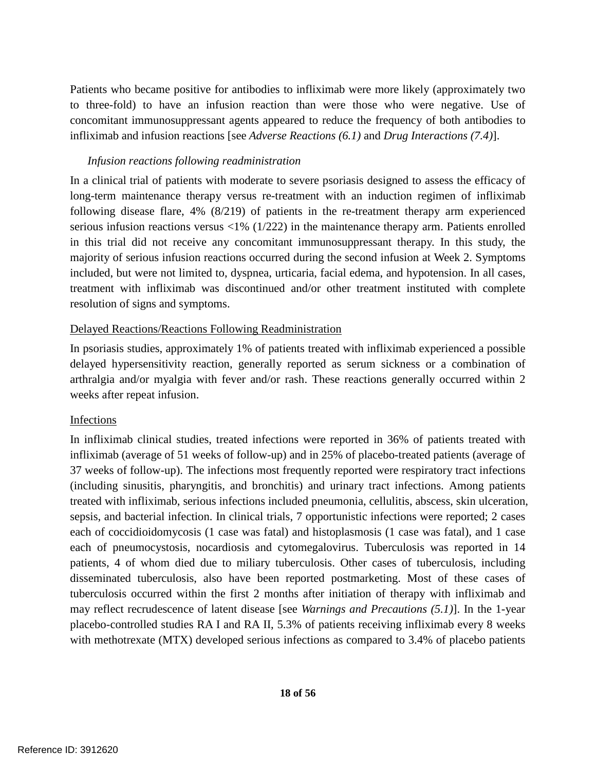Patients who became positive for antibodies to infliximab were more likely (approximately two to three-fold) to have an infusion reaction than were those who were negative. Use of concomitant immunosuppressant agents appeared to reduce the frequency of both antibodies to infliximab and infusion reactions [see *Adverse Reactions (6.1)* and *Drug Interactions (7.4)*].

*Infusion reactions following readministration*

In a clinical trial of patients with moderate to severe psoriasis designed to assess the efficacy of long-term maintenance therapy versus re-treatment with an induction regimen of infliximab following disease flare, 4% (8/219) of patients in the re-treatment therapy arm experienced serious infusion reactions versus <1% (1/222) in the maintenance therapy arm. Patients enrolled in this trial did not receive any concomitant immunosuppressant therapy. In this study, the majority of serious infusion reactions occurred during the second infusion at Week 2. Symptoms included, but were not limited to, dyspnea, urticaria, facial edema, and hypotension. In all cases, treatment with infliximab was discontinued and/or other treatment instituted with complete resolution of signs and symptoms.

<u>Delayed Reactions/Reactions Following Readministration</u>

In psoriasis studies, approximately 1% of patients treated with infliximab experienced a possible delayed hypersensitivity reaction, generally reported as serum sickness or a combination of arthralgia and/or myalgia with fever and/or rash. These reactions generally occurred within 2 weeks after repeat infusion.

<u>Infections</u>

In infliximab clinical studies, treated infections were reported in 36% of patients treated with infliximab (average of 51 weeks of follow-up) and in 25% of placebo-treated patients (average of 37 weeks of follow-up). The infections most frequently reported were respiratory tract infections (including sinusitis, pharyngitis, and bronchitis) and urinary tract infections. Among patients treated with infliximab, serious infections included pneumonia, cellulitis, abscess, skin ulceration, sepsis, and bacterial infection. In clinical trials, 7 opportunistic infections were reported; 2 cases each of coccidioidomycosis (1 case was fatal) and histoplasmosis (1 case was fatal), and 1 case each of pneumocystosis, nocardiosis and cytomegalovirus. Tuberculosis was reported in 14 patients, 4 of whom died due to miliary tuberculosis. Other cases of tuberculosis, including disseminated tuberculosis, also have been reported postmarketing. Most of these cases of tuberculosis occurred within the first 2 months after initiation of therapy with infliximab and may reflect recrudescence of latent disease [see *Warnings and Precautions (5.1)*]. In the 1-year placebo-controlled studies RA I and RA II, 5.3% of patients receiving infliximab every 8 weeks with methotrexate (MTX) developed serious infections as compared to 3.4% of placebo patients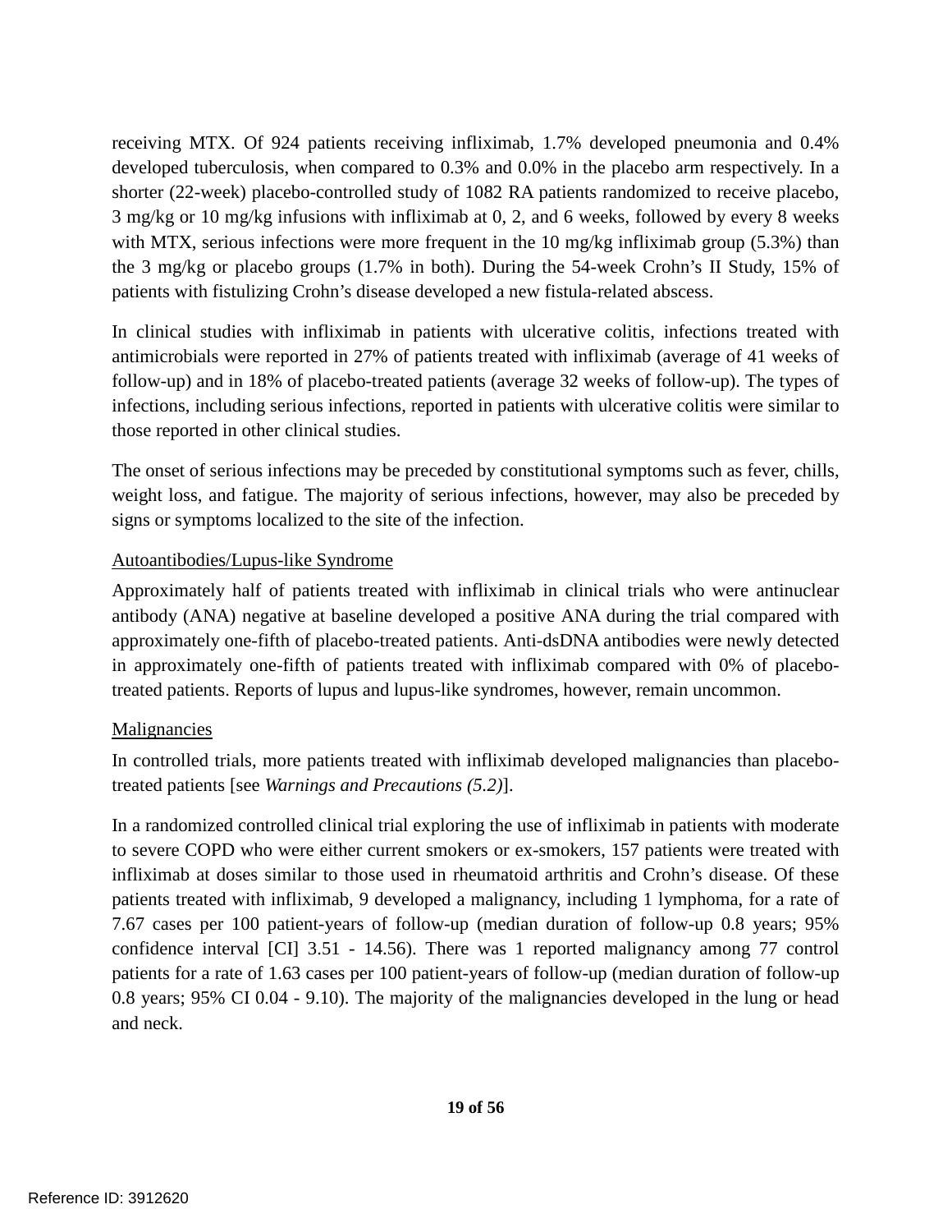receiving MTX. Of 924 patients receiving infliximab, 1.7% developed pneumonia and 0.4% developed tuberculosis, when compared to 0.3% and 0.0% in the placebo arm respectively. In a shorter (22-week) placebo-controlled study of 1082 RA patients randomized to receive placebo, 3 mg/kg or 10 mg/kg infusions with infliximab at 0, 2, and 6 weeks, followed by every 8 weeks with MTX, serious infections were more frequent in the 10 mg/kg infliximab group (5.3%) than the 3 mg/kg or placebo groups (1.7% in both). During the 54-week Crohn's II Study, 15% of patients with fistulizing Crohn's disease developed a new fistula-related abscess.

In clinical studies with infliximab in patients with ulcerative colitis, infections treated with antimicrobials were reported in 27% of patients treated with infliximab (average of 41 weeks of follow-up) and in 18% of placebo-treated patients (average 32 weeks of follow-up). The types of infections, including serious infections, reported in patients with ulcerative colitis were similar to those reported in other clinical studies.

The onset of serious infections may be preceded by constitutional symptoms such as fever, chills, weight loss, and fatigue. The majority of serious infections, however, may also be preceded by signs or symptoms localized to the site of the infection.

Autoantibodies/Lupus-like Syndrome

Approximately half of patients treated with infliximab in clinical trials who were antinuclear antibody (ANA) negative at baseline developed a positive ANA during the trial compared with approximately one-fifth of placebo-treated patients. Anti-dsDNA antibodies were newly detected in approximately one-fifth of patients treated with infliximab compared with 0% of placebo-treated patients. Reports of lupus and lupus-like syndromes, however, remain uncommon.

Malignancies

In controlled trials, more patients treated with infliximab developed malignancies than placebo-treated patients [see *Warnings and Precautions (5.2)*].

In a randomized controlled clinical trial exploring the use of infliximab in patients with moderate to severe COPD who were either current smokers or ex-smokers, 157 patients were treated with infliximab at doses similar to those used in rheumatoid arthritis and Crohn's disease. Of these patients treated with infliximab, 9 developed a malignancy, including 1 lymphoma, for a rate of 7.67 cases per 100 patient-years of follow-up (median duration of follow-up 0.8 years; 95% confidence interval [CI] 3.51 - 14.56). There was 1 reported malignancy among 77 control patients for a rate of 1.63 cases per 100 patient-years of follow-up (median duration of follow-up 0.8 years; 95% CI 0.04 - 9.10). The majority of the malignancies developed in the lung or head and neck.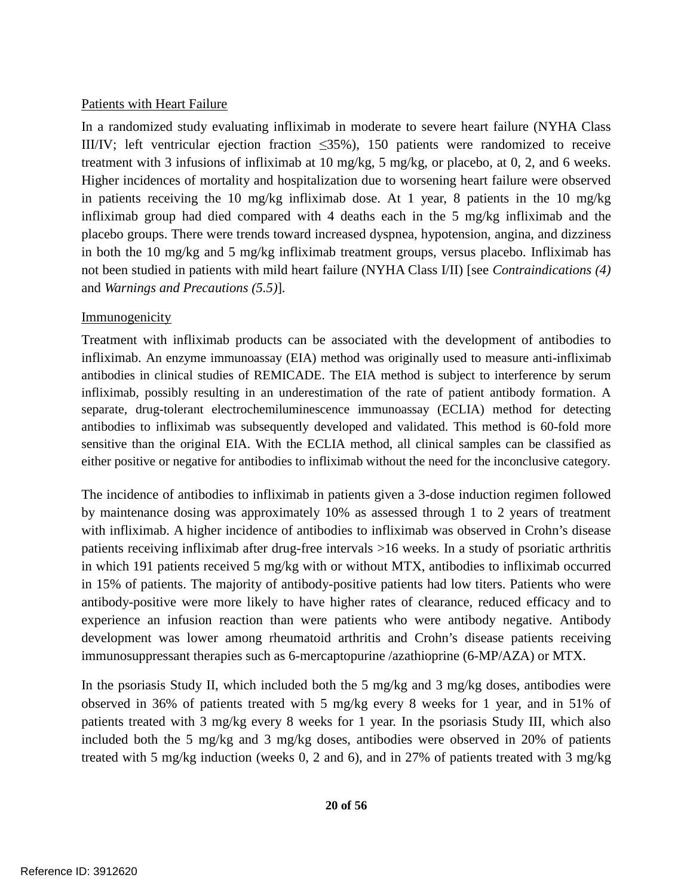Patients with Heart Failure

In a randomized study evaluating infliximab in moderate to severe heart failure (NYHA Class III/IV; left ventricular ejection fraction ≤35%), 150 patients were randomized to receive treatment with 3 infusions of infliximab at 10 mg/kg, 5 mg/kg, or placebo, at 0, 2, and 6 weeks. Higher incidences of mortality and hospitalization due to worsening heart failure were observed in patients receiving the 10 mg/kg infliximab dose. At 1 year, 8 patients in the 10 mg/kg infliximab group had died compared with 4 deaths each in the 5 mg/kg infliximab and the placebo groups. There were trends toward increased dyspnea, hypotension, angina, and dizziness in both the 10 mg/kg and 5 mg/kg infliximab treatment groups, versus placebo. Infliximab has not been studied in patients with mild heart failure (NYHA Class I/II) [see *Contraindications (4)* and *Warnings and Precautions (5.5)*].

Immunogenicity

Treatment with infliximab products can be associated with the development of antibodies to infliximab. An enzyme immunoassay (EIA) method was originally used to measure anti-infliximab antibodies in clinical studies of REMICADE. The EIA method is subject to interference by serum infliximab, possibly resulting in an underestimation of the rate of patient antibody formation. A separate, drug-tolerant electrochemiluminescence immunoassay (ECLIA) method for detecting antibodies to infliximab was subsequently developed and validated. This method is 60-fold more sensitive than the original EIA. With the ECLIA method, all clinical samples can be classified as either positive or negative for antibodies to infliximab without the need for the inconclusive category.

The incidence of antibodies to infliximab in patients given a 3-dose induction regimen followed by maintenance dosing was approximately 10% as assessed through 1 to 2 years of treatment with infliximab. A higher incidence of antibodies to infliximab was observed in Crohn's disease patients receiving infliximab after drug-free intervals >16 weeks. In a study of psoriatic arthritis in which 191 patients received 5 mg/kg with or without MTX, antibodies to infliximab occurred in 15% of patients. The majority of antibody-positive patients had low titers. Patients who were antibody-positive were more likely to have higher rates of clearance, reduced efficacy and to experience an infusion reaction than were patients who were antibody negative. Antibody development was lower among rheumatoid arthritis and Crohn's disease patients receiving immunosuppressant therapies such as 6-mercaptopurine /azathioprine (6-MP/AZA) or MTX.

In the psoriasis Study II, which included both the 5 mg/kg and 3 mg/kg doses, antibodies were observed in 36% of patients treated with 5 mg/kg every 8 weeks for 1 year, and in 51% of patients treated with 3 mg/kg every 8 weeks for 1 year. In the psoriasis Study III, which also included both the 5 mg/kg and 3 mg/kg doses, antibodies were observed in 20% of patients treated with 5 mg/kg induction (weeks 0, 2 and 6), and in 27% of patients treated with 3 mg/kg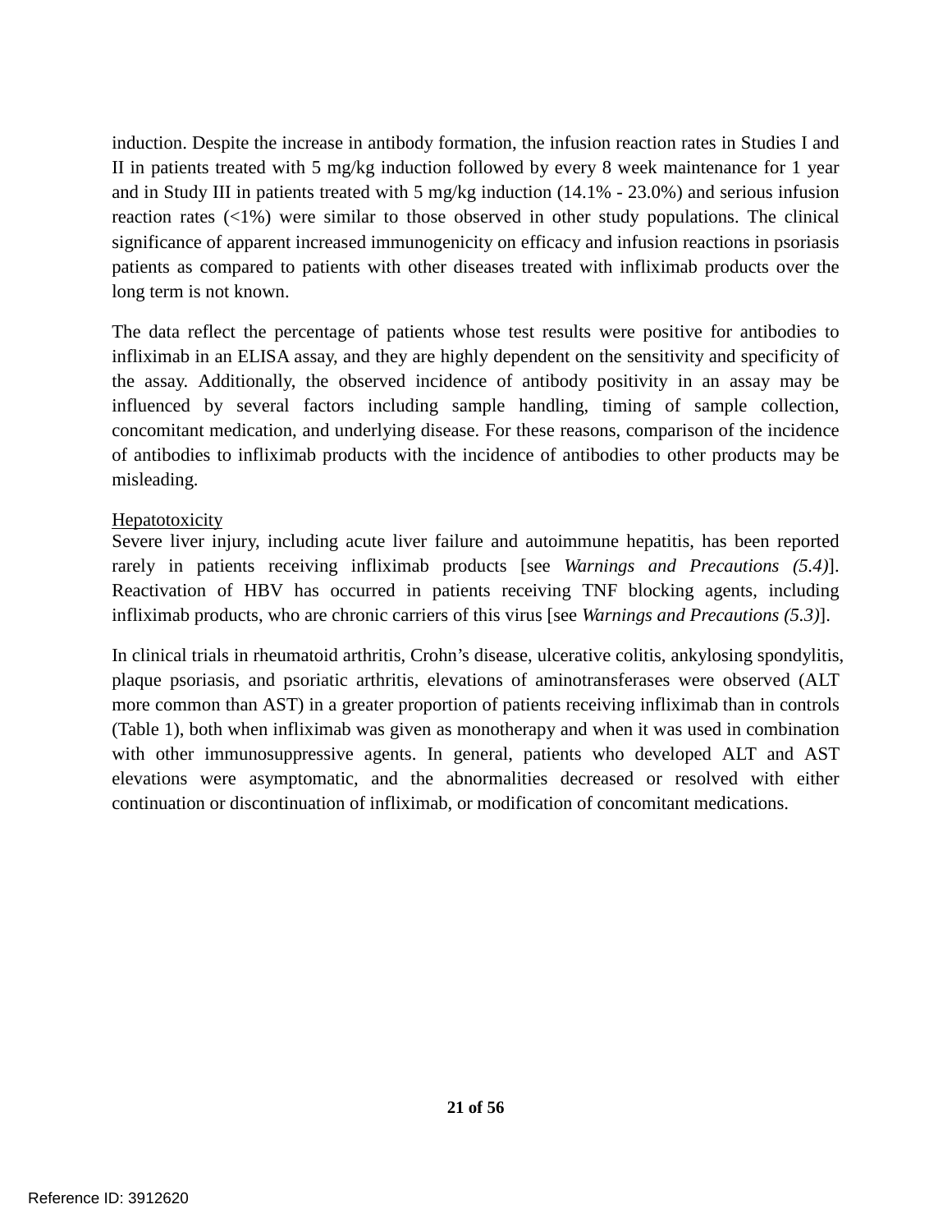induction. Despite the increase in antibody formation, the infusion reaction rates in Studies I and II in patients treated with 5 mg/kg induction followed by every 8 week maintenance for 1 year and in Study III in patients treated with 5 mg/kg induction (14.1% - 23.0%) and serious infusion reaction rates (<1%) were similar to those observed in other study populations. The clinical significance of apparent increased immunogenicity on efficacy and infusion reactions in psoriasis patients as compared to patients with other diseases treated with infliximab products over the long term is not known.

The data reflect the percentage of patients whose test results were positive for antibodies to infliximab in an ELISA assay, and they are highly dependent on the sensitivity and specificity of the assay. Additionally, the observed incidence of antibody positivity in an assay may be influenced by several factors including sample handling, timing of sample collection, concomitant medication, and underlying disease. For these reasons, comparison of the incidence of antibodies to infliximab products with the incidence of antibodies to other products may be misleading.

Hepatotoxicity

Severe liver injury, including acute liver failure and autoimmune hepatitis, has been reported rarely in patients receiving infliximab products [see *Warnings and Precautions (5.4)*]. Reactivation of HBV has occurred in patients receiving TNF blocking agents, including infliximab products, who are chronic carriers of this virus [see *Warnings and Precautions (5.3)*].

In clinical trials in rheumatoid arthritis, Crohn's disease, ulcerative colitis, ankylosing spondylitis, plaque psoriasis, and psoriatic arthritis, elevations of aminotransferases were observed (ALT more common than AST) in a greater proportion of patients receiving infliximab than in controls (Table 1), both when infliximab was given as monotherapy and when it was used in combination with other immunosuppressive agents. In general, patients who developed ALT and AST elevations were asymptomatic, and the abnormalities decreased or resolved with either continuation or discontinuation of infliximab, or modification of concomitant medications.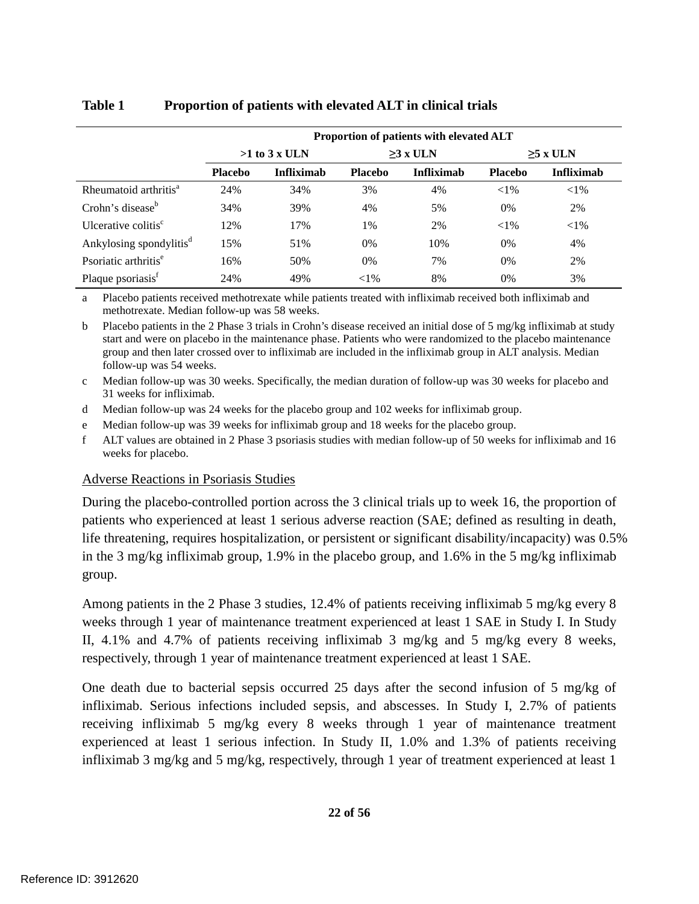**Table 1 Proportion of patients with elevated ALT in clinical trials**

| | Proportion of patients with elevated ALT | | | | | |
|---|---|---|---|---|---|---|
| | >1 to 3 x ULN | | ≥3 x ULN | | ≥5 x ULN | |
| | **Placebo** | **Infliximab** | **Placebo** | **Infliximab** | **Placebo** | **Infliximab** |
| Rheumatoid arthritis[a] | 24% | 34% | 3% | 4% | <1% | <1% |
| Crohn's disease[b] | 34% | 39% | 4% | 5% | 0% | 2% |
| Ulcerative colitis[c] | 12% | 17% | 1% | 2% | <1% | <1% |
| Ankylosing spondylitis[d] | 15% | 51% | 0% | 10% | 0% | 4% |
| Psoriatic arthritis[e] | 16% | 50% | 0% | 7% | 0% | 2% |
| Plaque psoriasis[f] | 24% | 49% | <1% | 8% | 0% | 3% |

a Placebo patients received methotrexate while patients treated with infliximab received both infliximab and methotrexate. Median follow-up was 58 weeks.

b Placebo patients in the 2 Phase 3 trials in Crohn's disease received an initial dose of 5 mg/kg infliximab at study start and were on placebo in the maintenance phase. Patients who were randomized to the placebo maintenance group and then later crossed over to infliximab are included in the infliximab group in ALT analysis. Median follow-up was 54 weeks.

c Median follow-up was 30 weeks. Specifically, the median duration of follow-up was 30 weeks for placebo and 31 weeks for infliximab.

d Median follow-up was 24 weeks for the placebo group and 102 weeks for infliximab group.

e Median follow-up was 39 weeks for infliximab group and 18 weeks for the placebo group.

f ALT values are obtained in 2 Phase 3 psoriasis studies with median follow-up of 50 weeks for infliximab and 16 weeks for placebo.

Adverse Reactions in Psoriasis Studies

During the placebo-controlled portion across the 3 clinical trials up to week 16, the proportion of patients who experienced at least 1 serious adverse reaction (SAE; defined as resulting in death, life threatening, requires hospitalization, or persistent or significant disability/incapacity) was 0.5% in the 3 mg/kg infliximab group, 1.9% in the placebo group, and 1.6% in the 5 mg/kg infliximab group.

Among patients in the 2 Phase 3 studies, 12.4% of patients receiving infliximab 5 mg/kg every 8 weeks through 1 year of maintenance treatment experienced at least 1 SAE in Study I. In Study II, 4.1% and 4.7% of patients receiving infliximab 3 mg/kg and 5 mg/kg every 8 weeks, respectively, through 1 year of maintenance treatment experienced at least 1 SAE.

One death due to bacterial sepsis occurred 25 days after the second infusion of 5 mg/kg of infliximab. Serious infections included sepsis, and abscesses. In Study I, 2.7% of patients receiving infliximab 5 mg/kg every 8 weeks through 1 year of maintenance treatment experienced at least 1 serious infection. In Study II, 1.0% and 1.3% of patients receiving infliximab 3 mg/kg and 5 mg/kg, respectively, through 1 year of treatment experienced at least 1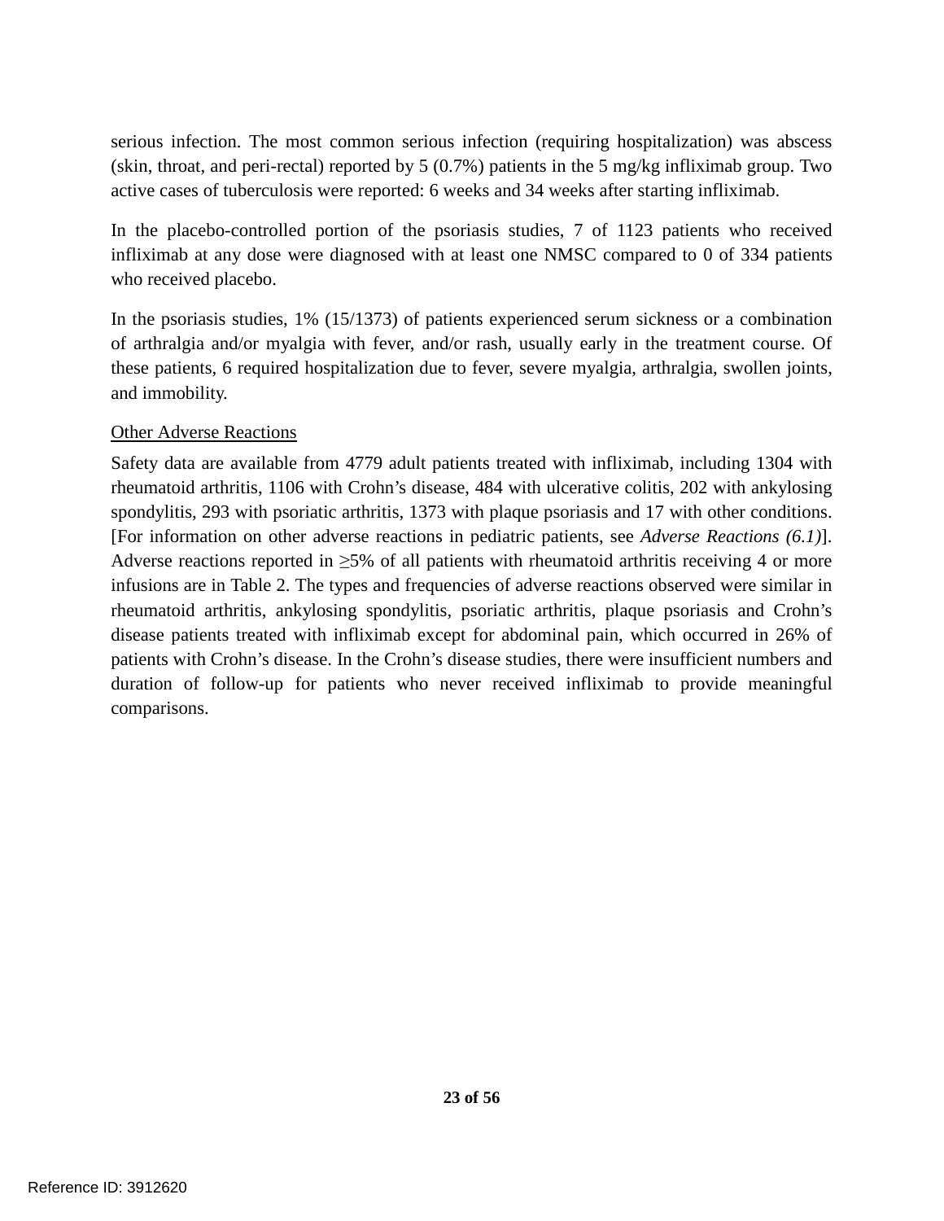serious infection. The most common serious infection (requiring hospitalization) was abscess (skin, throat, and peri-rectal) reported by 5 (0.7%) patients in the 5 mg/kg infliximab group. Two active cases of tuberculosis were reported: 6 weeks and 34 weeks after starting infliximab.

In the placebo-controlled portion of the psoriasis studies, 7 of 1123 patients who received infliximab at any dose were diagnosed with at least one NMSC compared to 0 of 334 patients who received placebo.

In the psoriasis studies, 1% (15/1373) of patients experienced serum sickness or a combination of arthralgia and/or myalgia with fever, and/or rash, usually early in the treatment course. Of these patients, 6 required hospitalization due to fever, severe myalgia, arthralgia, swollen joints, and immobility.

<u>Other Adverse Reactions</u>

Safety data are available from 4779 adult patients treated with infliximab, including 1304 with rheumatoid arthritis, 1106 with Crohn's disease, 484 with ulcerative colitis, 202 with ankylosing spondylitis, 293 with psoriatic arthritis, 1373 with plaque psoriasis and 17 with other conditions. [For information on other adverse reactions in pediatric patients, see *Adverse Reactions (6.1)*]. Adverse reactions reported in ≥5% of all patients with rheumatoid arthritis receiving 4 or more infusions are in Table 2. The types and frequencies of adverse reactions observed were similar in rheumatoid arthritis, ankylosing spondylitis, psoriatic arthritis, plaque psoriasis and Crohn's disease patients treated with infliximab except for abdominal pain, which occurred in 26% of patients with Crohn's disease. In the Crohn's disease studies, there were insufficient numbers and duration of follow-up for patients who never received infliximab to provide meaningful comparisons.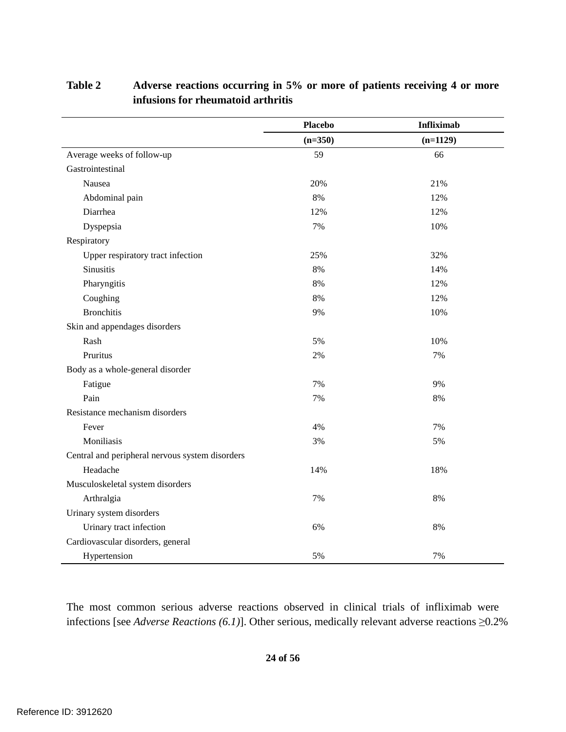**Table 2 Adverse reactions occurring in 5% or more of patients receiving 4 or more infusions for rheumatoid arthritis**

| | Placebo (n=350) | Infliximab (n=1129) |
|---|---|---|
| Average weeks of follow-up | 59 | 66 |
| Gastrointestinal | | |
| Nausea | 20% | 21% |
| Abdominal pain | 8% | 12% |
| Diarrhea | 12% | 12% |
| Dyspepsia | 7% | 10% |
| Respiratory | | |
| Upper respiratory tract infection | 25% | 32% |
| Sinusitis | 8% | 14% |
| Pharyngitis | 8% | 12% |
| Coughing | 8% | 12% |
| Bronchitis | 9% | 10% |
| Skin and appendages disorders | | |
| Rash | 5% | 10% |
| Pruritus | 2% | 7% |
| Body as a whole-general disorder | | |
| Fatigue | 7% | 9% |
| Pain | 7% | 8% |
| Resistance mechanism disorders | | |
| Fever | 4% | 7% |
| Moniliasis | 3% | 5% |
| Central and peripheral nervous system disorders | | |
| Headache | 14% | 18% |
| Musculoskeletal system disorders | | |
| Arthralgia | 7% | 8% |
| Urinary system disorders | | |
| Urinary tract infection | 6% | 8% |
| Cardiovascular disorders, general | | |
| Hypertension | 5% | 7% |

The most common serious adverse reactions observed in clinical trials of infliximab were infections [see *Adverse Reactions (6.1)*]. Other serious, medically relevant adverse reactions ≥0.2%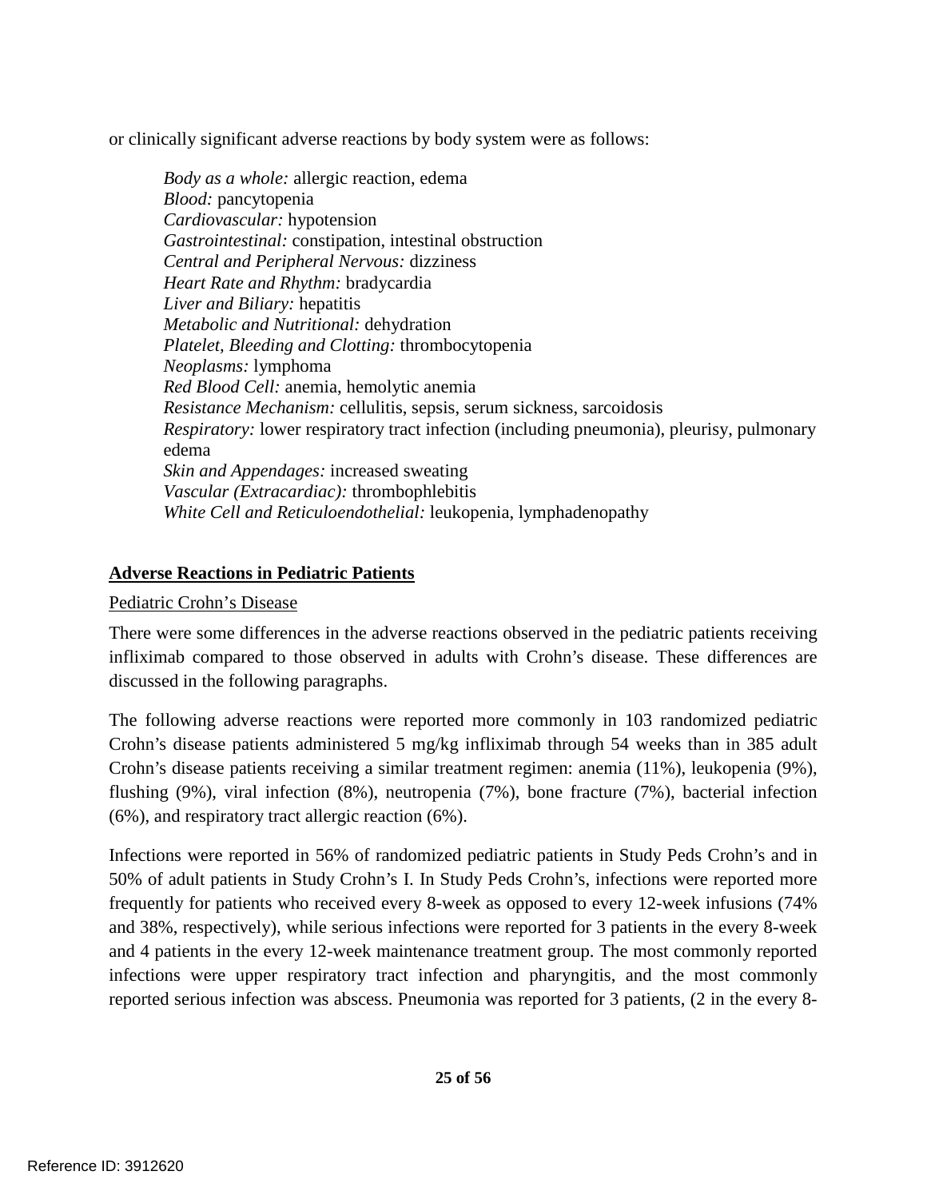or clinically significant adverse reactions by body system were as follows:

*Body as a whole:* allergic reaction, edema
*Blood:* pancytopenia
*Cardiovascular:* hypotension
*Gastrointestinal:* constipation, intestinal obstruction
*Central and Peripheral Nervous:* dizziness
*Heart Rate and Rhythm:* bradycardia
*Liver and Biliary:* hepatitis
*Metabolic and Nutritional:* dehydration
*Platelet, Bleeding and Clotting:* thrombocytopenia
*Neoplasms:* lymphoma
*Red Blood Cell:* anemia, hemolytic anemia
*Resistance Mechanism:* cellulitis, sepsis, serum sickness, sarcoidosis
*Respiratory:* lower respiratory tract infection (including pneumonia), pleurisy, pulmonary edema
*Skin and Appendages:* increased sweating
*Vascular (Extracardiac):* thrombophlebitis
*White Cell and Reticuloendothelial:* leukopenia, lymphadenopathy

## Adverse Reactions in Pediatric Patients

### Pediatric Crohn's Disease

There were some differences in the adverse reactions observed in the pediatric patients receiving infliximab compared to those observed in adults with Crohn's disease. These differences are discussed in the following paragraphs.

The following adverse reactions were reported more commonly in 103 randomized pediatric Crohn's disease patients administered 5 mg/kg infliximab through 54 weeks than in 385 adult Crohn's disease patients receiving a similar treatment regimen: anemia (11%), leukopenia (9%), flushing (9%), viral infection (8%), neutropenia (7%), bone fracture (7%), bacterial infection (6%), and respiratory tract allergic reaction (6%).

Infections were reported in 56% of randomized pediatric patients in Study Peds Crohn's and in 50% of adult patients in Study Crohn's I. In Study Peds Crohn's, infections were reported more frequently for patients who received every 8-week as opposed to every 12-week infusions (74% and 38%, respectively), while serious infections were reported for 3 patients in the every 8-week and 4 patients in the every 12-week maintenance treatment group. The most commonly reported infections were upper respiratory tract infection and pharyngitis, and the most commonly reported serious infection was abscess. Pneumonia was reported for 3 patients, (2 in the every 8-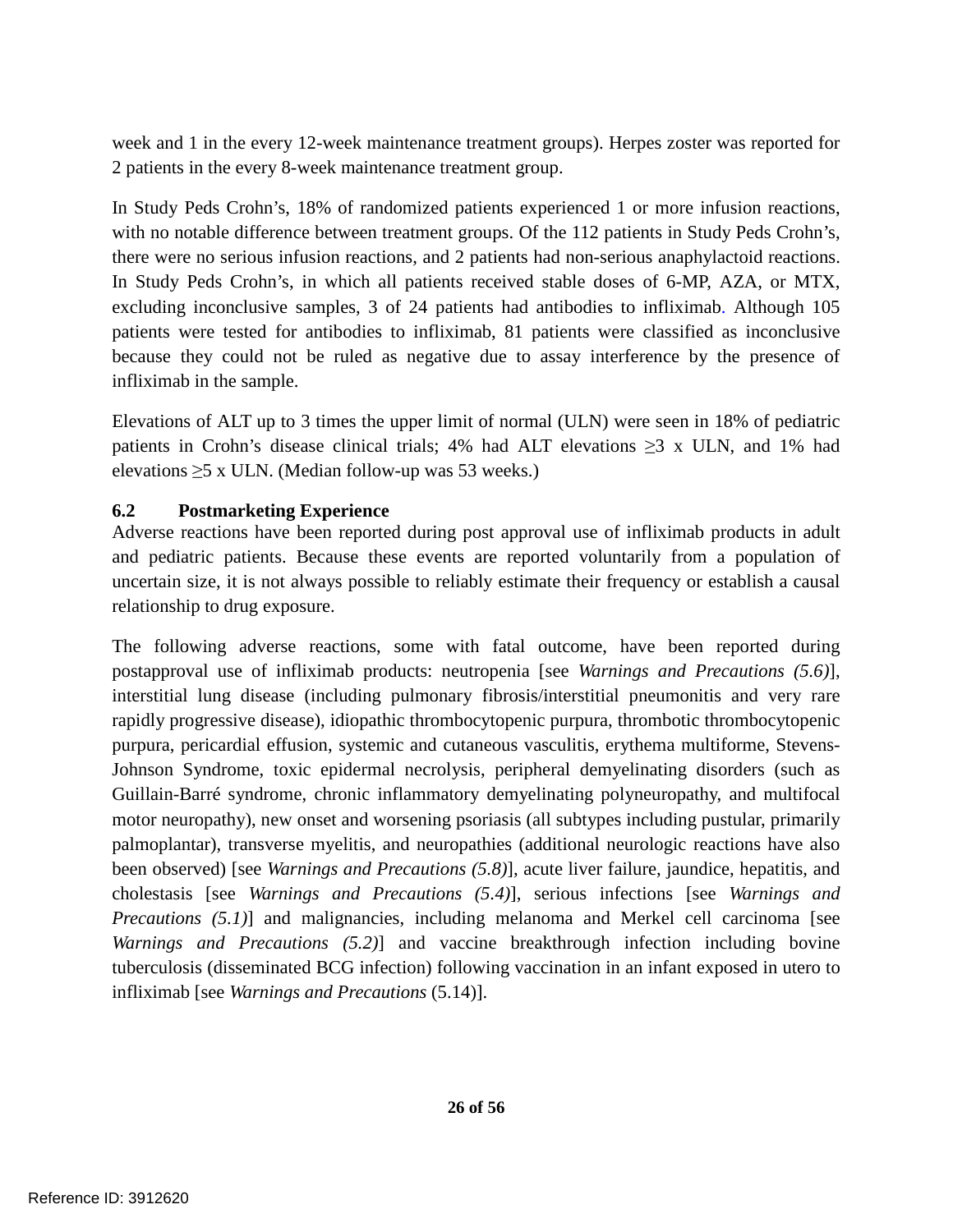week and 1 in the every 12-week maintenance treatment groups). Herpes zoster was reported for 2 patients in the every 8-week maintenance treatment group.

In Study Peds Crohn's, 18% of randomized patients experienced 1 or more infusion reactions, with no notable difference between treatment groups. Of the 112 patients in Study Peds Crohn's, there were no serious infusion reactions, and 2 patients had non-serious anaphylactoid reactions. In Study Peds Crohn's, in which all patients received stable doses of 6-MP, AZA, or MTX, excluding inconclusive samples, 3 of 24 patients had antibodies to infliximab. Although 105 patients were tested for antibodies to infliximab, 81 patients were classified as inconclusive because they could not be ruled as negative due to assay interference by the presence of infliximab in the sample.

Elevations of ALT up to 3 times the upper limit of normal (ULN) were seen in 18% of pediatric patients in Crohn's disease clinical trials; 4% had ALT elevations ≥3 x ULN, and 1% had elevations ≥5 x ULN. (Median follow-up was 53 weeks.)

### 6.2 Postmarketing Experience

Adverse reactions have been reported during post approval use of infliximab products in adult and pediatric patients. Because these events are reported voluntarily from a population of uncertain size, it is not always possible to reliably estimate their frequency or establish a causal relationship to drug exposure.

The following adverse reactions, some with fatal outcome, have been reported during postapproval use of infliximab products: neutropenia [see *Warnings and Precautions (5.6)*], interstitial lung disease (including pulmonary fibrosis/interstitial pneumonitis and very rare rapidly progressive disease), idiopathic thrombocytopenic purpura, thrombotic thrombocytopenic purpura, pericardial effusion, systemic and cutaneous vasculitis, erythema multiforme, Stevens-Johnson Syndrome, toxic epidermal necrolysis, peripheral demyelinating disorders (such as Guillain-Barré syndrome, chronic inflammatory demyelinating polyneuropathy, and multifocal motor neuropathy), new onset and worsening psoriasis (all subtypes including pustular, primarily palmoplantar), transverse myelitis, and neuropathies (additional neurologic reactions have also been observed) [see *Warnings and Precautions (5.8)*], acute liver failure, jaundice, hepatitis, and cholestasis [see *Warnings and Precautions (5.4)*], serious infections [see *Warnings and Precautions (5.1)*] and malignancies, including melanoma and Merkel cell carcinoma [see *Warnings and Precautions (5.2)*] and vaccine breakthrough infection including bovine tuberculosis (disseminated BCG infection) following vaccination in an infant exposed in utero to infliximab [see *Warnings and Precautions* (5.14)].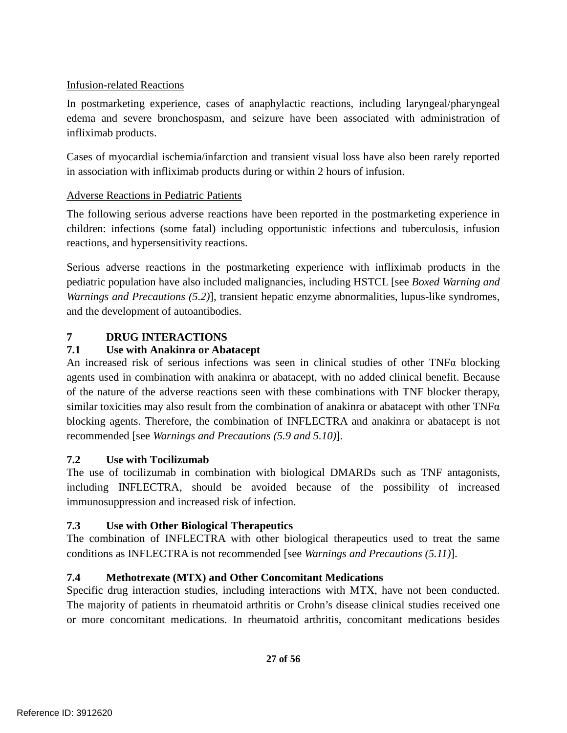Infusion-related Reactions

In postmarketing experience, cases of anaphylactic reactions, including laryngeal/pharyngeal edema and severe bronchospasm, and seizure have been associated with administration of infliximab products.

Cases of myocardial ischemia/infarction and transient visual loss have also been rarely reported in association with infliximab products during or within 2 hours of infusion.

Adverse Reactions in Pediatric Patients

The following serious adverse reactions have been reported in the postmarketing experience in children: infections (some fatal) including opportunistic infections and tuberculosis, infusion reactions, and hypersensitivity reactions.

Serious adverse reactions in the postmarketing experience with infliximab products in the pediatric population have also included malignancies, including HSTCL [see *Boxed Warning and Warnings and Precautions (5.2)*], transient hepatic enzyme abnormalities, lupus-like syndromes, and the development of autoantibodies.

## 7 DRUG INTERACTIONS

### 7.1 Use with Anakinra or Abatacept

An increased risk of serious infections was seen in clinical studies of other TNFα blocking agents used in combination with anakinra or abatacept, with no added clinical benefit. Because of the nature of the adverse reactions seen with these combinations with TNF blocker therapy, similar toxicities may also result from the combination of anakinra or abatacept with other TNFα blocking agents. Therefore, the combination of INFLECTRA and anakinra or abatacept is not recommended [see *Warnings and Precautions (5.9 and 5.10)*].

### 7.2 Use with Tocilizumab

The use of tocilizumab in combination with biological DMARDs such as TNF antagonists, including INFLECTRA, should be avoided because of the possibility of increased immunosuppression and increased risk of infection.

### 7.3 Use with Other Biological Therapeutics

The combination of INFLECTRA with other biological therapeutics used to treat the same conditions as INFLECTRA is not recommended [see *Warnings and Precautions (5.11)*].

### 7.4 Methotrexate (MTX) and Other Concomitant Medications

Specific drug interaction studies, including interactions with MTX, have not been conducted. The majority of patients in rheumatoid arthritis or Crohn's disease clinical studies received one or more concomitant medications. In rheumatoid arthritis, concomitant medications besides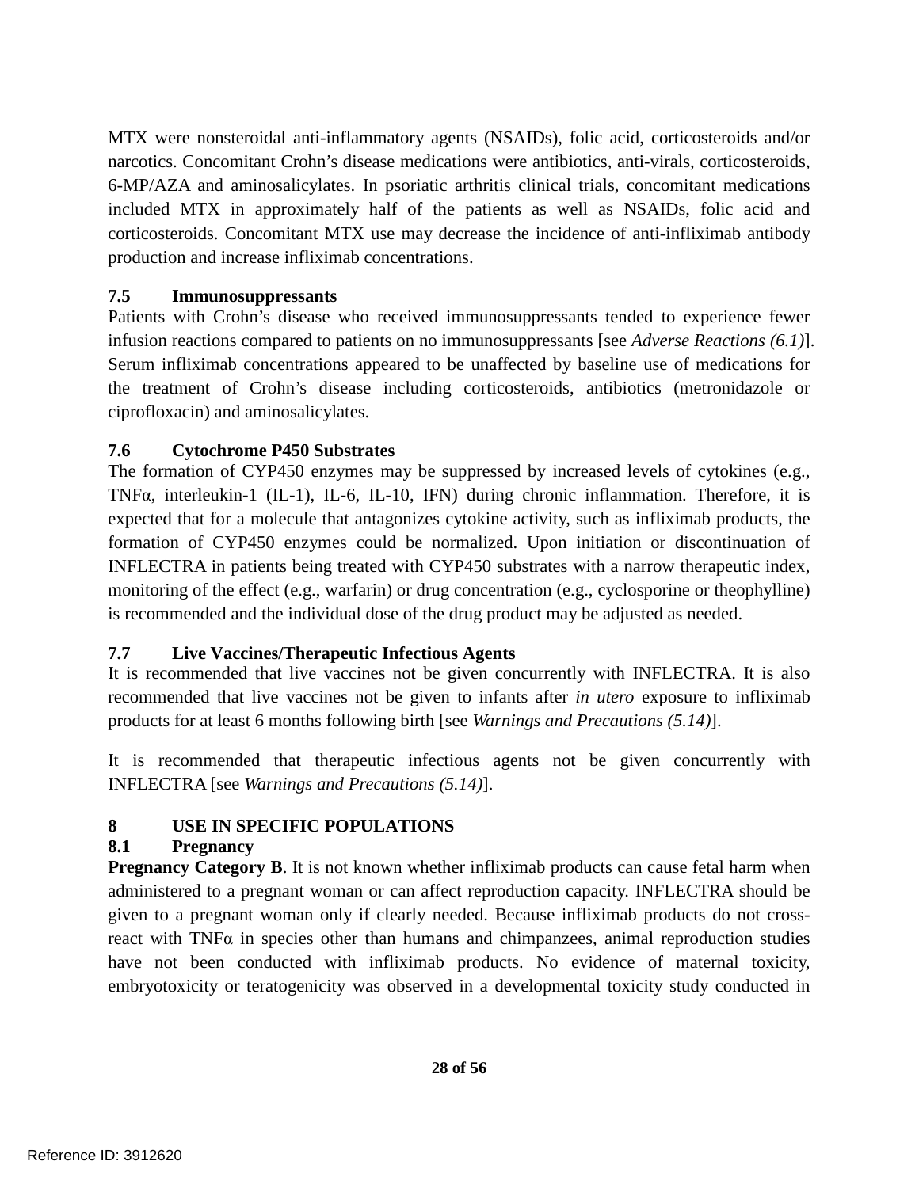MTX were nonsteroidal anti-inflammatory agents (NSAIDs), folic acid, corticosteroids and/or narcotics. Concomitant Crohn's disease medications were antibiotics, anti-virals, corticosteroids, 6-MP/AZA and aminosalicylates. In psoriatic arthritis clinical trials, concomitant medications included MTX in approximately half of the patients as well as NSAIDs, folic acid and corticosteroids. Concomitant MTX use may decrease the incidence of anti-infliximab antibody production and increase infliximab concentrations.

### 7.5 Immunosuppressants

Patients with Crohn's disease who received immunosuppressants tended to experience fewer infusion reactions compared to patients on no immunosuppressants [see *Adverse Reactions (6.1)*]. Serum infliximab concentrations appeared to be unaffected by baseline use of medications for the treatment of Crohn's disease including corticosteroids, antibiotics (metronidazole or ciprofloxacin) and aminosalicylates.

### 7.6 Cytochrome P450 Substrates

The formation of CYP450 enzymes may be suppressed by increased levels of cytokines (e.g., TNFα, interleukin-1 (IL-1), IL-6, IL-10, IFN) during chronic inflammation. Therefore, it is expected that for a molecule that antagonizes cytokine activity, such as infliximab products, the formation of CYP450 enzymes could be normalized. Upon initiation or discontinuation of INFLECTRA in patients being treated with CYP450 substrates with a narrow therapeutic index, monitoring of the effect (e.g., warfarin) or drug concentration (e.g., cyclosporine or theophylline) is recommended and the individual dose of the drug product may be adjusted as needed.

### 7.7 Live Vaccines/Therapeutic Infectious Agents

It is recommended that live vaccines not be given concurrently with INFLECTRA. It is also recommended that live vaccines not be given to infants after *in utero* exposure to infliximab products for at least 6 months following birth [see *Warnings and Precautions (5.14)*].

It is recommended that therapeutic infectious agents not be given concurrently with INFLECTRA [see *Warnings and Precautions (5.14)*].

## 8 USE IN SPECIFIC POPULATIONS

### 8.1 Pregnancy

**Pregnancy Category B**. It is not known whether infliximab products can cause fetal harm when administered to a pregnant woman or can affect reproduction capacity. INFLECTRA should be given to a pregnant woman only if clearly needed. Because infliximab products do not cross-react with TNFα in species other than humans and chimpanzees, animal reproduction studies have not been conducted with infliximab products. No evidence of maternal toxicity, embryotoxicity or teratogenicity was observed in a developmental toxicity study conducted in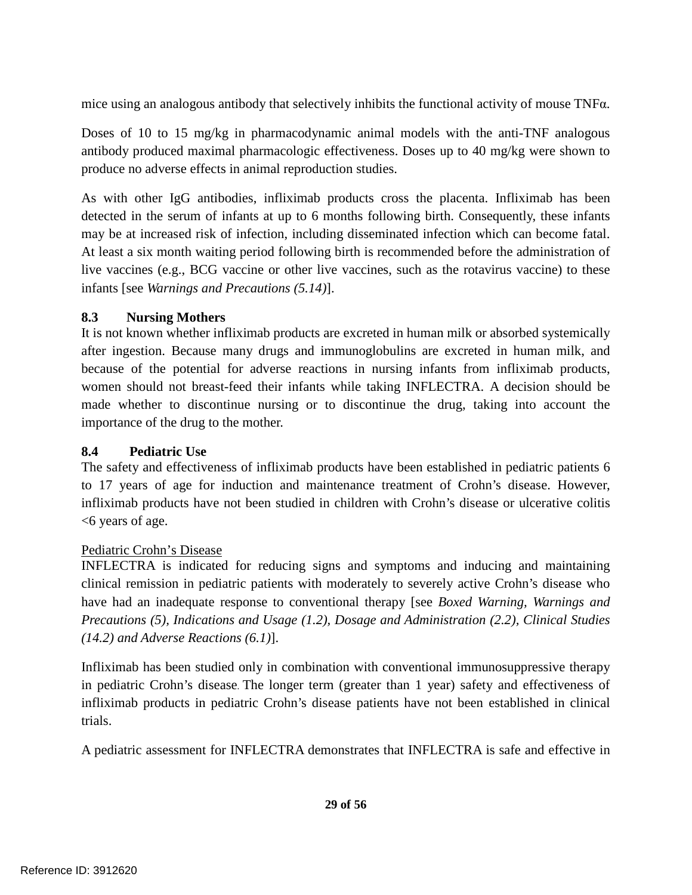mice using an analogous antibody that selectively inhibits the functional activity of mouse TNFα.

Doses of 10 to 15 mg/kg in pharmacodynamic animal models with the anti-TNF analogous antibody produced maximal pharmacologic effectiveness. Doses up to 40 mg/kg were shown to produce no adverse effects in animal reproduction studies.

As with other IgG antibodies, infliximab products cross the placenta. Infliximab has been detected in the serum of infants at up to 6 months following birth. Consequently, these infants may be at increased risk of infection, including disseminated infection which can become fatal. At least a six month waiting period following birth is recommended before the administration of live vaccines (e.g., BCG vaccine or other live vaccines, such as the rotavirus vaccine) to these infants [see *Warnings and Precautions (5.14)*].

### 8.3 Nursing Mothers

It is not known whether infliximab products are excreted in human milk or absorbed systemically after ingestion. Because many drugs and immunoglobulins are excreted in human milk, and because of the potential for adverse reactions in nursing infants from infliximab products, women should not breast-feed their infants while taking INFLECTRA. A decision should be made whether to discontinue nursing or to discontinue the drug, taking into account the importance of the drug to the mother.

### 8.4 Pediatric Use

The safety and effectiveness of infliximab products have been established in pediatric patients 6 to 17 years of age for induction and maintenance treatment of Crohn's disease. However, infliximab products have not been studied in children with Crohn's disease or ulcerative colitis <6 years of age.

Pediatric Crohn's Disease

INFLECTRA is indicated for reducing signs and symptoms and inducing and maintaining clinical remission in pediatric patients with moderately to severely active Crohn's disease who have had an inadequate response to conventional therapy [see *Boxed Warning, Warnings and Precautions (5), Indications and Usage (1.2), Dosage and Administration (2.2), Clinical Studies (14.2) and Adverse Reactions (6.1)*].

Infliximab has been studied only in combination with conventional immunosuppressive therapy in pediatric Crohn's disease. The longer term (greater than 1 year) safety and effectiveness of infliximab products in pediatric Crohn's disease patients have not been established in clinical trials.

A pediatric assessment for INFLECTRA demonstrates that INFLECTRA is safe and effective in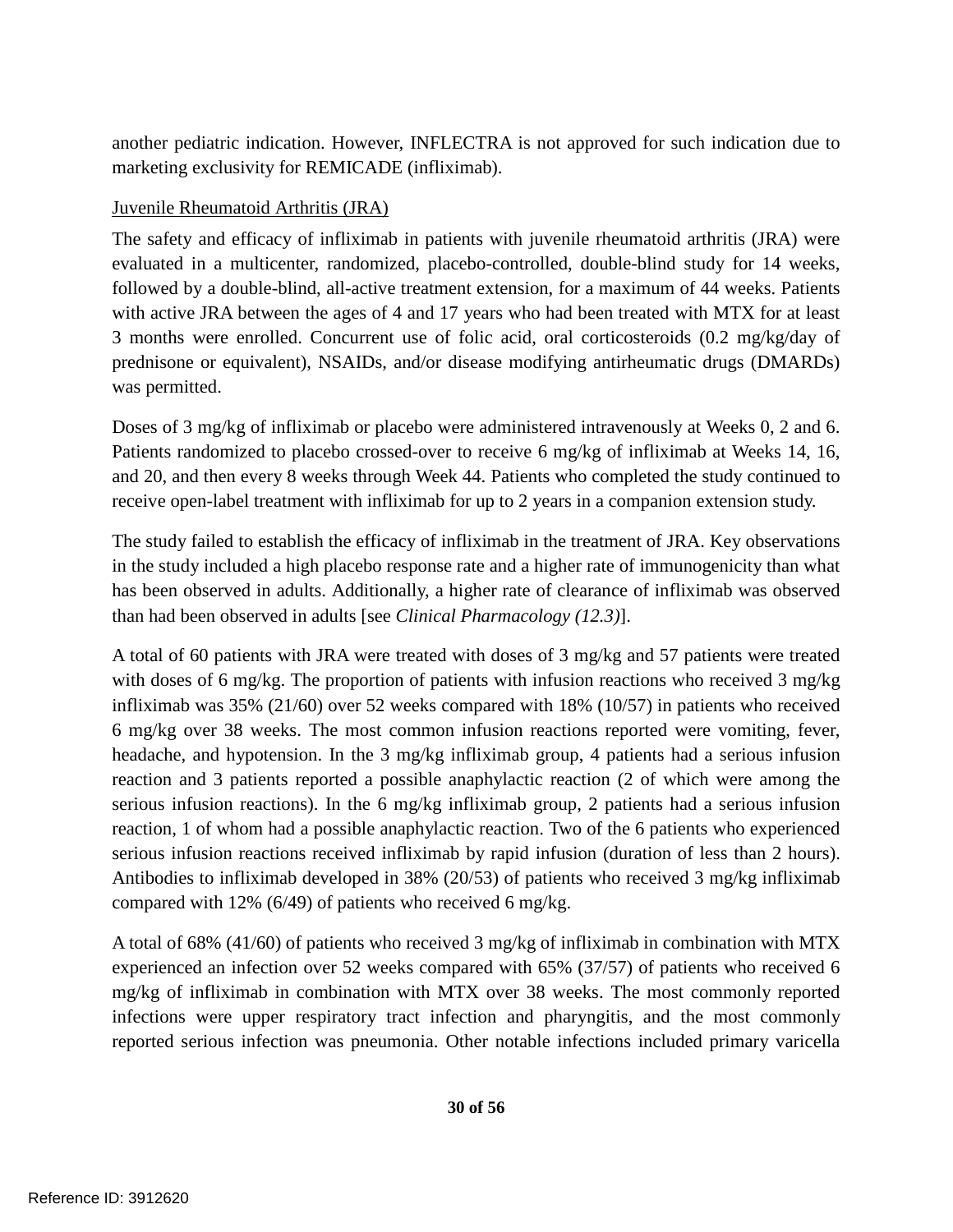another pediatric indication. However, INFLECTRA is not approved for such indication due to marketing exclusivity for REMICADE (infliximab).

Juvenile Rheumatoid Arthritis (JRA)

The safety and efficacy of infliximab in patients with juvenile rheumatoid arthritis (JRA) were evaluated in a multicenter, randomized, placebo-controlled, double-blind study for 14 weeks, followed by a double-blind, all-active treatment extension, for a maximum of 44 weeks. Patients with active JRA between the ages of 4 and 17 years who had been treated with MTX for at least 3 months were enrolled. Concurrent use of folic acid, oral corticosteroids (0.2 mg/kg/day of prednisone or equivalent), NSAIDs, and/or disease modifying antirheumatic drugs (DMARDs) was permitted.

Doses of 3 mg/kg of infliximab or placebo were administered intravenously at Weeks 0, 2 and 6. Patients randomized to placebo crossed-over to receive 6 mg/kg of infliximab at Weeks 14, 16, and 20, and then every 8 weeks through Week 44. Patients who completed the study continued to receive open-label treatment with infliximab for up to 2 years in a companion extension study.

The study failed to establish the efficacy of infliximab in the treatment of JRA. Key observations in the study included a high placebo response rate and a higher rate of immunogenicity than what has been observed in adults. Additionally, a higher rate of clearance of infliximab was observed than had been observed in adults [see *Clinical Pharmacology (12.3)*].

A total of 60 patients with JRA were treated with doses of 3 mg/kg and 57 patients were treated with doses of 6 mg/kg. The proportion of patients with infusion reactions who received 3 mg/kg infliximab was 35% (21/60) over 52 weeks compared with 18% (10/57) in patients who received 6 mg/kg over 38 weeks. The most common infusion reactions reported were vomiting, fever, headache, and hypotension. In the 3 mg/kg infliximab group, 4 patients had a serious infusion reaction and 3 patients reported a possible anaphylactic reaction (2 of which were among the serious infusion reactions). In the 6 mg/kg infliximab group, 2 patients had a serious infusion reaction, 1 of whom had a possible anaphylactic reaction. Two of the 6 patients who experienced serious infusion reactions received infliximab by rapid infusion (duration of less than 2 hours). Antibodies to infliximab developed in 38% (20/53) of patients who received 3 mg/kg infliximab compared with 12% (6/49) of patients who received 6 mg/kg.

A total of 68% (41/60) of patients who received 3 mg/kg of infliximab in combination with MTX experienced an infection over 52 weeks compared with 65% (37/57) of patients who received 6 mg/kg of infliximab in combination with MTX over 38 weeks. The most commonly reported infections were upper respiratory tract infection and pharyngitis, and the most commonly reported serious infection was pneumonia. Other notable infections included primary varicella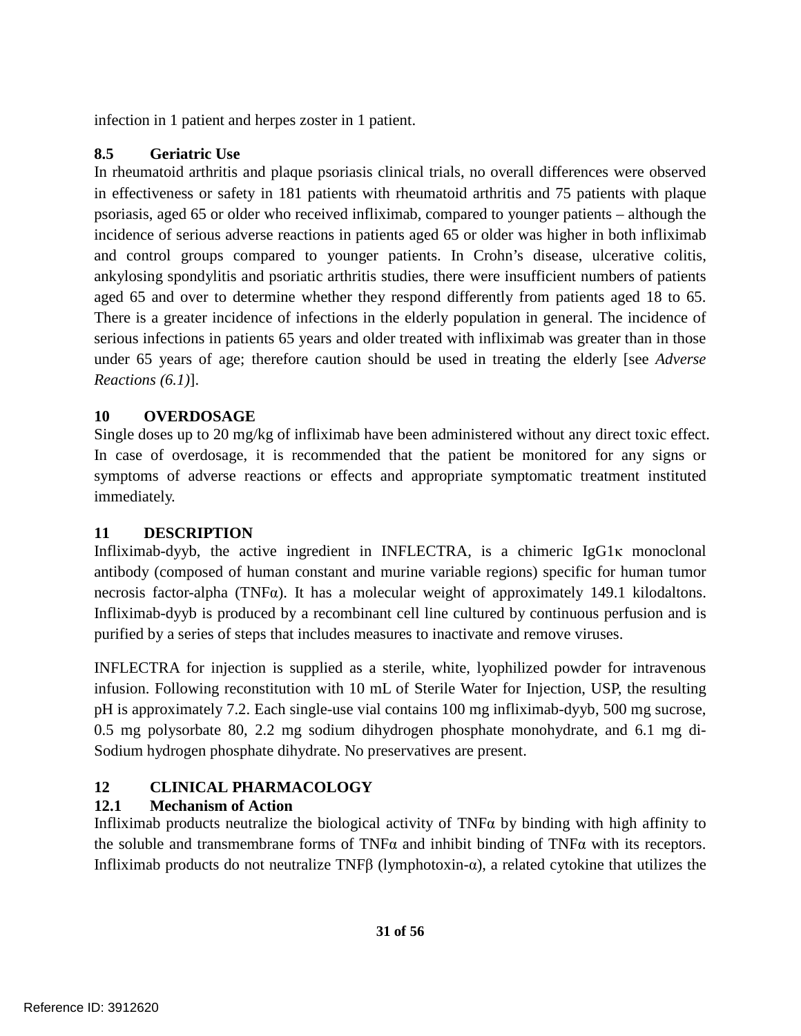infection in 1 patient and herpes zoster in 1 patient.

### 8.5 Geriatric Use

In rheumatoid arthritis and plaque psoriasis clinical trials, no overall differences were observed in effectiveness or safety in 181 patients with rheumatoid arthritis and 75 patients with plaque psoriasis, aged 65 or older who received infliximab, compared to younger patients – although the incidence of serious adverse reactions in patients aged 65 or older was higher in both infliximab and control groups compared to younger patients. In Crohn's disease, ulcerative colitis, ankylosing spondylitis and psoriatic arthritis studies, there were insufficient numbers of patients aged 65 and over to determine whether they respond differently from patients aged 18 to 65. There is a greater incidence of infections in the elderly population in general. The incidence of serious infections in patients 65 years and older treated with infliximab was greater than in those under 65 years of age; therefore caution should be used in treating the elderly [see *Adverse Reactions (6.1)*].

## 10 OVERDOSAGE

Single doses up to 20 mg/kg of infliximab have been administered without any direct toxic effect. In case of overdosage, it is recommended that the patient be monitored for any signs or symptoms of adverse reactions or effects and appropriate symptomatic treatment instituted immediately.

## 11 DESCRIPTION

Infliximab-dyyb, the active ingredient in INFLECTRA, is a chimeric IgG1κ monoclonal antibody (composed of human constant and murine variable regions) specific for human tumor necrosis factor-alpha (TNFα). It has a molecular weight of approximately 149.1 kilodaltons. Infliximab-dyyb is produced by a recombinant cell line cultured by continuous perfusion and is purified by a series of steps that includes measures to inactivate and remove viruses.

INFLECTRA for injection is supplied as a sterile, white, lyophilized powder for intravenous infusion. Following reconstitution with 10 mL of Sterile Water for Injection, USP, the resulting pH is approximately 7.2. Each single-use vial contains 100 mg infliximab-dyyb, 500 mg sucrose, 0.5 mg polysorbate 80, 2.2 mg sodium dihydrogen phosphate monohydrate, and 6.1 mg di-Sodium hydrogen phosphate dihydrate. No preservatives are present.

## 12 CLINICAL PHARMACOLOGY

### 12.1 Mechanism of Action

Infliximab products neutralize the biological activity of TNFα by binding with high affinity to the soluble and transmembrane forms of TNFα and inhibit binding of TNFα with its receptors. Infliximab products do not neutralize TNFβ (lymphotoxin-α), a related cytokine that utilizes the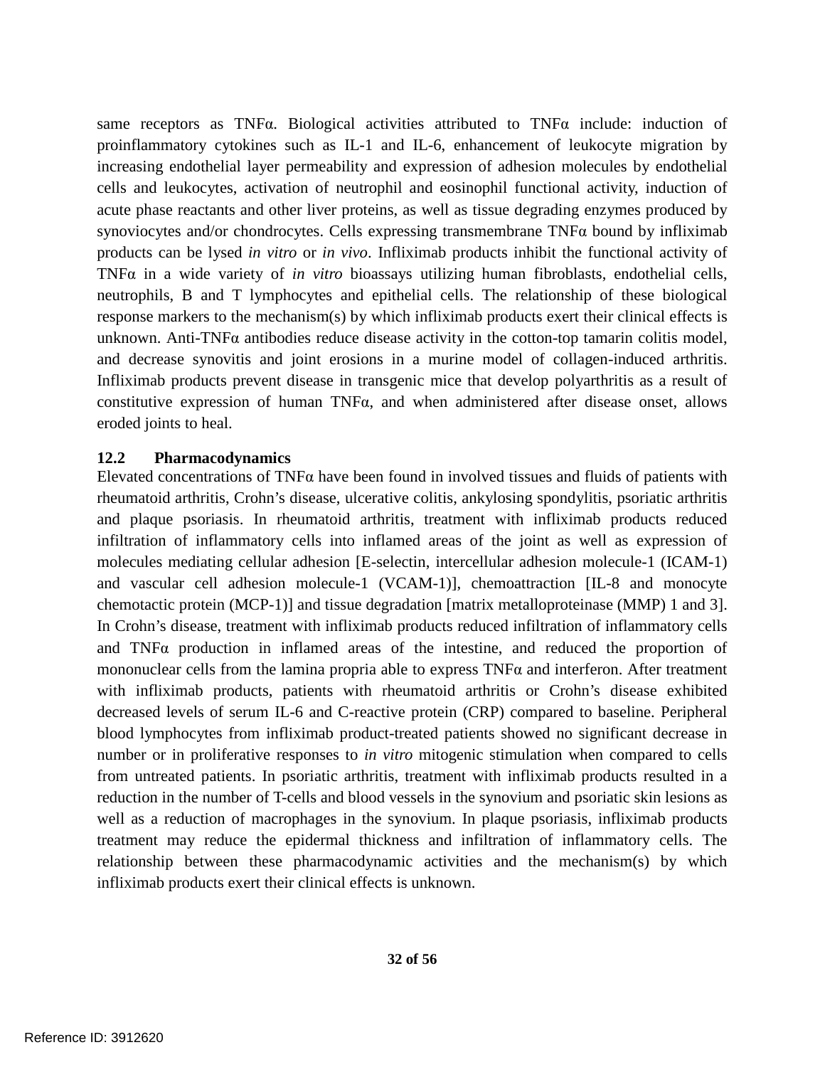same receptors as TNFα. Biological activities attributed to TNFα include: induction of proinflammatory cytokines such as IL-1 and IL-6, enhancement of leukocyte migration by increasing endothelial layer permeability and expression of adhesion molecules by endothelial cells and leukocytes, activation of neutrophil and eosinophil functional activity, induction of acute phase reactants and other liver proteins, as well as tissue degrading enzymes produced by synoviocytes and/or chondrocytes. Cells expressing transmembrane TNFα bound by infliximab products can be lysed *in vitro* or *in vivo*. Infliximab products inhibit the functional activity of TNFα in a wide variety of *in vitro* bioassays utilizing human fibroblasts, endothelial cells, neutrophils, B and T lymphocytes and epithelial cells. The relationship of these biological response markers to the mechanism(s) by which infliximab products exert their clinical effects is unknown. Anti-TNFα antibodies reduce disease activity in the cotton-top tamarin colitis model, and decrease synovitis and joint erosions in a murine model of collagen-induced arthritis. Infliximab products prevent disease in transgenic mice that develop polyarthritis as a result of constitutive expression of human TNFα, and when administered after disease onset, allows eroded joints to heal.

### 12.2 Pharmacodynamics

Elevated concentrations of TNFα have been found in involved tissues and fluids of patients with rheumatoid arthritis, Crohn's disease, ulcerative colitis, ankylosing spondylitis, psoriatic arthritis and plaque psoriasis. In rheumatoid arthritis, treatment with infliximab products reduced infiltration of inflammatory cells into inflamed areas of the joint as well as expression of molecules mediating cellular adhesion [E-selectin, intercellular adhesion molecule-1 (ICAM-1) and vascular cell adhesion molecule-1 (VCAM-1)], chemoattraction [IL-8 and monocyte chemotactic protein (MCP-1)] and tissue degradation [matrix metalloproteinase (MMP) 1 and 3]. In Crohn's disease, treatment with infliximab products reduced infiltration of inflammatory cells and TNFα production in inflamed areas of the intestine, and reduced the proportion of mononuclear cells from the lamina propria able to express TNFα and interferon. After treatment with infliximab products, patients with rheumatoid arthritis or Crohn's disease exhibited decreased levels of serum IL-6 and C-reactive protein (CRP) compared to baseline. Peripheral blood lymphocytes from infliximab product-treated patients showed no significant decrease in number or in proliferative responses to *in vitro* mitogenic stimulation when compared to cells from untreated patients. In psoriatic arthritis, treatment with infliximab products resulted in a reduction in the number of T-cells and blood vessels in the synovium and psoriatic skin lesions as well as a reduction of macrophages in the synovium. In plaque psoriasis, infliximab products treatment may reduce the epidermal thickness and infiltration of inflammatory cells. The relationship between these pharmacodynamic activities and the mechanism(s) by which infliximab products exert their clinical effects is unknown.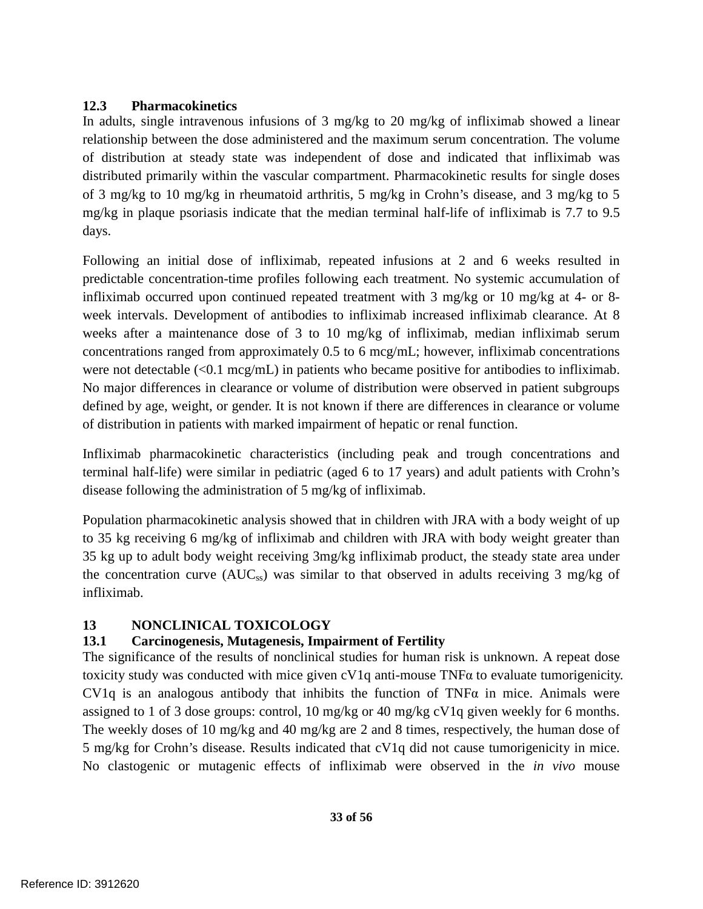### 12.3 Pharmacokinetics

In adults, single intravenous infusions of 3 mg/kg to 20 mg/kg of infliximab showed a linear relationship between the dose administered and the maximum serum concentration. The volume of distribution at steady state was independent of dose and indicated that infliximab was distributed primarily within the vascular compartment. Pharmacokinetic results for single doses of 3 mg/kg to 10 mg/kg in rheumatoid arthritis, 5 mg/kg in Crohn's disease, and 3 mg/kg to 5 mg/kg in plaque psoriasis indicate that the median terminal half-life of infliximab is 7.7 to 9.5 days.

Following an initial dose of infliximab, repeated infusions at 2 and 6 weeks resulted in predictable concentration-time profiles following each treatment. No systemic accumulation of infliximab occurred upon continued repeated treatment with 3 mg/kg or 10 mg/kg at 4- or 8-week intervals. Development of antibodies to infliximab increased infliximab clearance. At 8 weeks after a maintenance dose of 3 to 10 mg/kg of infliximab, median infliximab serum concentrations ranged from approximately 0.5 to 6 mcg/mL; however, infliximab concentrations were not detectable (<0.1 mcg/mL) in patients who became positive for antibodies to infliximab. No major differences in clearance or volume of distribution were observed in patient subgroups defined by age, weight, or gender. It is not known if there are differences in clearance or volume of distribution in patients with marked impairment of hepatic or renal function.

Infliximab pharmacokinetic characteristics (including peak and trough concentrations and terminal half-life) were similar in pediatric (aged 6 to 17 years) and adult patients with Crohn's disease following the administration of 5 mg/kg of infliximab.

Population pharmacokinetic analysis showed that in children with JRA with a body weight of up to 35 kg receiving 6 mg/kg of infliximab and children with JRA with body weight greater than 35 kg up to adult body weight receiving 3mg/kg infliximab product, the steady state area under the concentration curve ($AUC_{ss}$) was similar to that observed in adults receiving 3 mg/kg of infliximab.

## 13 NONCLINICAL TOXICOLOGY

### 13.1 Carcinogenesis, Mutagenesis, Impairment of Fertility

The significance of the results of nonclinical studies for human risk is unknown. A repeat dose toxicity study was conducted with mice given cV1q anti-mouse TNFα to evaluate tumorigenicity. CV1q is an analogous antibody that inhibits the function of TNFα in mice. Animals were assigned to 1 of 3 dose groups: control, 10 mg/kg or 40 mg/kg cV1q given weekly for 6 months. The weekly doses of 10 mg/kg and 40 mg/kg are 2 and 8 times, respectively, the human dose of 5 mg/kg for Crohn's disease. Results indicated that cV1q did not cause tumorigenicity in mice. No clastogenic or mutagenic effects of infliximab were observed in the *in vivo* mouse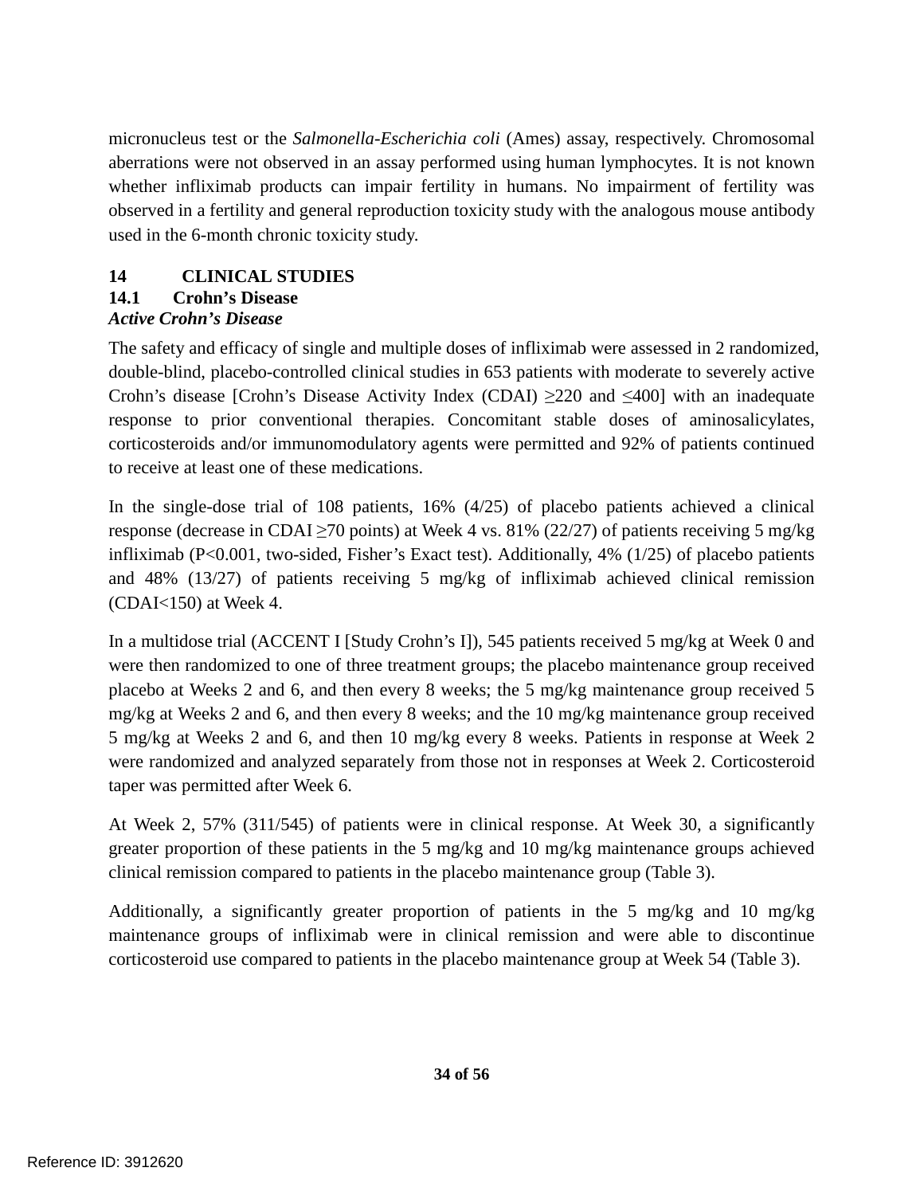micronucleus test or the *Salmonella-Escherichia coli* (Ames) assay, respectively. Chromosomal aberrations were not observed in an assay performed using human lymphocytes. It is not known whether infliximab products can impair fertility in humans. No impairment of fertility was observed in a fertility and general reproduction toxicity study with the analogous mouse antibody used in the 6-month chronic toxicity study.

# 14 CLINICAL STUDIES

## 14.1 Crohn's Disease

### *Active Crohn's Disease*

The safety and efficacy of single and multiple doses of infliximab were assessed in 2 randomized, double-blind, placebo-controlled clinical studies in 653 patients with moderate to severely active Crohn's disease [Crohn's Disease Activity Index (CDAI) ≥220 and ≤400] with an inadequate response to prior conventional therapies. Concomitant stable doses of aminosalicylates, corticosteroids and/or immunomodulatory agents were permitted and 92% of patients continued to receive at least one of these medications.

In the single-dose trial of 108 patients, 16% (4/25) of placebo patients achieved a clinical response (decrease in CDAI ≥70 points) at Week 4 vs. 81% (22/27) of patients receiving 5 mg/kg infliximab (P<0.001, two-sided, Fisher's Exact test). Additionally, 4% (1/25) of placebo patients and 48% (13/27) of patients receiving 5 mg/kg of infliximab achieved clinical remission (CDAI<150) at Week 4.

In a multidose trial (ACCENT I [Study Crohn's I]), 545 patients received 5 mg/kg at Week 0 and were then randomized to one of three treatment groups; the placebo maintenance group received placebo at Weeks 2 and 6, and then every 8 weeks; the 5 mg/kg maintenance group received 5 mg/kg at Weeks 2 and 6, and then every 8 weeks; and the 10 mg/kg maintenance group received 5 mg/kg at Weeks 2 and 6, and then 10 mg/kg every 8 weeks. Patients in response at Week 2 were randomized and analyzed separately from those not in responses at Week 2. Corticosteroid taper was permitted after Week 6.

At Week 2, 57% (311/545) of patients were in clinical response. At Week 30, a significantly greater proportion of these patients in the 5 mg/kg and 10 mg/kg maintenance groups achieved clinical remission compared to patients in the placebo maintenance group (Table 3).

Additionally, a significantly greater proportion of patients in the 5 mg/kg and 10 mg/kg maintenance groups of infliximab were in clinical remission and were able to discontinue corticosteroid use compared to patients in the placebo maintenance group at Week 54 (Table 3).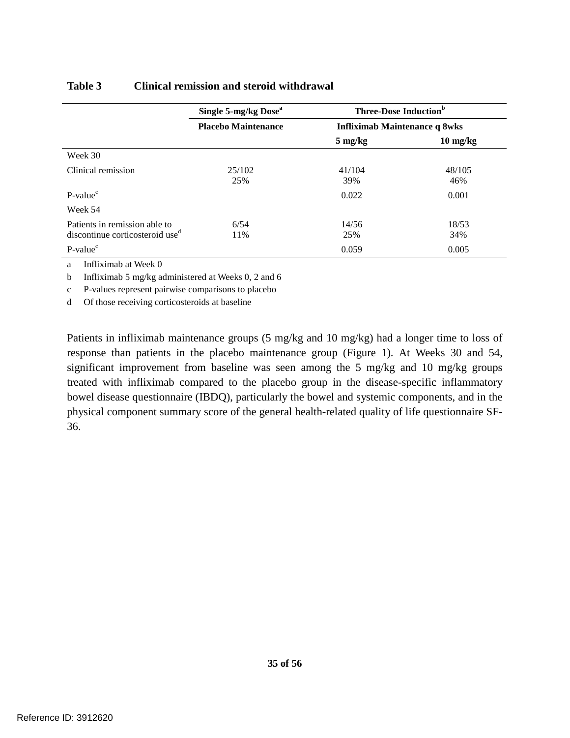**Table 3 Clinical remission and steroid withdrawal**

| | Single 5-mg/kg Dose[a] | Three-Dose Induction[b] | |
|---|---|---|---|
| | Placebo Maintenance | Infliximab Maintenance q 8wks | |
| | | 5 mg/kg | 10 mg/kg |
| Week 30 | | | |
| Clinical remission | 25/102<br>25% | 41/104<br>39% | 48/105<br>46% |
| P-value[c] | | 0.022 | 0.001 |
| Week 54 | | | |
| Patients in remission able to discontinue corticosteroid use[d] | 6/54<br>11% | 14/56<br>25% | 18/53<br>34% |
| P-value[c] | | 0.059 | 0.005 |

a Infliximab at Week 0

b Infliximab 5 mg/kg administered at Weeks 0, 2 and 6

c P-values represent pairwise comparisons to placebo

d Of those receiving corticosteroids at baseline

Patients in infliximab maintenance groups (5 mg/kg and 10 mg/kg) had a longer time to loss of response than patients in the placebo maintenance group (Figure 1). At Weeks 30 and 54, significant improvement from baseline was seen among the 5 mg/kg and 10 mg/kg groups treated with infliximab compared to the placebo group in the disease-specific inflammatory bowel disease questionnaire (IBDQ), particularly the bowel and systemic components, and in the physical component summary score of the general health-related quality of life questionnaire SF-36.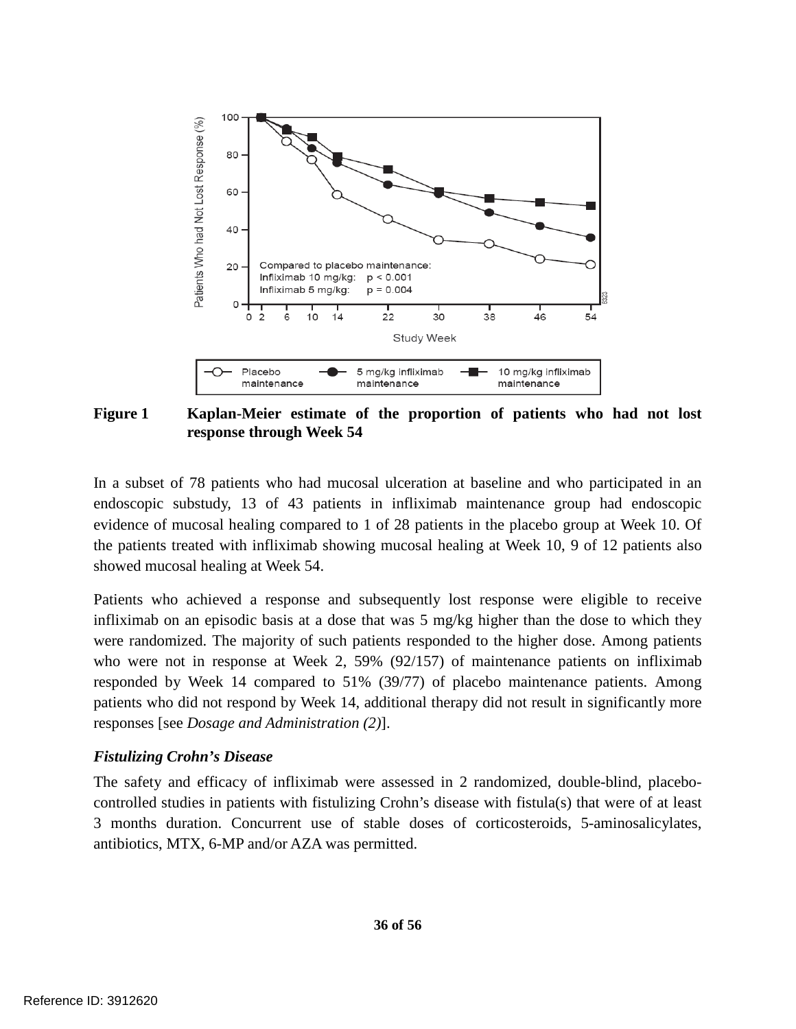**Figure 1 Kaplan-Meier estimate of the proportion of patients who had not lost response through Week 54**

In a subset of 78 patients who had mucosal ulceration at baseline and who participated in an endoscopic substudy, 13 of 43 patients in infliximab maintenance group had endoscopic evidence of mucosal healing compared to 1 of 28 patients in the placebo group at Week 10. Of the patients treated with infliximab showing mucosal healing at Week 10, 9 of 12 patients also showed mucosal healing at Week 54.

Patients who achieved a response and subsequently lost response were eligible to receive infliximab on an episodic basis at a dose that was 5 mg/kg higher than the dose to which they were randomized. The majority of such patients responded to the higher dose. Among patients who were not in response at Week 2, 59% (92/157) of maintenance patients on infliximab responded by Week 14 compared to 51% (39/77) of placebo maintenance patients. Among patients who did not respond by Week 14, additional therapy did not result in significantly more responses [see *Dosage and Administration (2)*].

***Fistulizing Crohn's Disease***

The safety and efficacy of infliximab were assessed in 2 randomized, double-blind, placebo-controlled studies in patients with fistulizing Crohn's disease with fistula(s) that were of at least 3 months duration. Concurrent use of stable doses of corticosteroids, 5-aminosalicylates, antibiotics, MTX, 6-MP and/or AZA was permitted.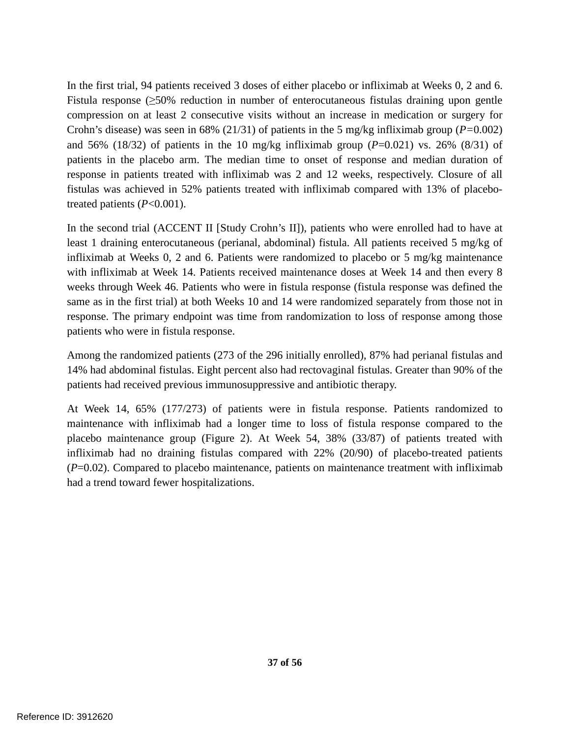In the first trial, 94 patients received 3 doses of either placebo or infliximab at Weeks 0, 2 and 6. Fistula response (≥50% reduction in number of enterocutaneous fistulas draining upon gentle compression on at least 2 consecutive visits without an increase in medication or surgery for Crohn's disease) was seen in 68% (21/31) of patients in the 5 mg/kg infliximab group (*P*=0.002) and 56% (18/32) of patients in the 10 mg/kg infliximab group (*P*=0.021) vs. 26% (8/31) of patients in the placebo arm. The median time to onset of response and median duration of response in patients treated with infliximab was 2 and 12 weeks, respectively. Closure of all fistulas was achieved in 52% patients treated with infliximab compared with 13% of placebo-treated patients (*P*<0.001).

In the second trial (ACCENT II [Study Crohn's II]), patients who were enrolled had to have at least 1 draining enterocutaneous (perianal, abdominal) fistula. All patients received 5 mg/kg of infliximab at Weeks 0, 2 and 6. Patients were randomized to placebo or 5 mg/kg maintenance with infliximab at Week 14. Patients received maintenance doses at Week 14 and then every 8 weeks through Week 46. Patients who were in fistula response (fistula response was defined the same as in the first trial) at both Weeks 10 and 14 were randomized separately from those not in response. The primary endpoint was time from randomization to loss of response among those patients who were in fistula response.

Among the randomized patients (273 of the 296 initially enrolled), 87% had perianal fistulas and 14% had abdominal fistulas. Eight percent also had rectovaginal fistulas. Greater than 90% of the patients had received previous immunosuppressive and antibiotic therapy.

At Week 14, 65% (177/273) of patients were in fistula response. Patients randomized to maintenance with infliximab had a longer time to loss of fistula response compared to the placebo maintenance group (Figure 2). At Week 54, 38% (33/87) of patients treated with infliximab had no draining fistulas compared with 22% (20/90) of placebo-treated patients (*P*=0.02). Compared to placebo maintenance, patients on maintenance treatment with infliximab had a trend toward fewer hospitalizations.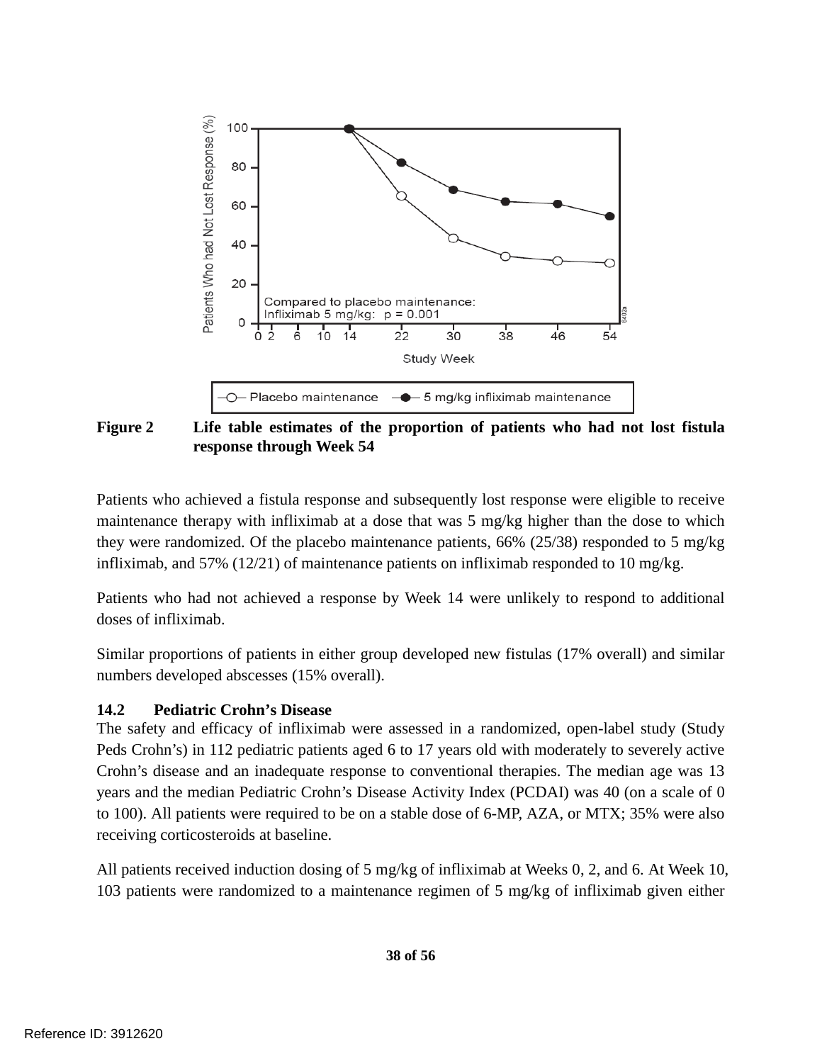**Figure 2 Life table estimates of the proportion of patients who had not lost fistula response through Week 54**

Patients who achieved a fistula response and subsequently lost response were eligible to receive maintenance therapy with infliximab at a dose that was 5 mg/kg higher than the dose to which they were randomized. Of the placebo maintenance patients, 66% (25/38) responded to 5 mg/kg infliximab, and 57% (12/21) of maintenance patients on infliximab responded to 10 mg/kg.

Patients who had not achieved a response by Week 14 were unlikely to respond to additional doses of infliximab.

Similar proportions of patients in either group developed new fistulas (17% overall) and similar numbers developed abscesses (15% overall).

### 14.2 Pediatric Crohn's Disease

The safety and efficacy of infliximab were assessed in a randomized, open-label study (Study Peds Crohn's) in 112 pediatric patients aged 6 to 17 years old with moderately to severely active Crohn's disease and an inadequate response to conventional therapies. The median age was 13 years and the median Pediatric Crohn's Disease Activity Index (PCDAI) was 40 (on a scale of 0 to 100). All patients were required to be on a stable dose of 6-MP, AZA, or MTX; 35% were also receiving corticosteroids at baseline.

All patients received induction dosing of 5 mg/kg of infliximab at Weeks 0, 2, and 6. At Week 10, 103 patients were randomized to a maintenance regimen of 5 mg/kg of infliximab given either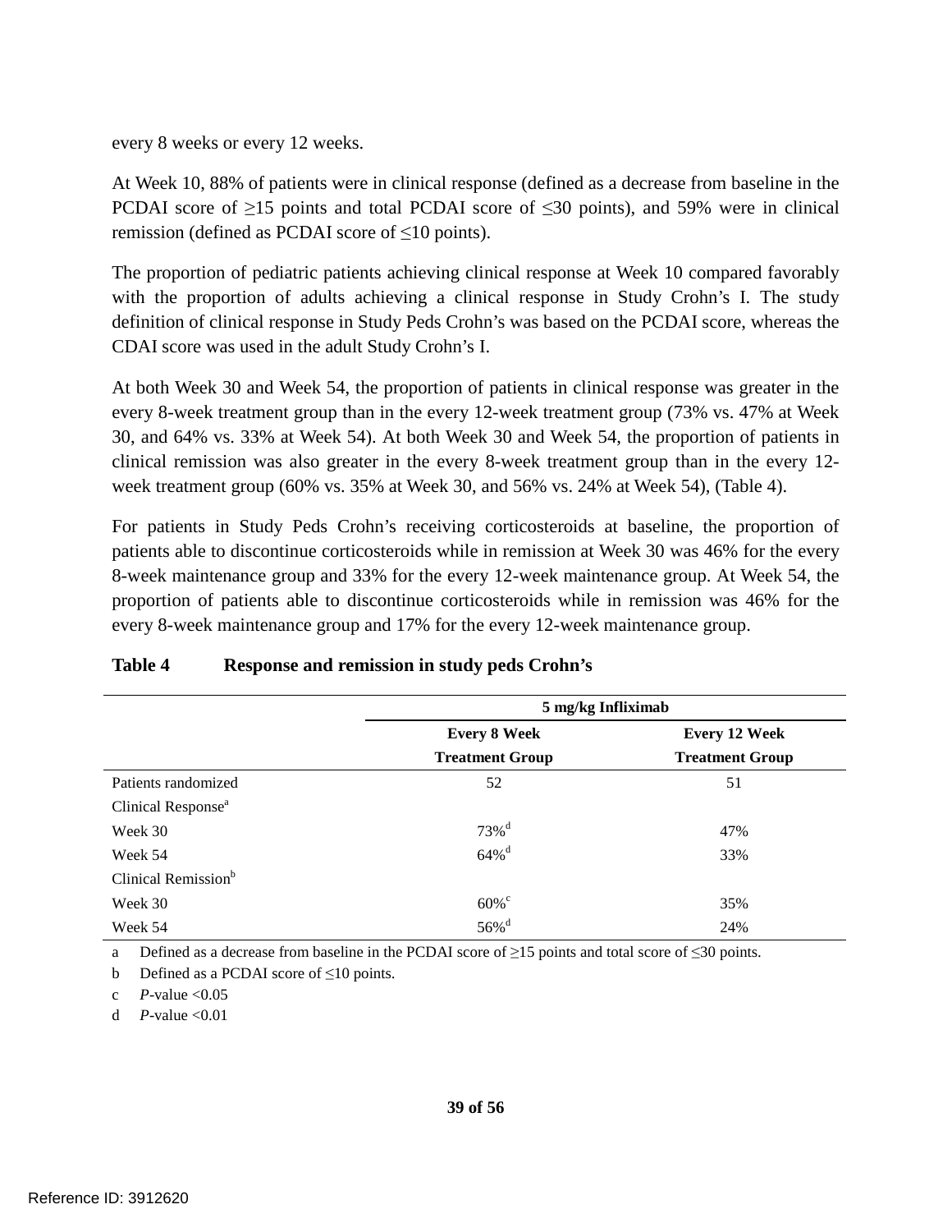every 8 weeks or every 12 weeks.

At Week 10, 88% of patients were in clinical response (defined as a decrease from baseline in the PCDAI score of ≥15 points and total PCDAI score of ≤30 points), and 59% were in clinical remission (defined as PCDAI score of ≤10 points).

The proportion of pediatric patients achieving clinical response at Week 10 compared favorably with the proportion of adults achieving a clinical response in Study Crohn's I. The study definition of clinical response in Study Peds Crohn's was based on the PCDAI score, whereas the CDAI score was used in the adult Study Crohn's I.

At both Week 30 and Week 54, the proportion of patients in clinical response was greater in the every 8-week treatment group than in the every 12-week treatment group (73% vs. 47% at Week 30, and 64% vs. 33% at Week 54). At both Week 30 and Week 54, the proportion of patients in clinical remission was also greater in the every 8-week treatment group than in the every 12-week treatment group (60% vs. 35% at Week 30, and 56% vs. 24% at Week 54), (Table 4).

For patients in Study Peds Crohn's receiving corticosteroids at baseline, the proportion of patients able to discontinue corticosteroids while in remission at Week 30 was 46% for the every 8-week maintenance group and 33% for the every 12-week maintenance group. At Week 54, the proportion of patients able to discontinue corticosteroids while in remission was 46% for the every 8-week maintenance group and 17% for the every 12-week maintenance group.

**Table 4 Response and remission in study peds Crohn's**

| | 5 mg/kg Infliximab | |
|---|---|---|
| | **Every 8 Week Treatment Group** | **Every 12 Week Treatment Group** |
| Patients randomized | 52 | 51 |
| Clinical Response[a] | | |
| Week 30 | 73%[d] | 47% |
| Week 54 | 64%[d] | 33% |
| Clinical Remission[b] | | |
| Week 30 | 60%[c] | 35% |
| Week 54 | 56%[d] | 24% |

a Defined as a decrease from baseline in the PCDAI score of ≥15 points and total score of ≤30 points.

b Defined as a PCDAI score of ≤10 points.

c *P*-value <0.05

d *P*-value <0.01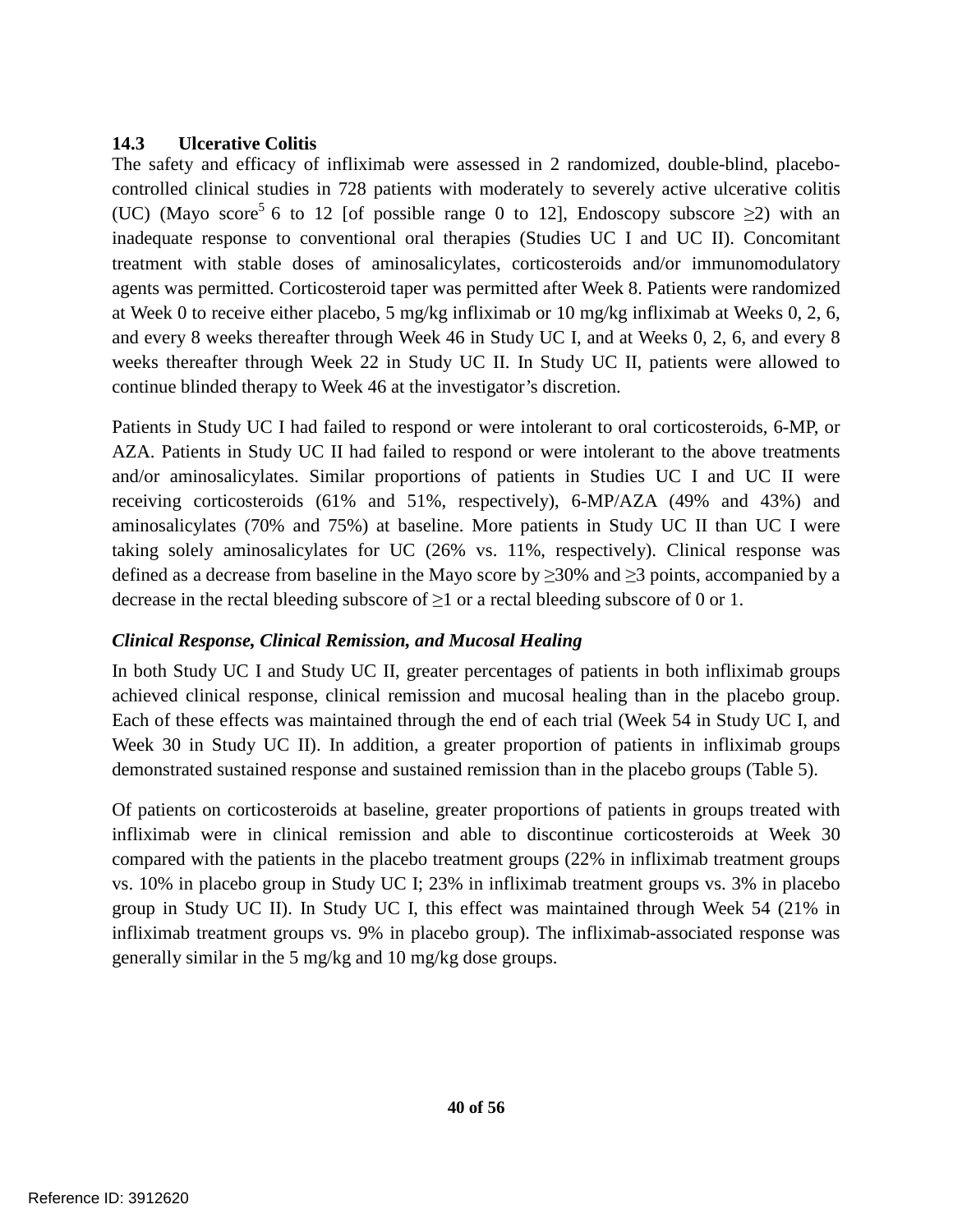### 14.3 Ulcerative Colitis

The safety and efficacy of infliximab were assessed in 2 randomized, double-blind, placebo-controlled clinical studies in 728 patients with moderately to severely active ulcerative colitis (UC) (Mayo score[5] 6 to 12 [of possible range 0 to 12], Endoscopy subscore ≥2) with an inadequate response to conventional oral therapies (Studies UC I and UC II). Concomitant treatment with stable doses of aminosalicylates, corticosteroids and/or immunomodulatory agents was permitted. Corticosteroid taper was permitted after Week 8. Patients were randomized at Week 0 to receive either placebo, 5 mg/kg infliximab or 10 mg/kg infliximab at Weeks 0, 2, 6, and every 8 weeks thereafter through Week 46 in Study UC I, and at Weeks 0, 2, 6, and every 8 weeks thereafter through Week 22 in Study UC II. In Study UC II, patients were allowed to continue blinded therapy to Week 46 at the investigator's discretion.

Patients in Study UC I had failed to respond or were intolerant to oral corticosteroids, 6-MP, or AZA. Patients in Study UC II had failed to respond or were intolerant to the above treatments and/or aminosalicylates. Similar proportions of patients in Studies UC I and UC II were receiving corticosteroids (61% and 51%, respectively), 6-MP/AZA (49% and 43%) and aminosalicylates (70% and 75%) at baseline. More patients in Study UC II than UC I were taking solely aminosalicylates for UC (26% vs. 11%, respectively). Clinical response was defined as a decrease from baseline in the Mayo score by ≥30% and ≥3 points, accompanied by a decrease in the rectal bleeding subscore of ≥1 or a rectal bleeding subscore of 0 or 1.

***Clinical Response, Clinical Remission, and Mucosal Healing***

In both Study UC I and Study UC II, greater percentages of patients in both infliximab groups achieved clinical response, clinical remission and mucosal healing than in the placebo group. Each of these effects was maintained through the end of each trial (Week 54 in Study UC I, and Week 30 in Study UC II). In addition, a greater proportion of patients in infliximab groups demonstrated sustained response and sustained remission than in the placebo groups (Table 5).

Of patients on corticosteroids at baseline, greater proportions of patients in groups treated with infliximab were in clinical remission and able to discontinue corticosteroids at Week 30 compared with the patients in the placebo treatment groups (22% in infliximab treatment groups vs. 10% in placebo group in Study UC I; 23% in infliximab treatment groups vs. 3% in placebo group in Study UC II). In Study UC I, this effect was maintained through Week 54 (21% in infliximab treatment groups vs. 9% in placebo group). The infliximab-associated response was generally similar in the 5 mg/kg and 10 mg/kg dose groups.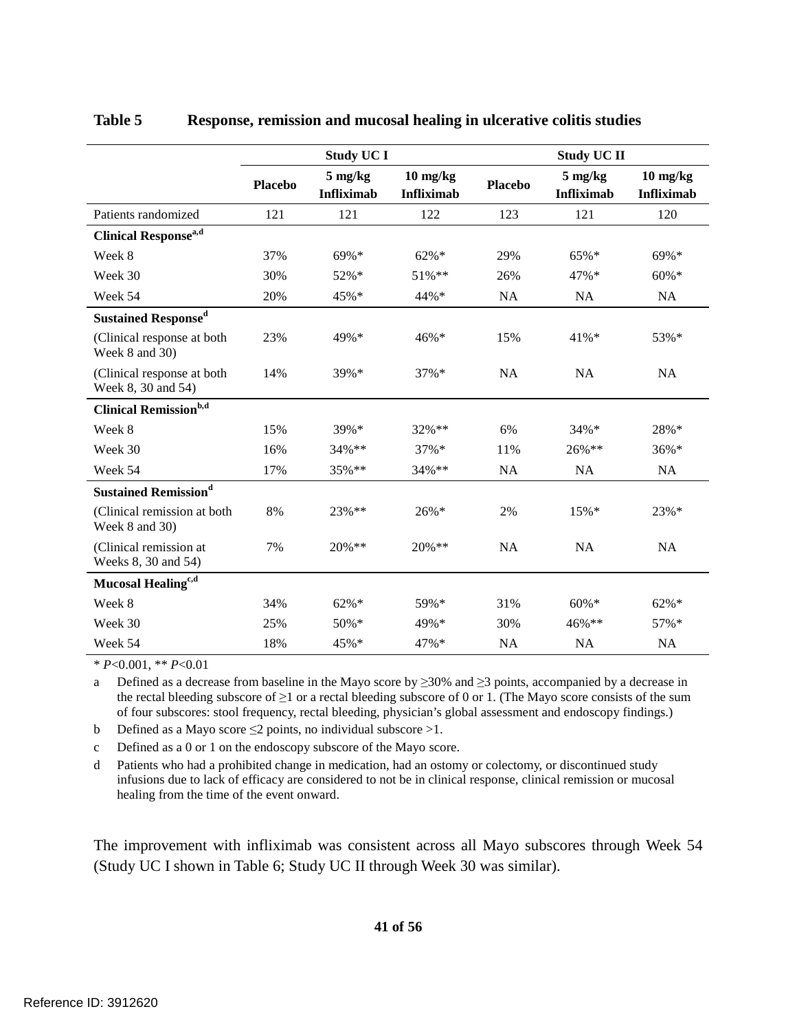**Table 5 Response, remission and mucosal healing in ulcerative colitis studies**

| | Study UC I | | | Study UC II | | |
|---|---|---|---|---|---|---|
| | Placebo | 5 mg/kg Infliximab | 10 mg/kg Infliximab | Placebo | 5 mg/kg Infliximab | 10 mg/kg Infliximab |
| Patients randomized | 121 | 121 | 122 | 123 | 121 | 120 |
| **Clinical Response[a,d]** | | | | | | |
| Week 8 | 37% | 69%* | 62%* | 29% | 65%* | 69%* |
| Week 30 | 30% | 52%* | 51%** | 26% | 47%* | 60%* |
| Week 54 | 20% | 45%* | 44%* | NA | NA | NA |
| **Sustained Response[d]** | | | | | | |
| (Clinical response at both Week 8 and 30) | 23% | 49%* | 46%* | 15% | 41%* | 53%* |
| (Clinical response at both Week 8, 30 and 54) | 14% | 39%* | 37%* | NA | NA | NA |
| **Clinical Remission[b,d]** | | | | | | |
| Week 8 | 15% | 39%* | 32%** | 6% | 34%* | 28%* |
| Week 30 | 16% | 34%** | 37%* | 11% | 26%** | 36%* |
| Week 54 | 17% | 35%** | 34%** | NA | NA | NA |
| **Sustained Remission[d]** | | | | | | |
| (Clinical remission at both Week 8 and 30) | 8% | 23%** | 26%* | 2% | 15%* | 23%* |
| (Clinical remission at Weeks 8, 30 and 54) | 7% | 20%** | 20%** | NA | NA | NA |
| **Mucosal Healing[c,d]** | | | | | | |
| Week 8 | 34% | 62%* | 59%* | 31% | 60%* | 62%* |
| Week 30 | 25% | 50%* | 49%* | 30% | 46%** | 57%* |
| Week 54 | 18% | 45%* | 47%* | NA | NA | NA |

* $P<0.001$, ** $P<0.01$

a Defined as a decrease from baseline in the Mayo score by ≥30% and ≥3 points, accompanied by a decrease in the rectal bleeding subscore of ≥1 or a rectal bleeding subscore of 0 or 1. (The Mayo score consists of the sum of four subscores: stool frequency, rectal bleeding, physician's global assessment and endoscopy findings.)

b Defined as a Mayo score ≤2 points, no individual subscore >1.

c Defined as a 0 or 1 on the endoscopy subscore of the Mayo score.

d Patients who had a prohibited change in medication, had an ostomy or colectomy, or discontinued study infusions due to lack of efficacy are considered to not be in clinical response, clinical remission or mucosal healing from the time of the event onward.

The improvement with infliximab was consistent across all Mayo subscores through Week 54 (Study UC I shown in Table 6; Study UC II through Week 30 was similar).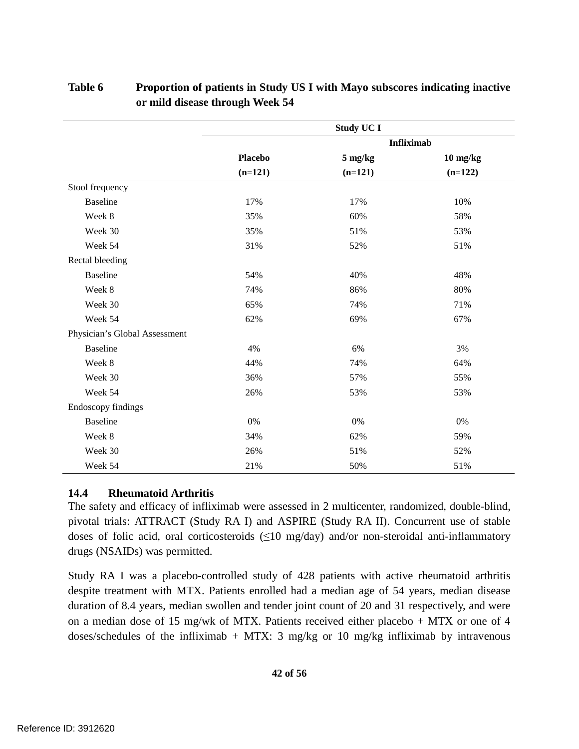**Table 6 Proportion of patients in Study US I with Mayo subscores indicating inactive or mild disease through Week 54**

| | Study UC I | | |
|---|---|---|---|
| | | Infliximab | |
| | Placebo (n=121) | 5 mg/kg (n=121) | 10 mg/kg (n=122) |
| Stool frequency | | | |
| Baseline | 17% | 17% | 10% |
| Week 8 | 35% | 60% | 58% |
| Week 30 | 35% | 51% | 53% |
| Week 54 | 31% | 52% | 51% |
| Rectal bleeding | | | |
| Baseline | 54% | 40% | 48% |
| Week 8 | 74% | 86% | 80% |
| Week 30 | 65% | 74% | 71% |
| Week 54 | 62% | 69% | 67% |
| Physician's Global Assessment | | | |
| Baseline | 4% | 6% | 3% |
| Week 8 | 44% | 74% | 64% |
| Week 30 | 36% | 57% | 55% |
| Week 54 | 26% | 53% | 53% |
| Endoscopy findings | | | |
| Baseline | 0% | 0% | 0% |
| Week 8 | 34% | 62% | 59% |
| Week 30 | 26% | 51% | 52% |
| Week 54 | 21% | 50% | 51% |

### 14.4 Rheumatoid Arthritis

The safety and efficacy of infliximab were assessed in 2 multicenter, randomized, double-blind, pivotal trials: ATTRACT (Study RA I) and ASPIRE (Study RA II). Concurrent use of stable doses of folic acid, oral corticosteroids (≤10 mg/day) and/or non-steroidal anti-inflammatory drugs (NSAIDs) was permitted.

Study RA I was a placebo-controlled study of 428 patients with active rheumatoid arthritis despite treatment with MTX. Patients enrolled had a median age of 54 years, median disease duration of 8.4 years, median swollen and tender joint count of 20 and 31 respectively, and were on a median dose of 15 mg/wk of MTX. Patients received either placebo + MTX or one of 4 doses/schedules of the infliximab + MTX: 3 mg/kg or 10 mg/kg infliximab by intravenous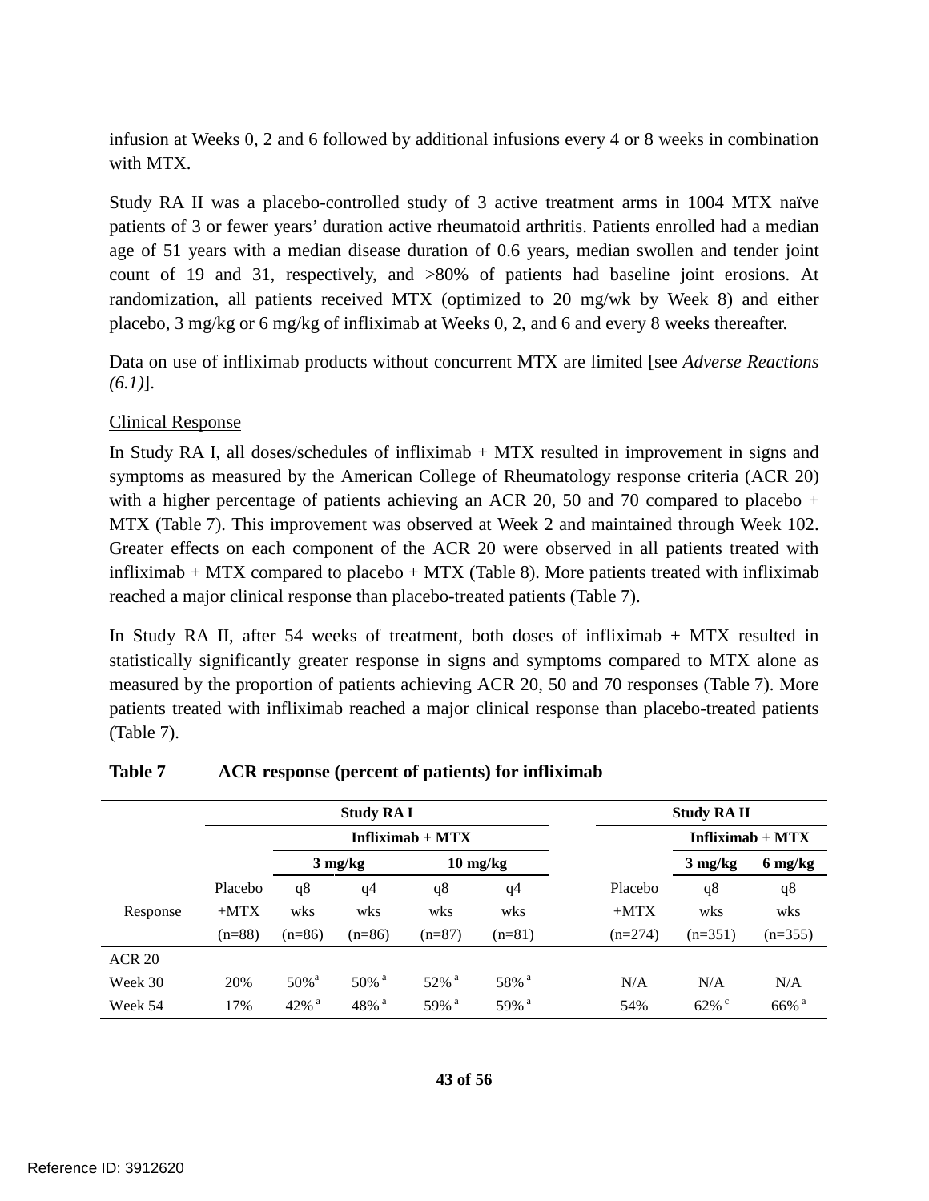infusion at Weeks 0, 2 and 6 followed by additional infusions every 4 or 8 weeks in combination with MTX.

Study RA II was a placebo-controlled study of 3 active treatment arms in 1004 MTX naïve patients of 3 or fewer years' duration active rheumatoid arthritis. Patients enrolled had a median age of 51 years with a median disease duration of 0.6 years, median swollen and tender joint count of 19 and 31, respectively, and >80% of patients had baseline joint erosions. At randomization, all patients received MTX (optimized to 20 mg/wk by Week 8) and either placebo, 3 mg/kg or 6 mg/kg of infliximab at Weeks 0, 2, and 6 and every 8 weeks thereafter.

Data on use of infliximab products without concurrent MTX are limited [see *Adverse Reactions (6.1)*].

Clinical Response

In Study RA I, all doses/schedules of infliximab + MTX resulted in improvement in signs and symptoms as measured by the American College of Rheumatology response criteria (ACR 20) with a higher percentage of patients achieving an ACR 20, 50 and 70 compared to placebo + MTX (Table 7). This improvement was observed at Week 2 and maintained through Week 102. Greater effects on each component of the ACR 20 were observed in all patients treated with infliximab + MTX compared to placebo + MTX (Table 8). More patients treated with infliximab reached a major clinical response than placebo-treated patients (Table 7).

In Study RA II, after 54 weeks of treatment, both doses of infliximab + MTX resulted in statistically significantly greater response in signs and symptoms compared to MTX alone as measured by the proportion of patients achieving ACR 20, 50 and 70 responses (Table 7). More patients treated with infliximab reached a major clinical response than placebo-treated patients (Table 7).

**Table 7 ACR response (percent of patients) for infliximab**

| | Study RA I | | | | | Study RA II | | |
|---|---|---|---|---|---|---|---|---|
| | | Infliximab + MTX | | | | | Infliximab + MTX | |
| | | 3 mg/kg | | 10 mg/kg | | | 3 mg/kg | 6 mg/kg |
| Response | Placebo +MTX (n=88) | q8 wks (n=86) | q4 wks (n=86) | q8 wks (n=87) | q4 wks (n=81) | Placebo +MTX (n=274) | q8 wks (n=351) | q8 wks (n=355) |
| ACR 20 | | | | | | | | |
| Week 30 | 20% | 50%[a] | 50%[a] | 52%[a] | 58%[a] | N/A | N/A | N/A |
| Week 54 | 17% | 42%[a] | 48%[a] | 59%[a] | 59%[a] | 54% | 62%[c] | 66%[a] |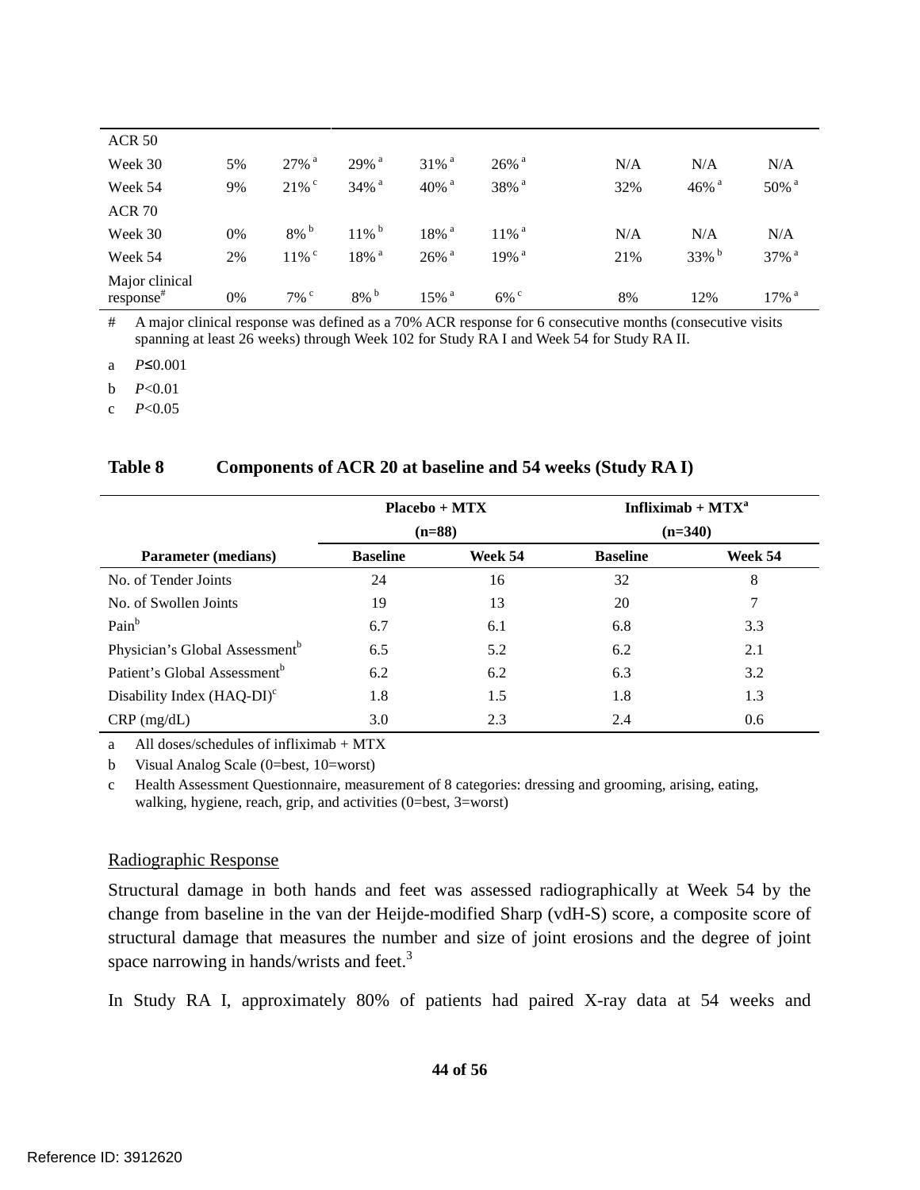| | | | | | | | | |
|---|---|---|---|---|---|---|---|---|
| ACR 50 | | | | | | | | |
| Week 30 | 5% | 27% [a] | 29% [a] | 31% [a] | 26% [a] | N/A | N/A | N/A |
| Week 54 | 9% | 21% [c] | 34% [a] | 40% [a] | 38% [a] | 32% | 46% [a] | 50% [a] |
| ACR 70 | | | | | | | | |
| Week 30 | 0% | 8% [b] | 11% [b] | 18% [a] | 11% [a] | N/A | N/A | N/A |
| Week 54 | 2% | 11% [c] | 18% [a] | 26% [a] | 19% [a] | 21% | 33% [b] | 37% [a] |
| Major clinical response[#] | 0% | 7% [c] | 8% [b] | 15% [a] | 6% [c] | 8% | 12% | 17% [a] |

\# A major clinical response was defined as a 70% ACR response for 6 consecutive months (consecutive visits spanning at least 26 weeks) through Week 102 for Study RA I and Week 54 for Study RA II.

a *P*≤0.001

b *P*<0.01

c *P*<0.05

**Table 8 Components of ACR 20 at baseline and 54 weeks (Study RA I)**

| | Placebo + MTX (n=88) | | Infliximab + MTX[a] (n=340) | |
|---|---|---|---|---|
| **Parameter (medians)** | **Baseline** | **Week 54** | **Baseline** | **Week 54** |
| No. of Tender Joints | 24 | 16 | 32 | 8 |
| No. of Swollen Joints | 19 | 13 | 20 | 7 |
| Pain[b] | 6.7 | 6.1 | 6.8 | 3.3 |
| Physician's Global Assessment[b] | 6.5 | 5.2 | 6.2 | 2.1 |
| Patient's Global Assessment[b] | 6.2 | 6.2 | 6.3 | 3.2 |
| Disability Index (HAQ-DI)[c] | 1.8 | 1.5 | 1.8 | 1.3 |
| CRP (mg/dL) | 3.0 | 2.3 | 2.4 | 0.6 |

a All doses/schedules of infliximab + MTX

b Visual Analog Scale (0=best, 10=worst)

c Health Assessment Questionnaire, measurement of 8 categories: dressing and grooming, arising, eating, walking, hygiene, reach, grip, and activities (0=best, 3=worst)

Radiographic Response

Structural damage in both hands and feet was assessed radiographically at Week 54 by the change from baseline in the van der Heijde-modified Sharp (vdH-S) score, a composite score of structural damage that measures the number and size of joint erosions and the degree of joint space narrowing in hands/wrists and feet.[3]

In Study RA I, approximately 80% of patients had paired X-ray data at 54 weeks and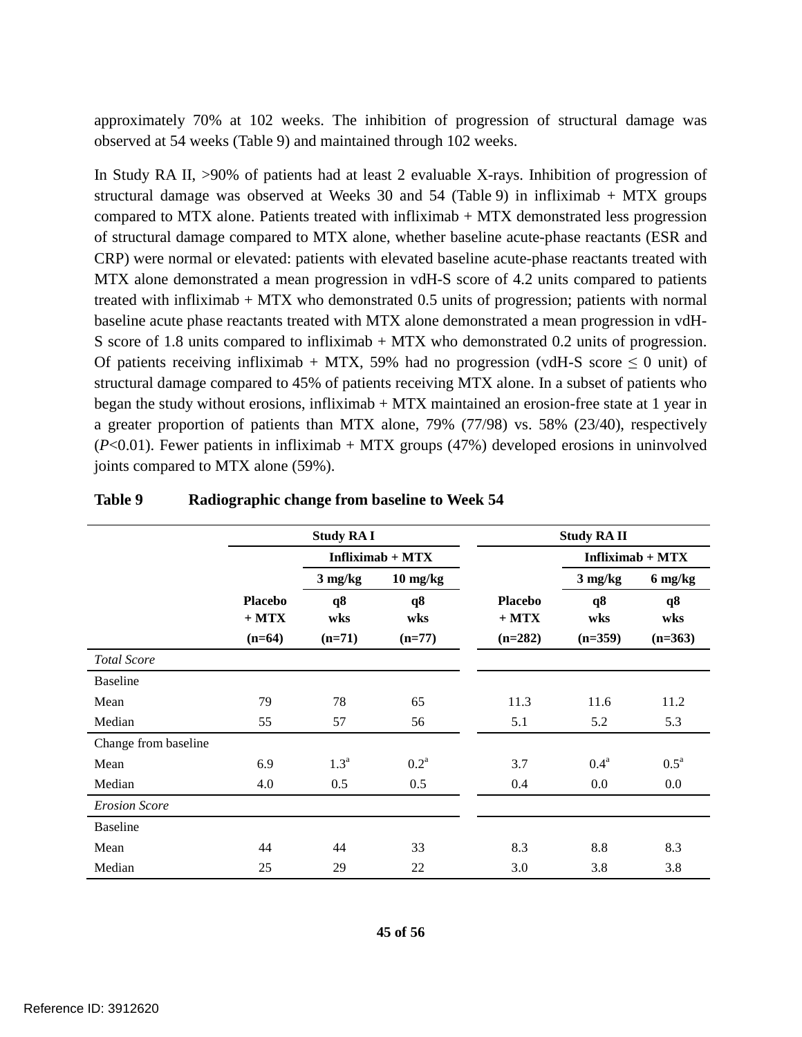approximately 70% at 102 weeks. The inhibition of progression of structural damage was observed at 54 weeks (Table 9) and maintained through 102 weeks.

In Study RA II, >90% of patients had at least 2 evaluable X-rays. Inhibition of progression of structural damage was observed at Weeks 30 and 54 (Table 9) in infliximab + MTX groups compared to MTX alone. Patients treated with infliximab + MTX demonstrated less progression of structural damage compared to MTX alone, whether baseline acute-phase reactants (ESR and CRP) were normal or elevated: patients with elevated baseline acute-phase reactants treated with MTX alone demonstrated a mean progression in vdH-S score of 4.2 units compared to patients treated with infliximab + MTX who demonstrated 0.5 units of progression; patients with normal baseline acute phase reactants treated with MTX alone demonstrated a mean progression in vdH-S score of 1.8 units compared to infliximab + MTX who demonstrated 0.2 units of progression. Of patients receiving infliximab + MTX, 59% had no progression (vdH-S score ≤ 0 unit) of structural damage compared to 45% of patients receiving MTX alone. In a subset of patients who began the study without erosions, infliximab + MTX maintained an erosion-free state at 1 year in a greater proportion of patients than MTX alone, 79% (77/98) vs. 58% (23/40), respectively (*P*<0.01). Fewer patients in infliximab + MTX groups (47%) developed erosions in uninvolved joints compared to MTX alone (59%).

**Table 9 Radiographic change from baseline to Week 54**

| | Study RA I | | | Study RA II | | |
|---|---|---|---|---|---|---|
| | | Infliximab + MTX | | | Infliximab + MTX | |
| | | 3 mg/kg | 10 mg/kg | | 3 mg/kg | 6 mg/kg |
| | Placebo + MTX (n=64) | q8 wks (n=71) | q8 wks (n=77) | Placebo + MTX (n=282) | q8 wks (n=359) | q8 wks (n=363) |
| *Total Score* | | | | | | |
| Baseline | | | | | | |
| Mean | 79 | 78 | 65 | 11.3 | 11.6 | 11.2 |
| Median | 55 | 57 | 56 | 5.1 | 5.2 | 5.3 |
| Change from baseline | | | | | | |
| Mean | 6.9 | 1.3[a] | 0.2[a] | 3.7 | 0.4[a] | 0.5[a] |
| Median | 4.0 | 0.5 | 0.5 | 0.4 | 0.0 | 0.0 |
| *Erosion Score* | | | | | | |
| Baseline | | | | | | |
| Mean | 44 | 44 | 33 | 8.3 | 8.8 | 8.3 |
| Median | 25 | 29 | 22 | 3.0 | 3.8 | 3.8 |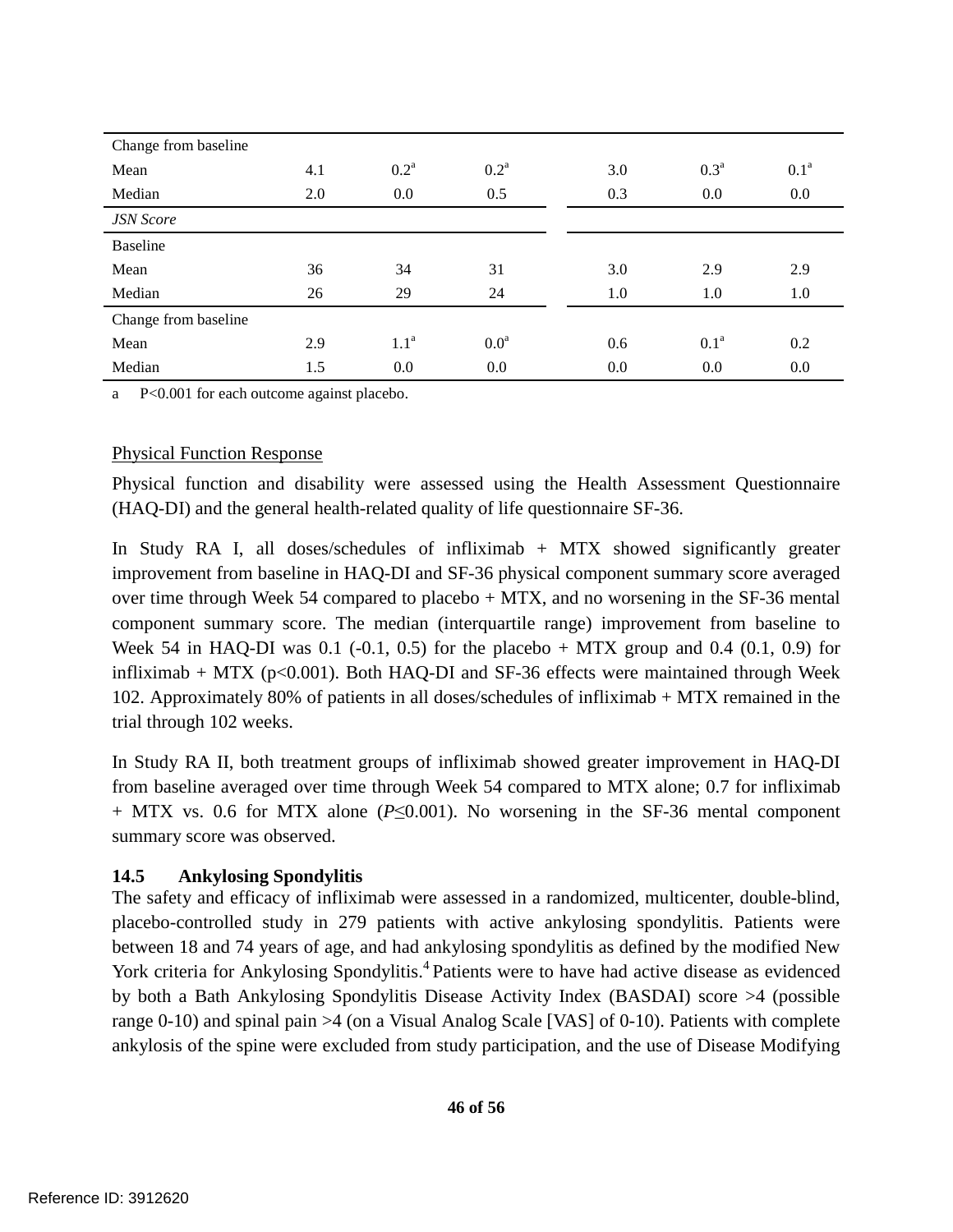| | | | | | | |
|---|---|---|---|---|---|---|
| Change from baseline | | | | | | |
| Mean | 4.1 | 0.2[a] | 0.2[a] | 3.0 | 0.3[a] | 0.1[a] |
| Median | 2.0 | 0.0 | 0.5 | 0.3 | 0.0 | 0.0 |
| *JSN Score* | | | | | | |
| Baseline | | | | | | |
| Mean | 36 | 34 | 31 | 3.0 | 2.9 | 2.9 |
| Median | 26 | 29 | 24 | 1.0 | 1.0 | 1.0 |
| Change from baseline | | | | | | |
| Mean | 2.9 | 1.1[a] | 0.0[a] | 0.6 | 0.1[a] | 0.2 |
| Median | 1.5 | 0.0 | 0.0 | 0.0 | 0.0 | 0.0 |

a P<0.001 for each outcome against placebo.

Physical Function Response

Physical function and disability were assessed using the Health Assessment Questionnaire (HAQ-DI) and the general health-related quality of life questionnaire SF-36.

In Study RA I, all doses/schedules of infliximab + MTX showed significantly greater improvement from baseline in HAQ-DI and SF-36 physical component summary score averaged over time through Week 54 compared to placebo + MTX, and no worsening in the SF-36 mental component summary score. The median (interquartile range) improvement from baseline to Week 54 in HAQ-DI was 0.1 (-0.1, 0.5) for the placebo + MTX group and 0.4 (0.1, 0.9) for infliximab + MTX (p<0.001). Both HAQ-DI and SF-36 effects were maintained through Week 102. Approximately 80% of patients in all doses/schedules of infliximab + MTX remained in the trial through 102 weeks.

In Study RA II, both treatment groups of infliximab showed greater improvement in HAQ-DI from baseline averaged over time through Week 54 compared to MTX alone; 0.7 for infliximab + MTX vs. 0.6 for MTX alone ($P \leq 0.001$). No worsening in the SF-36 mental component summary score was observed.

### 14.5 Ankylosing Spondylitis

The safety and efficacy of infliximab were assessed in a randomized, multicenter, double-blind, placebo-controlled study in 279 patients with active ankylosing spondylitis. Patients were between 18 and 74 years of age, and had ankylosing spondylitis as defined by the modified New York criteria for Ankylosing Spondylitis.[4] Patients were to have had active disease as evidenced by both a Bath Ankylosing Spondylitis Disease Activity Index (BASDAI) score >4 (possible range 0-10) and spinal pain >4 (on a Visual Analog Scale [VAS] of 0-10). Patients with complete ankylosis of the spine were excluded from study participation, and the use of Disease Modifying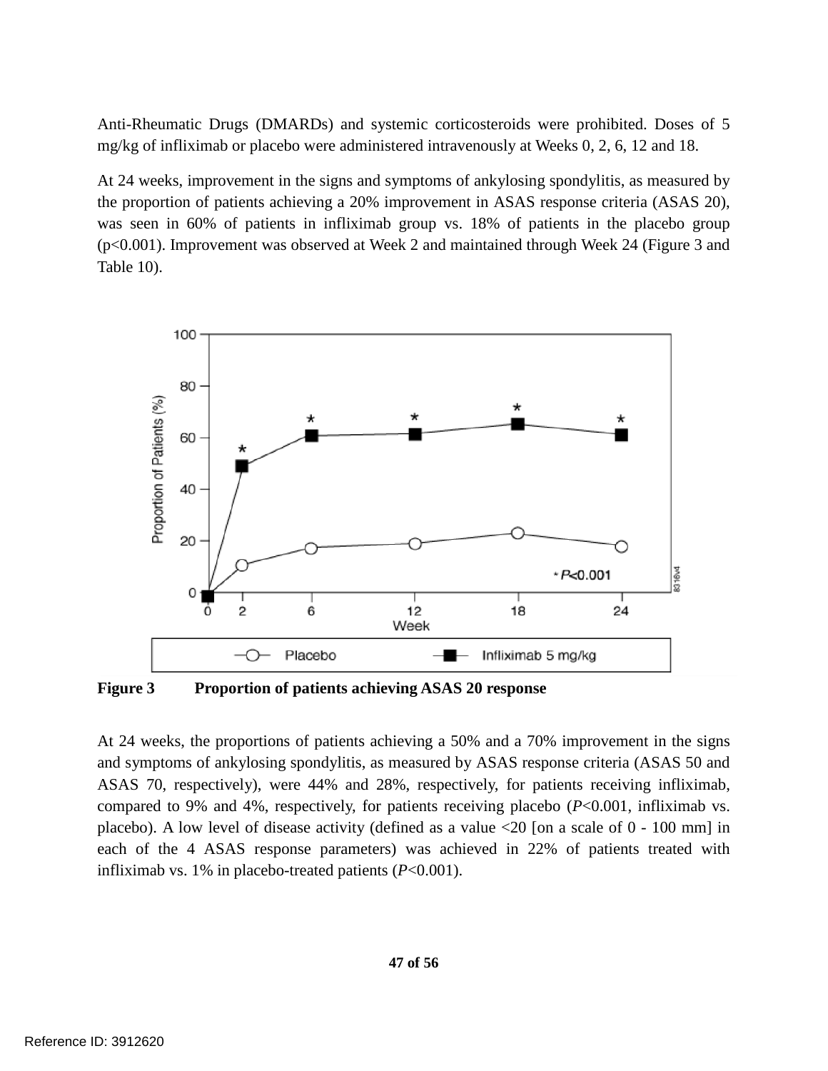Anti-Rheumatic Drugs (DMARDs) and systemic corticosteroids were prohibited. Doses of 5 mg/kg of infliximab or placebo were administered intravenously at Weeks 0, 2, 6, 12 and 18.

At 24 weeks, improvement in the signs and symptoms of ankylosing spondylitis, as measured by the proportion of patients achieving a 20% improvement in ASAS response criteria (ASAS 20), was seen in 60% of patients in infliximab group vs. 18% of patients in the placebo group ($p<0.001$). Improvement was observed at Week 2 and maintained through Week 24 (Figure 3 and Table 10).

**Figure 3 Proportion of patients achieving ASAS 20 response**

At 24 weeks, the proportions of patients achieving a 50% and a 70% improvement in the signs and symptoms of ankylosing spondylitis, as measured by ASAS response criteria (ASAS 50 and ASAS 70, respectively), were 44% and 28%, respectively, for patients receiving infliximab, compared to 9% and 4%, respectively, for patients receiving placebo ($P<0.001$, infliximab vs. placebo). A low level of disease activity (defined as a value <20 [on a scale of 0 - 100 mm] in each of the 4 ASAS response parameters) was achieved in 22% of patients treated with infliximab vs. 1% in placebo-treated patients ($P<0.001$).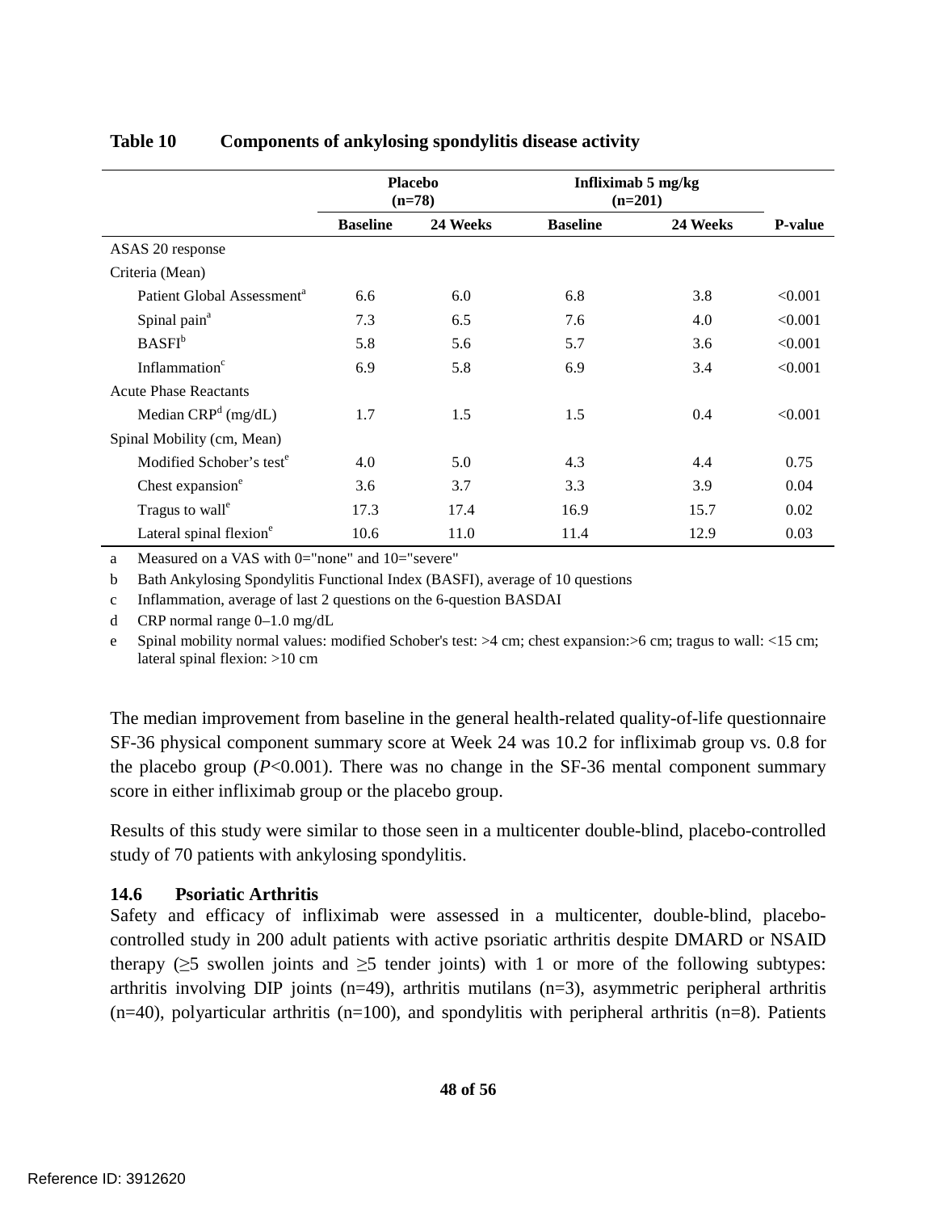**Table 10 Components of ankylosing spondylitis disease activity**

| | Placebo (n=78) | | Infliximab 5 mg/kg (n=201) | | |
|---|---|---|---|---|---|
| | Baseline | 24 Weeks | Baseline | 24 Weeks | P-value |
| ASAS 20 response | | | | | |
| Criteria (Mean) | | | | | |
| Patient Global Assessment[a] | 6.6 | 6.0 | 6.8 | 3.8 | <0.001 |
| Spinal pain[a] | 7.3 | 6.5 | 7.6 | 4.0 | <0.001 |
| BASFI[b] | 5.8 | 5.6 | 5.7 | 3.6 | <0.001 |
| Inflammation[c] | 6.9 | 5.8 | 6.9 | 3.4 | <0.001 |
| Acute Phase Reactants | | | | | |
| Median CRP[d] (mg/dL) | 1.7 | 1.5 | 1.5 | 0.4 | <0.001 |
| Spinal Mobility (cm, Mean) | | | | | |
| Modified Schober's test[e] | 4.0 | 5.0 | 4.3 | 4.4 | 0.75 |
| Chest expansion[e] | 3.6 | 3.7 | 3.3 | 3.9 | 0.04 |
| Tragus to wall[e] | 17.3 | 17.4 | 16.9 | 15.7 | 0.02 |
| Lateral spinal flexion[e] | 10.6 | 11.0 | 11.4 | 12.9 | 0.03 |

a Measured on a VAS with 0="none" and 10="severe"

b Bath Ankylosing Spondylitis Functional Index (BASFI), average of 10 questions

c Inflammation, average of last 2 questions on the 6-question BASDAI

d CRP normal range 0–1.0 mg/dL

e Spinal mobility normal values: modified Schober's test: >4 cm; chest expansion:>6 cm; tragus to wall: <15 cm; lateral spinal flexion: >10 cm

The median improvement from baseline in the general health-related quality-of-life questionnaire SF-36 physical component summary score at Week 24 was 10.2 for infliximab group vs. 0.8 for the placebo group (*P*<0.001). There was no change in the SF-36 mental component summary score in either infliximab group or the placebo group.

Results of this study were similar to those seen in a multicenter double-blind, placebo-controlled study of 70 patients with ankylosing spondylitis.

### 14.6 Psoriatic Arthritis

Safety and efficacy of infliximab were assessed in a multicenter, double-blind, placebo-controlled study in 200 adult patients with active psoriatic arthritis despite DMARD or NSAID therapy (≥5 swollen joints and ≥5 tender joints) with 1 or more of the following subtypes: arthritis involving DIP joints (n=49), arthritis mutilans (n=3), asymmetric peripheral arthritis (n=40), polyarticular arthritis (n=100), and spondylitis with peripheral arthritis (n=8). Patients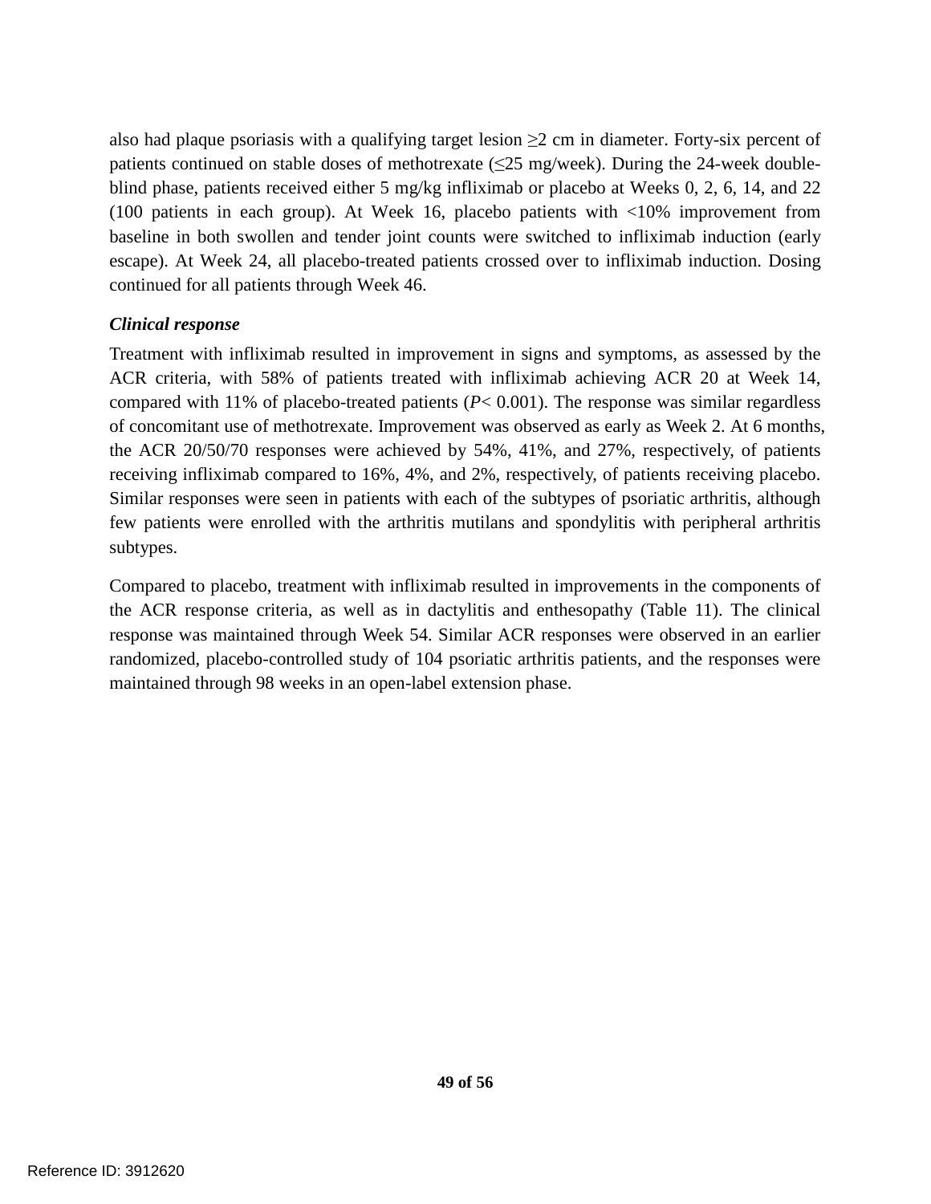also had plaque psoriasis with a qualifying target lesion ≥2 cm in diameter. Forty-six percent of patients continued on stable doses of methotrexate (≤25 mg/week). During the 24-week double-blind phase, patients received either 5 mg/kg infliximab or placebo at Weeks 0, 2, 6, 14, and 22 (100 patients in each group). At Week 16, placebo patients with <10% improvement from baseline in both swollen and tender joint counts were switched to infliximab induction (early escape). At Week 24, all placebo-treated patients crossed over to infliximab induction. Dosing continued for all patients through Week 46.

***Clinical response***

Treatment with infliximab resulted in improvement in signs and symptoms, as assessed by the ACR criteria, with 58% of patients treated with infliximab achieving ACR 20 at Week 14, compared with 11% of placebo-treated patients ($P < 0.001$). The response was similar regardless of concomitant use of methotrexate. Improvement was observed as early as Week 2. At 6 months, the ACR 20/50/70 responses were achieved by 54%, 41%, and 27%, respectively, of patients receiving infliximab compared to 16%, 4%, and 2%, respectively, of patients receiving placebo. Similar responses were seen in patients with each of the subtypes of psoriatic arthritis, although few patients were enrolled with the arthritis mutilans and spondylitis with peripheral arthritis subtypes.

Compared to placebo, treatment with infliximab resulted in improvements in the components of the ACR response criteria, as well as in dactylitis and enthesopathy (Table 11). The clinical response was maintained through Week 54. Similar ACR responses were observed in an earlier randomized, placebo-controlled study of 104 psoriatic arthritis patients, and the responses were maintained through 98 weeks in an open-label extension phase.

Reference ID: 3912620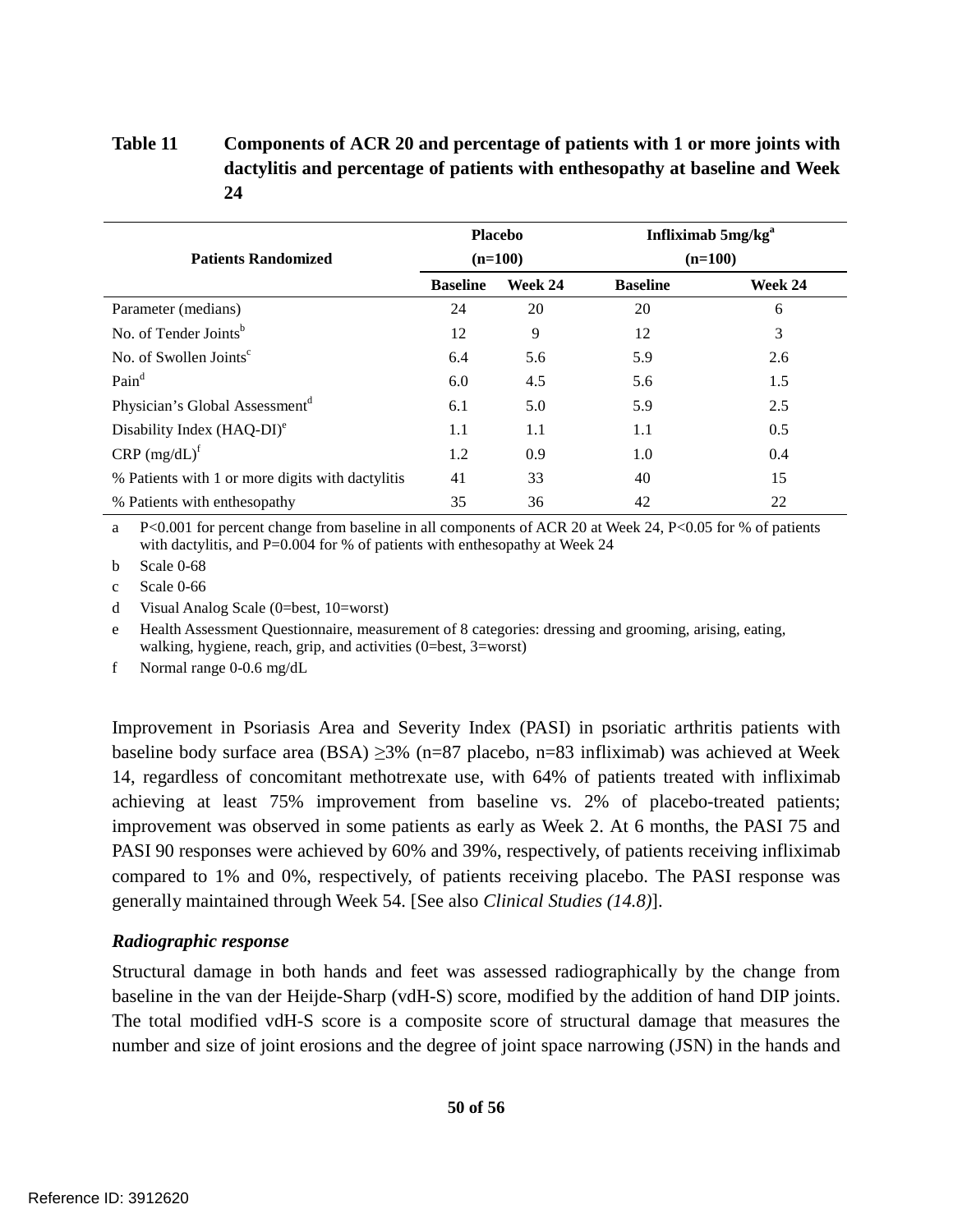**Table 11 Components of ACR 20 and percentage of patients with 1 or more joints with dactylitis and percentage of patients with enthesopathy at baseline and Week 24**

| Patients Randomized | Placebo (n=100) | | Infliximab 5mg/kg[a] (n=100) | |
|---|---|---|---|---|
| | Baseline | Week 24 | Baseline | Week 24 |
| Parameter (medians) | 24 | 20 | 20 | 6 |
| No. of Tender Joints[b] | 12 | 9 | 12 | 3 |
| No. of Swollen Joints[c] | 6.4 | 5.6 | 5.9 | 2.6 |
| Pain[d] | 6.0 | 4.5 | 5.6 | 1.5 |
| Physician's Global Assessment[d] | 6.1 | 5.0 | 5.9 | 2.5 |
| Disability Index (HAQ-DI)[e] | 1.1 | 1.1 | 1.1 | 0.5 |
| CRP (mg/dL)[f] | 1.2 | 0.9 | 1.0 | 0.4 |
| % Patients with 1 or more digits with dactylitis | 41 | 33 | 40 | 15 |
| % Patients with enthesopathy | 35 | 36 | 42 | 22 |

a P<0.001 for percent change from baseline in all components of ACR 20 at Week 24, P<0.05 for % of patients with dactylitis, and P=0.004 for % of patients with enthesopathy at Week 24

b Scale 0-68

c Scale 0-66

d Visual Analog Scale (0=best, 10=worst)

e Health Assessment Questionnaire, measurement of 8 categories: dressing and grooming, arising, eating, walking, hygiene, reach, grip, and activities (0=best, 3=worst)

f Normal range 0-0.6 mg/dL

Improvement in Psoriasis Area and Severity Index (PASI) in psoriatic arthritis patients with baseline body surface area (BSA) ≥3% (n=87 placebo, n=83 infliximab) was achieved at Week 14, regardless of concomitant methotrexate use, with 64% of patients treated with infliximab achieving at least 75% improvement from baseline vs. 2% of placebo-treated patients; improvement was observed in some patients as early as Week 2. At 6 months, the PASI 75 and PASI 90 responses were achieved by 60% and 39%, respectively, of patients receiving infliximab compared to 1% and 0%, respectively, of patients receiving placebo. The PASI response was generally maintained through Week 54. [See also *Clinical Studies (14.8)*].

***Radiographic response***

Structural damage in both hands and feet was assessed radiographically by the change from baseline in the van der Heijde-Sharp (vdH-S) score, modified by the addition of hand DIP joints. The total modified vdH-S score is a composite score of structural damage that measures the number and size of joint erosions and the degree of joint space narrowing (JSN) in the hands and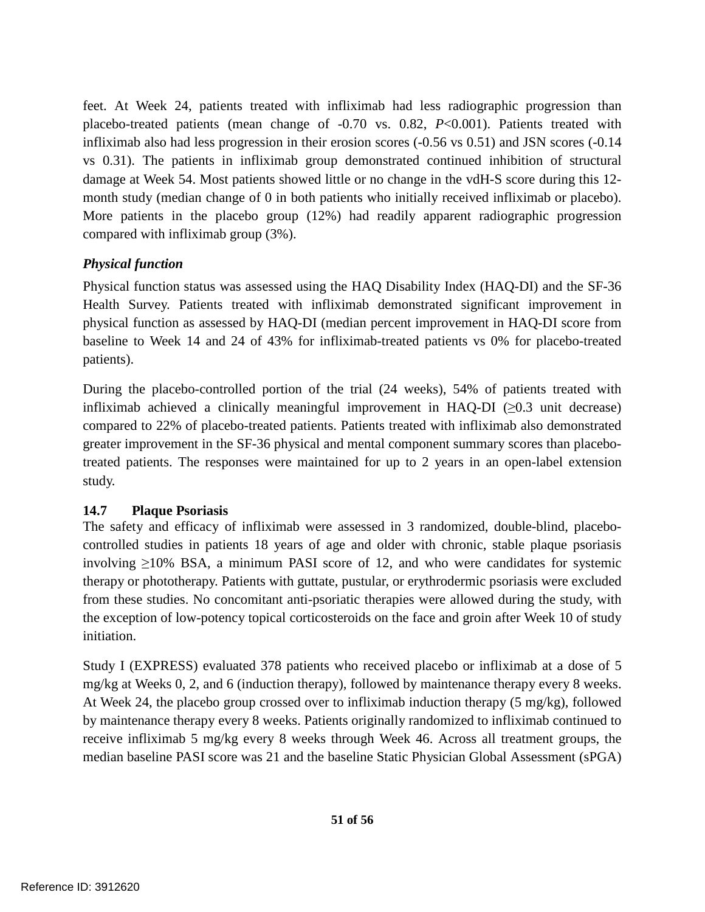feet. At Week 24, patients treated with infliximab had less radiographic progression than placebo-treated patients (mean change of -0.70 vs. 0.82, *P*<0.001). Patients treated with infliximab also had less progression in their erosion scores (-0.56 vs 0.51) and JSN scores (-0.14 vs 0.31). The patients in infliximab group demonstrated continued inhibition of structural damage at Week 54. Most patients showed little or no change in the vdH-S score during this 12-month study (median change of 0 in both patients who initially received infliximab or placebo). More patients in the placebo group (12%) had readily apparent radiographic progression compared with infliximab group (3%).

***Physical function***

Physical function status was assessed using the HAQ Disability Index (HAQ-DI) and the SF-36 Health Survey. Patients treated with infliximab demonstrated significant improvement in physical function as assessed by HAQ-DI (median percent improvement in HAQ-DI score from baseline to Week 14 and 24 of 43% for infliximab-treated patients vs 0% for placebo-treated patients).

During the placebo-controlled portion of the trial (24 weeks), 54% of patients treated with infliximab achieved a clinically meaningful improvement in HAQ-DI (≥0.3 unit decrease) compared to 22% of placebo-treated patients. Patients treated with infliximab also demonstrated greater improvement in the SF-36 physical and mental component summary scores than placebo-treated patients. The responses were maintained for up to 2 years in an open-label extension study.

## 14.7 Plaque Psoriasis

The safety and efficacy of infliximab were assessed in 3 randomized, double-blind, placebo-controlled studies in patients 18 years of age and older with chronic, stable plaque psoriasis involving ≥10% BSA, a minimum PASI score of 12, and who were candidates for systemic therapy or phototherapy. Patients with guttate, pustular, or erythrodermic psoriasis were excluded from these studies. No concomitant anti-psoriatic therapies were allowed during the study, with the exception of low-potency topical corticosteroids on the face and groin after Week 10 of study initiation.

Study I (EXPRESS) evaluated 378 patients who received placebo or infliximab at a dose of 5 mg/kg at Weeks 0, 2, and 6 (induction therapy), followed by maintenance therapy every 8 weeks. At Week 24, the placebo group crossed over to infliximab induction therapy (5 mg/kg), followed by maintenance therapy every 8 weeks. Patients originally randomized to infliximab continued to receive infliximab 5 mg/kg every 8 weeks through Week 46. Across all treatment groups, the median baseline PASI score was 21 and the baseline Static Physician Global Assessment (sPGA)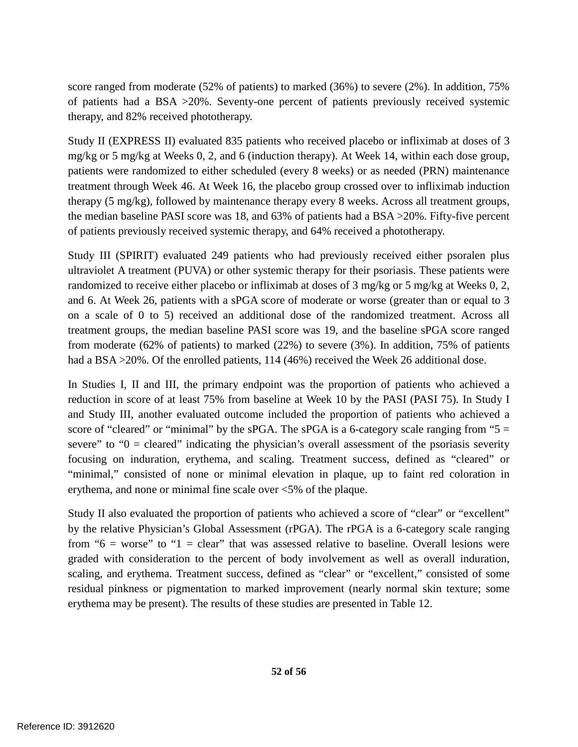score ranged from moderate (52% of patients) to marked (36%) to severe (2%). In addition, 75% of patients had a BSA >20%. Seventy-one percent of patients previously received systemic therapy, and 82% received phototherapy.

Study II (EXPRESS II) evaluated 835 patients who received placebo or infliximab at doses of 3 mg/kg or 5 mg/kg at Weeks 0, 2, and 6 (induction therapy). At Week 14, within each dose group, patients were randomized to either scheduled (every 8 weeks) or as needed (PRN) maintenance treatment through Week 46. At Week 16, the placebo group crossed over to infliximab induction therapy (5 mg/kg), followed by maintenance therapy every 8 weeks. Across all treatment groups, the median baseline PASI score was 18, and 63% of patients had a BSA >20%. Fifty-five percent of patients previously received systemic therapy, and 64% received a phototherapy.

Study III (SPIRIT) evaluated 249 patients who had previously received either psoralen plus ultraviolet A treatment (PUVA) or other systemic therapy for their psoriasis. These patients were randomized to receive either placebo or infliximab at doses of 3 mg/kg or 5 mg/kg at Weeks 0, 2, and 6. At Week 26, patients with a sPGA score of moderate or worse (greater than or equal to 3 on a scale of 0 to 5) received an additional dose of the randomized treatment. Across all treatment groups, the median baseline PASI score was 19, and the baseline sPGA score ranged from moderate (62% of patients) to marked (22%) to severe (3%). In addition, 75% of patients had a BSA >20%. Of the enrolled patients, 114 (46%) received the Week 26 additional dose.

In Studies I, II and III, the primary endpoint was the proportion of patients who achieved a reduction in score of at least 75% from baseline at Week 10 by the PASI (PASI 75). In Study I and Study III, another evaluated outcome included the proportion of patients who achieved a score of "cleared" or "minimal" by the sPGA. The sPGA is a 6-category scale ranging from "5 = severe" to "0 = cleared" indicating the physician's overall assessment of the psoriasis severity focusing on induration, erythema, and scaling. Treatment success, defined as "cleared" or "minimal," consisted of none or minimal elevation in plaque, up to faint red coloration in erythema, and none or minimal fine scale over <5% of the plaque.

Study II also evaluated the proportion of patients who achieved a score of "clear" or "excellent" by the relative Physician's Global Assessment (rPGA). The rPGA is a 6-category scale ranging from "6 = worse" to "1 = clear" that was assessed relative to baseline. Overall lesions were graded with consideration to the percent of body involvement as well as overall induration, scaling, and erythema. Treatment success, defined as "clear" or "excellent," consisted of some residual pinkness or pigmentation to marked improvement (nearly normal skin texture; some erythema may be present). The results of these studies are presented in Table 12.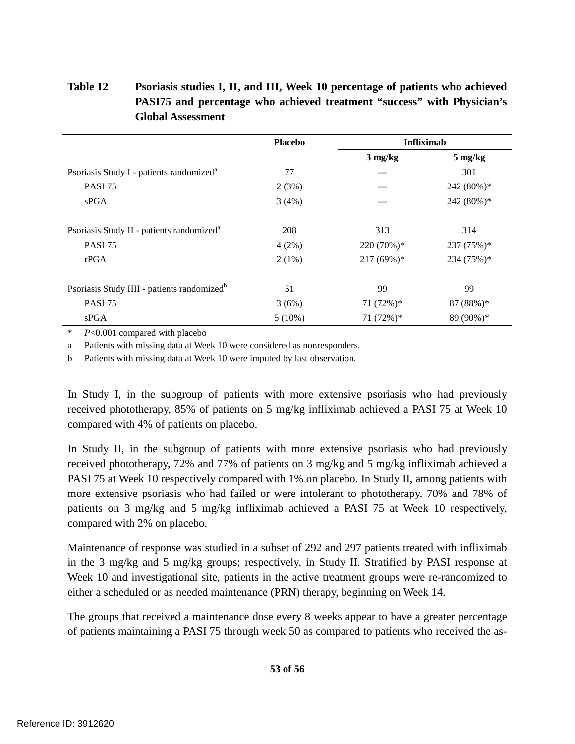**Table 12 Psoriasis studies I, II, and III, Week 10 percentage of patients who achieved PASI75 and percentage who achieved treatment "success" with Physician's Global Assessment**

| | Placebo | Infliximab | |
|---|---|---|---|
| | | 3 mg/kg | 5 mg/kg |
| Psoriasis Study I - patients randomized[a] | 77 | --- | 301 |
| PASI 75 | 2 (3%) | --- | 242 (80%)* |
| sPGA | 3 (4%) | --- | 242 (80%)* |
| Psoriasis Study II - patients randomized[a] | 208 | 313 | 314 |
| PASI 75 | 4 (2%) | 220 (70%)* | 237 (75%)* |
| rPGA | 2 (1%) | 217 (69%)* | 234 (75%)* |
| Psoriasis Study IIII - patients randomized[b] | 51 | 99 | 99 |
| PASI 75 | 3 (6%) | 71 (72%)* | 87 (88%)* |
| sPGA | 5 (10%) | 71 (72%)* | 89 (90%)* |

\* $P$<0.001 compared with placebo

a Patients with missing data at Week 10 were considered as nonresponders.

b Patients with missing data at Week 10 were imputed by last observation.

In Study I, in the subgroup of patients with more extensive psoriasis who had previously received phototherapy, 85% of patients on 5 mg/kg infliximab achieved a PASI 75 at Week 10 compared with 4% of patients on placebo.

In Study II, in the subgroup of patients with more extensive psoriasis who had previously received phototherapy, 72% and 77% of patients on 3 mg/kg and 5 mg/kg infliximab achieved a PASI 75 at Week 10 respectively compared with 1% on placebo. In Study II, among patients with more extensive psoriasis who had failed or were intolerant to phototherapy, 70% and 78% of patients on 3 mg/kg and 5 mg/kg infliximab achieved a PASI 75 at Week 10 respectively, compared with 2% on placebo.

Maintenance of response was studied in a subset of 292 and 297 patients treated with infliximab in the 3 mg/kg and 5 mg/kg groups; respectively, in Study II. Stratified by PASI response at Week 10 and investigational site, patients in the active treatment groups were re-randomized to either a scheduled or as needed maintenance (PRN) therapy, beginning on Week 14.

The groups that received a maintenance dose every 8 weeks appear to have a greater percentage of patients maintaining a PASI 75 through week 50 as compared to patients who received the as-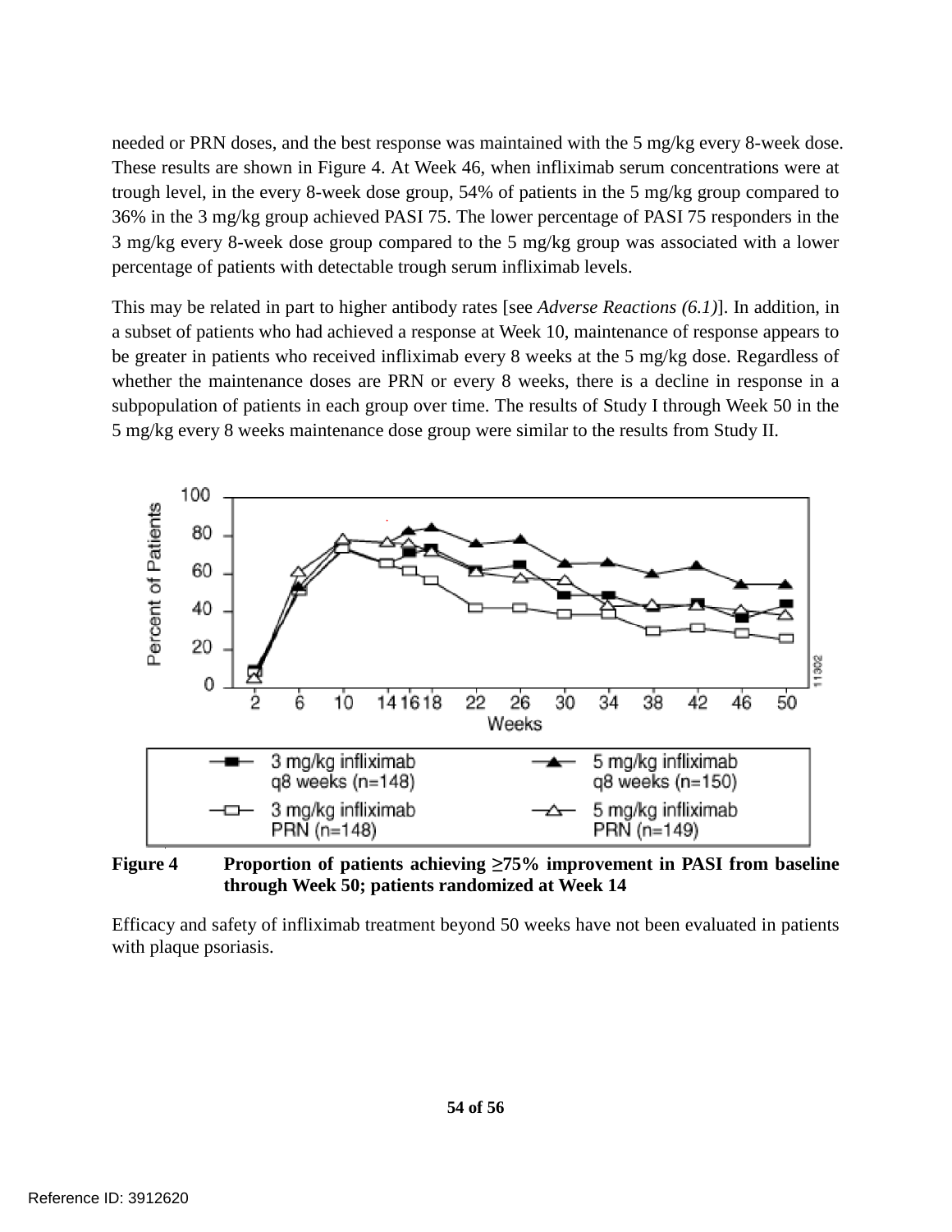needed or PRN doses, and the best response was maintained with the 5 mg/kg every 8-week dose. These results are shown in Figure 4. At Week 46, when infliximab serum concentrations were at trough level, in the every 8-week dose group, 54% of patients in the 5 mg/kg group compared to 36% in the 3 mg/kg group achieved PASI 75. The lower percentage of PASI 75 responders in the 3 mg/kg every 8-week dose group compared to the 5 mg/kg group was associated with a lower percentage of patients with detectable trough serum infliximab levels.

This may be related in part to higher antibody rates [see *Adverse Reactions (6.1)*]. In addition, in a subset of patients who had achieved a response at Week 10, maintenance of response appears to be greater in patients who received infliximab every 8 weeks at the 5 mg/kg dose. Regardless of whether the maintenance doses are PRN or every 8 weeks, there is a decline in response in a subpopulation of patients in each group over time. The results of Study I through Week 50 in the 5 mg/kg every 8 weeks maintenance dose group were similar to the results from Study II.

**Figure 4 Proportion of patients achieving ≥75% improvement in PASI from baseline through Week 50; patients randomized at Week 14**

Efficacy and safety of infliximab treatment beyond 50 weeks have not been evaluated in patients with plaque psoriasis.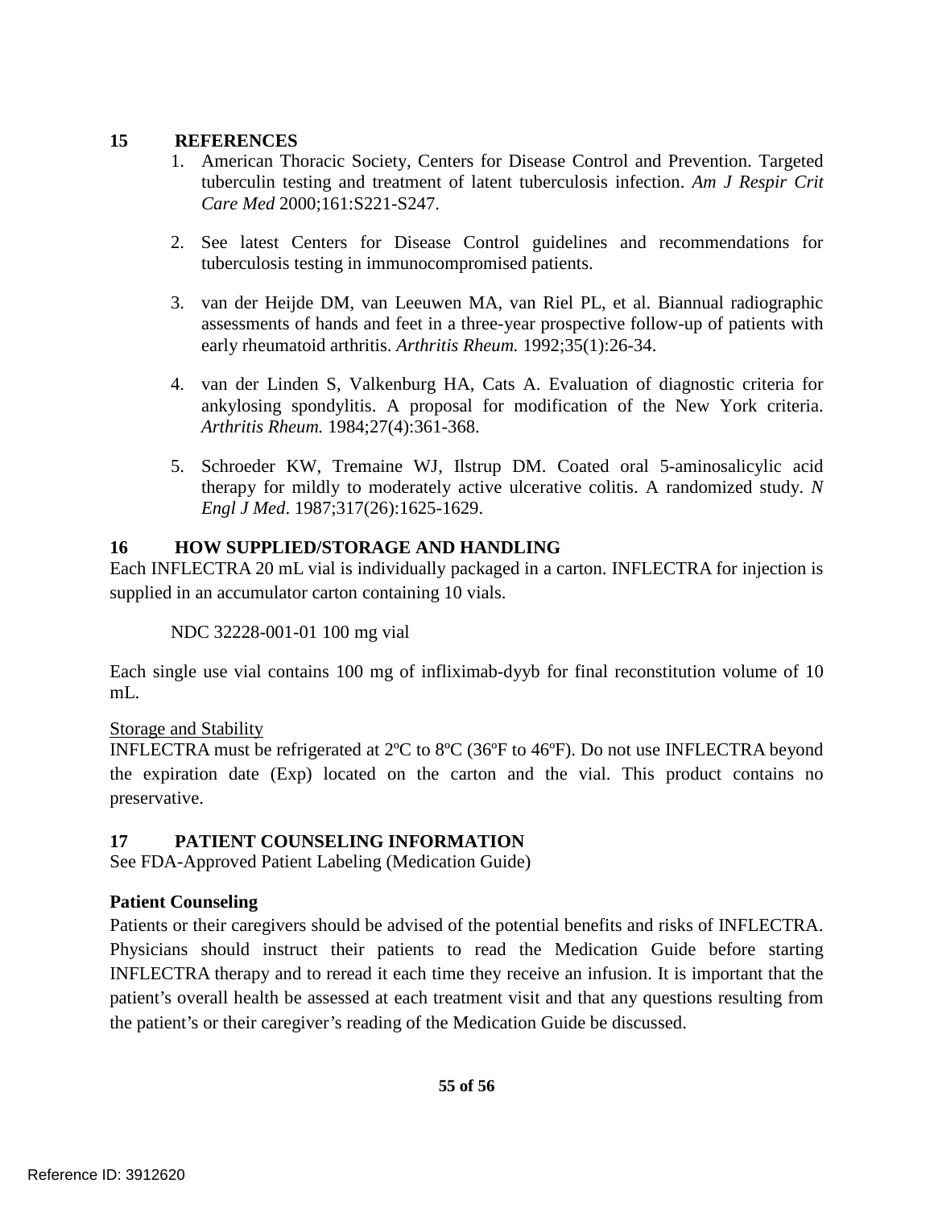## 15 REFERENCES

1. American Thoracic Society, Centers for Disease Control and Prevention. Targeted tuberculin testing and treatment of latent tuberculosis infection. *Am J Respir Crit Care Med* 2000;161:S221-S247.

2. See latest Centers for Disease Control guidelines and recommendations for tuberculosis testing in immunocompromised patients.

3. van der Heijde DM, van Leeuwen MA, van Riel PL, et al. Biannual radiographic assessments of hands and feet in a three-year prospective follow-up of patients with early rheumatoid arthritis. *Arthritis Rheum.* 1992;35(1):26-34.

4. van der Linden S, Valkenburg HA, Cats A. Evaluation of diagnostic criteria for ankylosing spondylitis. A proposal for modification of the New York criteria. *Arthritis Rheum.* 1984;27(4):361-368.

5. Schroeder KW, Tremaine WJ, Ilstrup DM. Coated oral 5-aminosalicylic acid therapy for mildly to moderately active ulcerative colitis. A randomized study. *N Engl J Med*. 1987;317(26):1625-1629.

## 16 HOW SUPPLIED/STORAGE AND HANDLING

Each INFLECTRA 20 mL vial is individually packaged in a carton. INFLECTRA for injection is supplied in an accumulator carton containing 10 vials.

NDC 32228-001-01 100 mg vial

Each single use vial contains 100 mg of infliximab-dyyb for final reconstitution volume of 10 mL.

Storage and Stability

INFLECTRA must be refrigerated at 2ºC to 8ºC (36ºF to 46ºF). Do not use INFLECTRA beyond the expiration date (Exp) located on the carton and the vial. This product contains no preservative.

## 17 PATIENT COUNSELING INFORMATION

See FDA-Approved Patient Labeling (Medication Guide)

**Patient Counseling**

Patients or their caregivers should be advised of the potential benefits and risks of INFLECTRA. Physicians should instruct their patients to read the Medication Guide before starting INFLECTRA therapy and to reread it each time they receive an infusion. It is important that the patient's overall health be assessed at each treatment visit and that any questions resulting from the patient's or their caregiver's reading of the Medication Guide be discussed.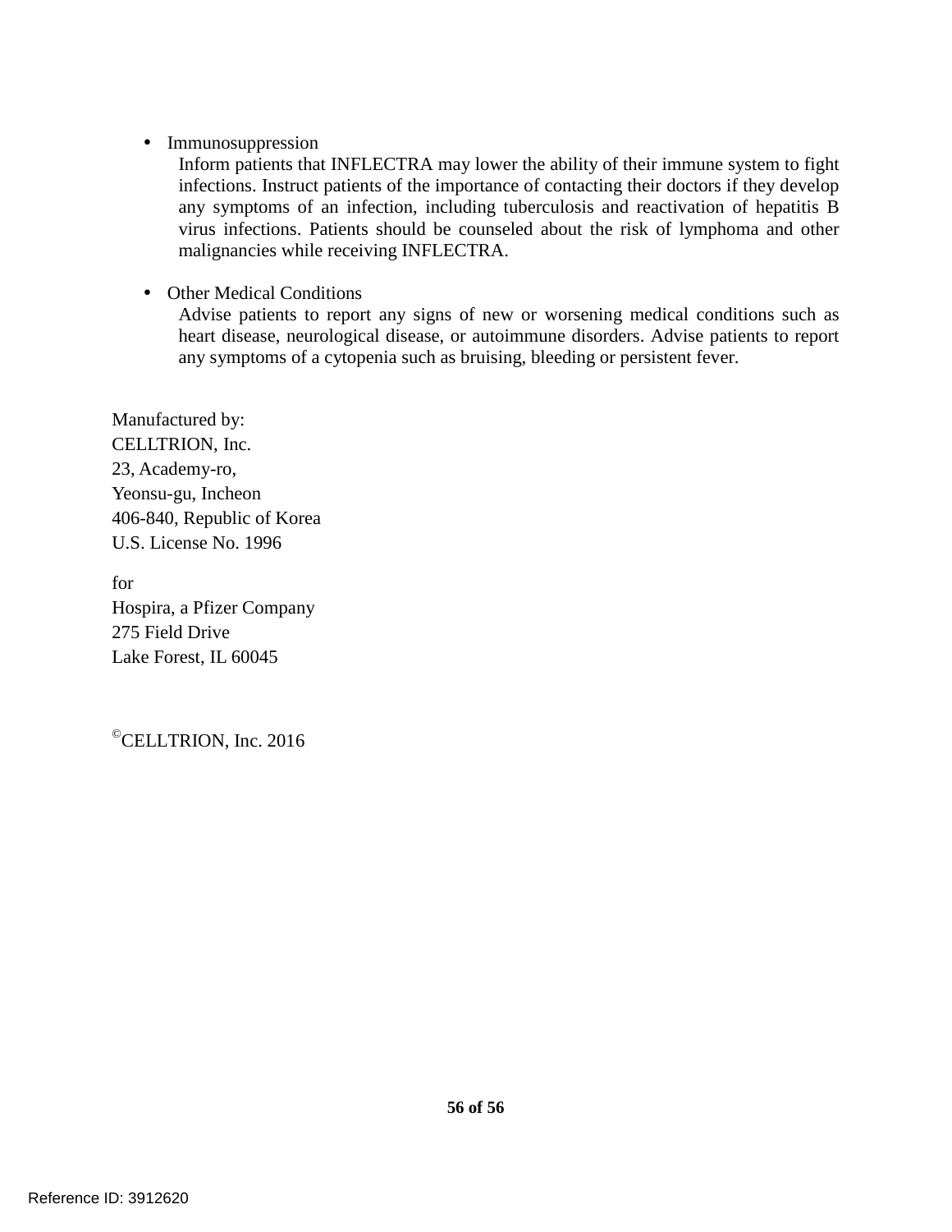- Immunosuppression

  Inform patients that INFLECTRA may lower the ability of their immune system to fight infections. Instruct patients of the importance of contacting their doctors if they develop any symptoms of an infection, including tuberculosis and reactivation of hepatitis B virus infections. Patients should be counseled about the risk of lymphoma and other malignancies while receiving INFLECTRA.

- Other Medical Conditions

  Advise patients to report any signs of new or worsening medical conditions such as heart disease, neurological disease, or autoimmune disorders. Advise patients to report any symptoms of a cytopenia such as bruising, bleeding or persistent fever.

Manufactured by:
CELLTRION, Inc.
23, Academy-ro,
Yeonsu-gu, Incheon
406-840, Republic of Korea
U.S. License No. 1996

for
Hospira, a Pfizer Company
275 Field Drive
Lake Forest, IL 60045

©CELLTRION, Inc. 2016

Reference ID: 3912620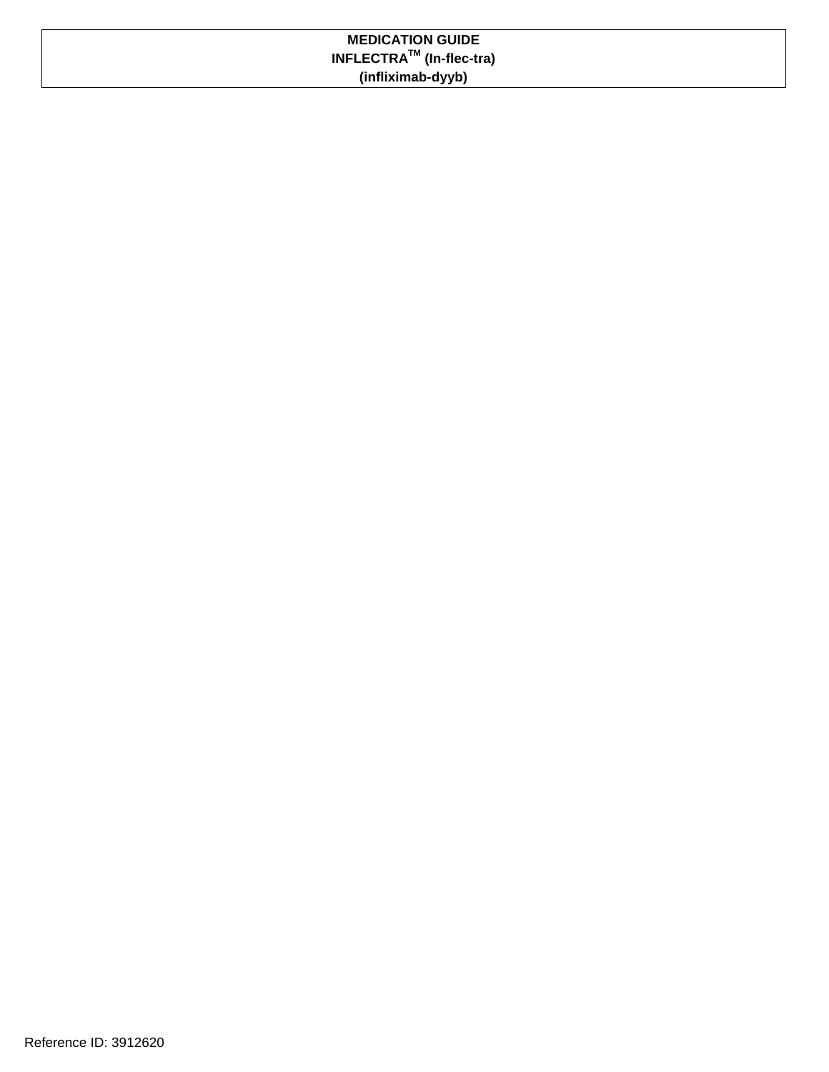**MEDICATION GUIDE**
**INFLECTRA™ (In-flec-tra)**
**(infliximab-dyyb)**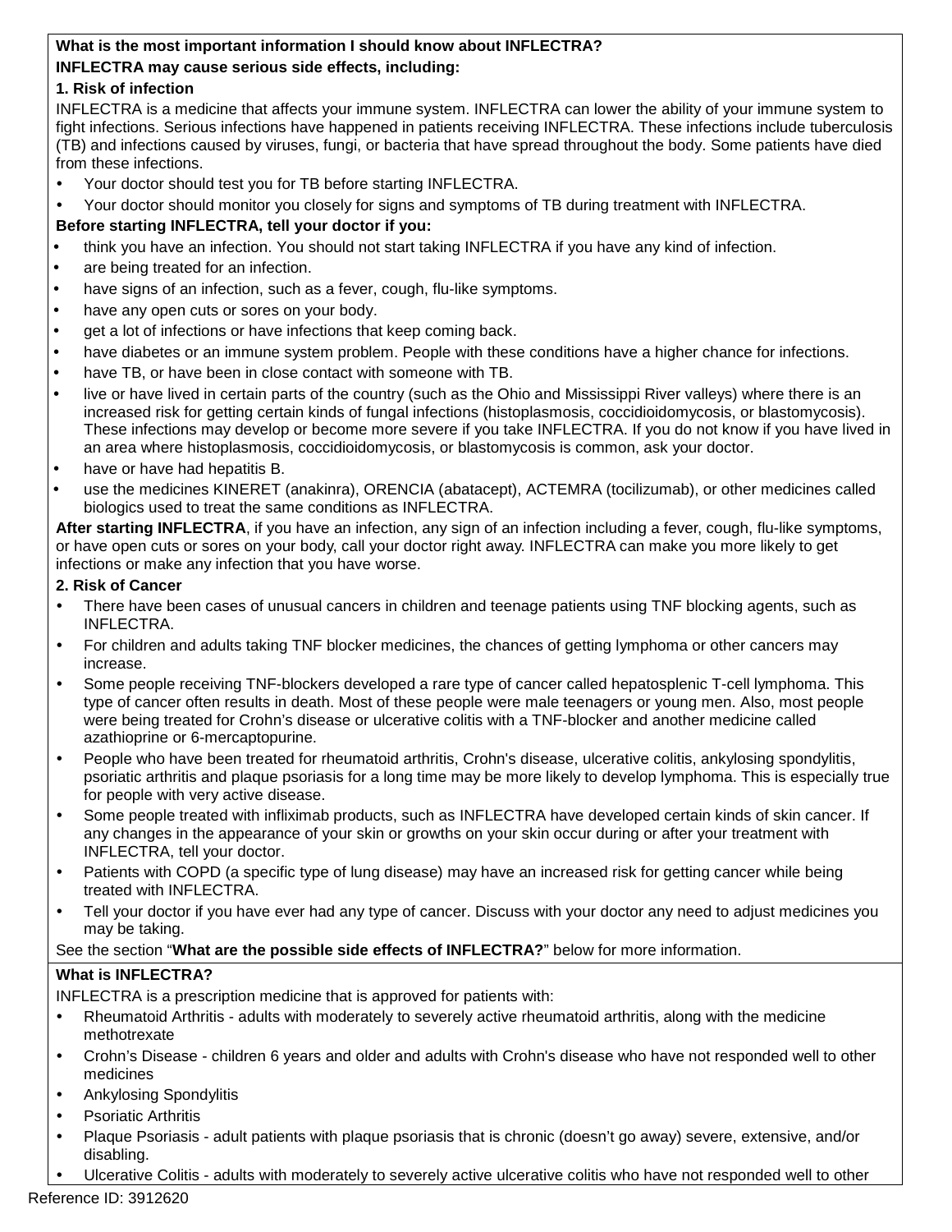**What is the most important information I should know about INFLECTRA?**

**INFLECTRA may cause serious side effects, including:**

**1. Risk of infection**

INFLECTRA is a medicine that affects your immune system. INFLECTRA can lower the ability of your immune system to fight infections. Serious infections have happened in patients receiving INFLECTRA. These infections include tuberculosis (TB) and infections caused by viruses, fungi, or bacteria that have spread throughout the body. Some patients have died from these infections.

- Your doctor should test you for TB before starting INFLECTRA.
- Your doctor should monitor you closely for signs and symptoms of TB during treatment with INFLECTRA.

**Before starting INFLECTRA, tell your doctor if you:**

- think you have an infection. You should not start taking INFLECTRA if you have any kind of infection.
- are being treated for an infection.
- have signs of an infection, such as a fever, cough, flu-like symptoms.
- have any open cuts or sores on your body.
- get a lot of infections or have infections that keep coming back.
- have diabetes or an immune system problem. People with these conditions have a higher chance for infections.
- have TB, or have been in close contact with someone with TB.
- live or have lived in certain parts of the country (such as the Ohio and Mississippi River valleys) where there is an increased risk for getting certain kinds of fungal infections (histoplasmosis, coccidioidomycosis, or blastomycosis). These infections may develop or become more severe if you take INFLECTRA. If you do not know if you have lived in an area where histoplasmosis, coccidioidomycosis, or blastomycosis is common, ask your doctor.
- have or have had hepatitis B.
- use the medicines KINERET (anakinra), ORENCIA (abatacept), ACTEMRA (tocilizumab), or other medicines called biologics used to treat the same conditions as INFLECTRA.

**After starting INFLECTRA**, if you have an infection, any sign of an infection including a fever, cough, flu-like symptoms, or have open cuts or sores on your body, call your doctor right away. INFLECTRA can make you more likely to get infections or make any infection that you have worse.

**2. Risk of Cancer**

- There have been cases of unusual cancers in children and teenage patients using TNF blocking agents, such as INFLECTRA.
- For children and adults taking TNF blocker medicines, the chances of getting lymphoma or other cancers may increase.
- Some people receiving TNF-blockers developed a rare type of cancer called hepatosplenic T-cell lymphoma. This type of cancer often results in death. Most of these people were male teenagers or young men. Also, most people were being treated for Crohn's disease or ulcerative colitis with a TNF-blocker and another medicine called azathioprine or 6-mercaptopurine.
- People who have been treated for rheumatoid arthritis, Crohn's disease, ulcerative colitis, ankylosing spondylitis, psoriatic arthritis and plaque psoriasis for a long time may be more likely to develop lymphoma. This is especially true for people with very active disease.
- Some people treated with infliximab products, such as INFLECTRA have developed certain kinds of skin cancer. If any changes in the appearance of your skin or growths on your skin occur during or after your treatment with INFLECTRA, tell your doctor.
- Patients with COPD (a specific type of lung disease) may have an increased risk for getting cancer while being treated with INFLECTRA.
- Tell your doctor if you have ever had any type of cancer. Discuss with your doctor any need to adjust medicines you may be taking.

See the section "**What are the possible side effects of INFLECTRA?**" below for more information.

**What is INFLECTRA?**

INFLECTRA is a prescription medicine that is approved for patients with:

- Rheumatoid Arthritis - adults with moderately to severely active rheumatoid arthritis, along with the medicine methotrexate
- Crohn's Disease - children 6 years and older and adults with Crohn's disease who have not responded well to other medicines
- Ankylosing Spondylitis
- Psoriatic Arthritis
- Plaque Psoriasis - adult patients with plaque psoriasis that is chronic (doesn't go away) severe, extensive, and/or disabling.
- Ulcerative Colitis - adults with moderately to severely active ulcerative colitis who have not responded well to other

Reference ID: 3912620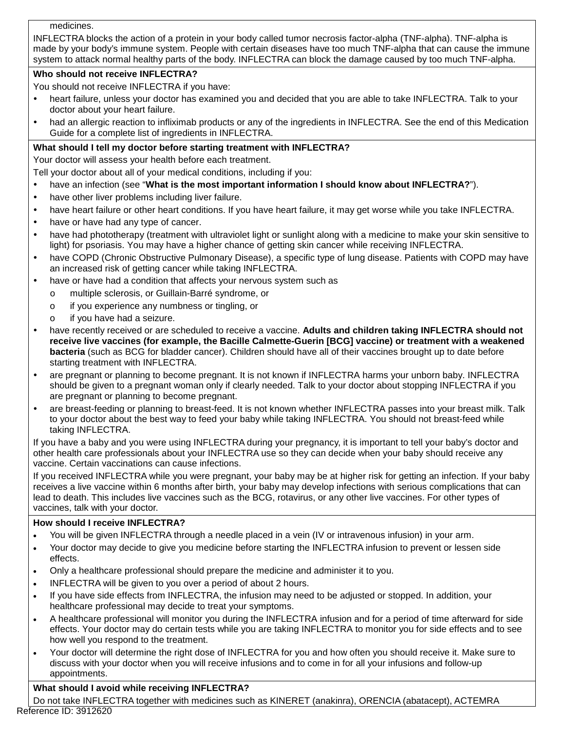medicines.

INFLECTRA blocks the action of a protein in your body called tumor necrosis factor-alpha (TNF-alpha). TNF-alpha is made by your body's immune system. People with certain diseases have too much TNF-alpha that can cause the immune system to attack normal healthy parts of the body. INFLECTRA can block the damage caused by too much TNF-alpha.

**Who should not receive INFLECTRA?**

You should not receive INFLECTRA if you have:

- heart failure, unless your doctor has examined you and decided that you are able to take INFLECTRA. Talk to your doctor about your heart failure.
- had an allergic reaction to infliximab products or any of the ingredients in INFLECTRA. See the end of this Medication Guide for a complete list of ingredients in INFLECTRA.

**What should I tell my doctor before starting treatment with INFLECTRA?**

Your doctor will assess your health before each treatment.

Tell your doctor about all of your medical conditions, including if you:

- have an infection (see "**What is the most important information I should know about INFLECTRA?**").
- have other liver problems including liver failure.
- have heart failure or other heart conditions. If you have heart failure, it may get worse while you take INFLECTRA.
- have or have had any type of cancer.
- have had phototherapy (treatment with ultraviolet light or sunlight along with a medicine to make your skin sensitive to light) for psoriasis. You may have a higher chance of getting skin cancer while receiving INFLECTRA.
- have COPD (Chronic Obstructive Pulmonary Disease), a specific type of lung disease. Patients with COPD may have an increased risk of getting cancer while taking INFLECTRA.
- have or have had a condition that affects your nervous system such as
  - multiple sclerosis, or Guillain-Barré syndrome, or
  - if you experience any numbness or tingling, or
  - if you have had a seizure.
- have recently received or are scheduled to receive a vaccine. **Adults and children taking INFLECTRA should not receive live vaccines (for example, the Bacille Calmette-Guerin [BCG] vaccine) or treatment with a weakened bacteria** (such as BCG for bladder cancer). Children should have all of their vaccines brought up to date before starting treatment with INFLECTRA.
- are pregnant or planning to become pregnant. It is not known if INFLECTRA harms your unborn baby. INFLECTRA should be given to a pregnant woman only if clearly needed. Talk to your doctor about stopping INFLECTRA if you are pregnant or planning to become pregnant.
- are breast-feeding or planning to breast-feed. It is not known whether INFLECTRA passes into your breast milk. Talk to your doctor about the best way to feed your baby while taking INFLECTRA. You should not breast-feed while taking INFLECTRA.

If you have a baby and you were using INFLECTRA during your pregnancy, it is important to tell your baby's doctor and other health care professionals about your INFLECTRA use so they can decide when your baby should receive any vaccine. Certain vaccinations can cause infections.

If you received INFLECTRA while you were pregnant, your baby may be at higher risk for getting an infection. If your baby receives a live vaccine within 6 months after birth, your baby may develop infections with serious complications that can lead to death. This includes live vaccines such as the BCG, rotavirus, or any other live vaccines. For other types of vaccines, talk with your doctor.

**How should I receive INFLECTRA?**

- You will be given INFLECTRA through a needle placed in a vein (IV or intravenous infusion) in your arm.
- Your doctor may decide to give you medicine before starting the INFLECTRA infusion to prevent or lessen side effects.
- Only a healthcare professional should prepare the medicine and administer it to you.
- INFLECTRA will be given to you over a period of about 2 hours.
- If you have side effects from INFLECTRA, the infusion may need to be adjusted or stopped. In addition, your healthcare professional may decide to treat your symptoms.
- A healthcare professional will monitor you during the INFLECTRA infusion and for a period of time afterward for side effects. Your doctor may do certain tests while you are taking INFLECTRA to monitor you for side effects and to see how well you respond to the treatment.
- Your doctor will determine the right dose of INFLECTRA for you and how often you should receive it. Make sure to discuss with your doctor when you will receive infusions and to come in for all your infusions and follow-up appointments.

**What should I avoid while receiving INFLECTRA?**

Do not take INFLECTRA together with medicines such as KINERET (anakinra), ORENCIA (abatacept), ACTEMRA

Reference ID: 3912620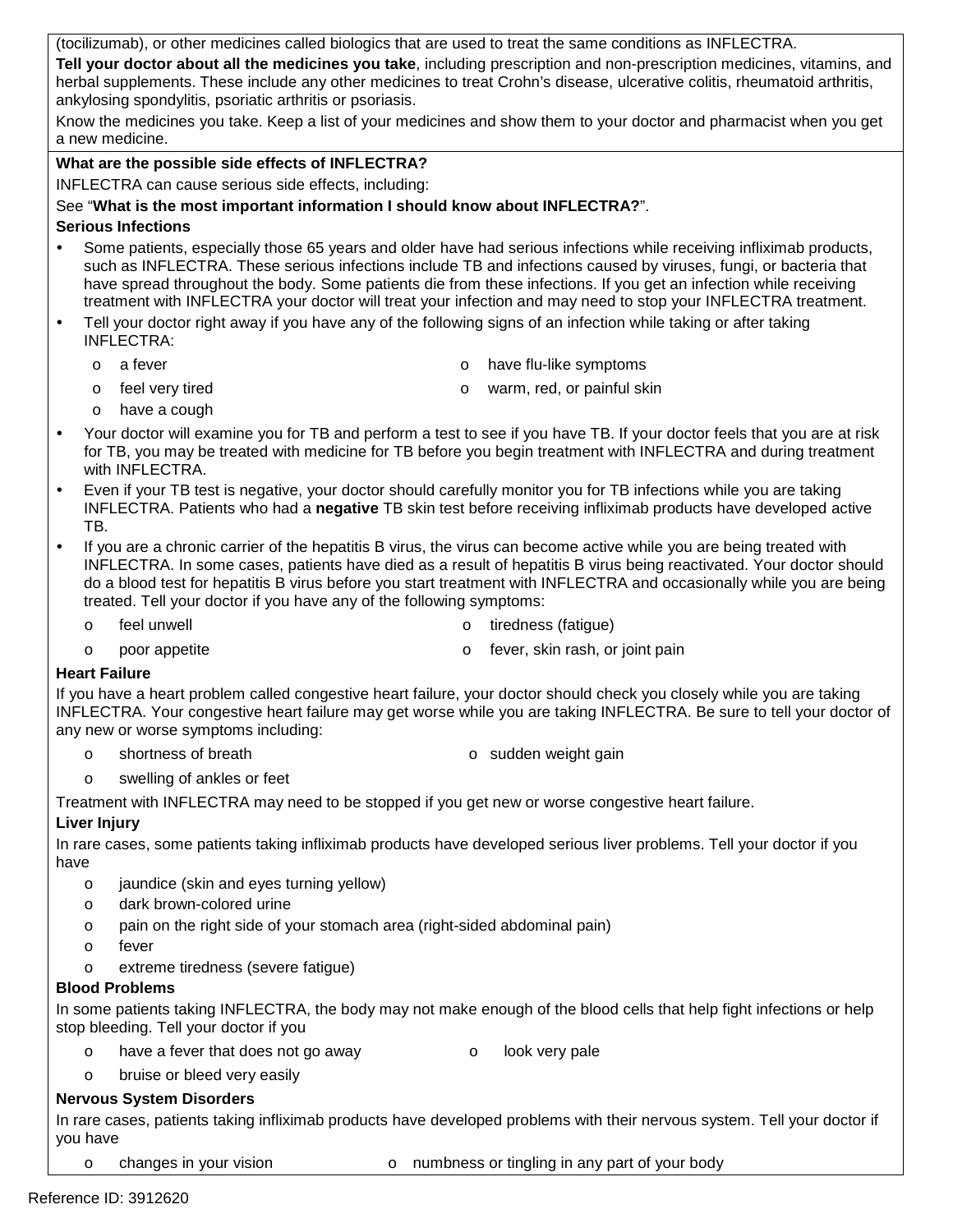(tocilizumab), or other medicines called biologics that are used to treat the same conditions as INFLECTRA.

**Tell your doctor about all the medicines you take**, including prescription and non-prescription medicines, vitamins, and herbal supplements. These include any other medicines to treat Crohn's disease, ulcerative colitis, rheumatoid arthritis, ankylosing spondylitis, psoriatic arthritis or psoriasis.

Know the medicines you take. Keep a list of your medicines and show them to your doctor and pharmacist when you get a new medicine.

**What are the possible side effects of INFLECTRA?**

INFLECTRA can cause serious side effects, including:

See "**What is the most important information I should know about INFLECTRA?**".

**Serious Infections**

- Some patients, especially those 65 years and older have had serious infections while receiving infliximab products, such as INFLECTRA. These serious infections include TB and infections caused by viruses, fungi, or bacteria that have spread throughout the body. Some patients die from these infections. If you get an infection while receiving treatment with INFLECTRA your doctor will treat your infection and may need to stop your INFLECTRA treatment.
- Tell your doctor right away if you have any of the following signs of an infection while taking or after taking INFLECTRA:
  - a fever
  - feel very tired
  - have a cough
  - have flu-like symptoms
  - warm, red, or painful skin
- Your doctor will examine you for TB and perform a test to see if you have TB. If your doctor feels that you are at risk for TB, you may be treated with medicine for TB before you begin treatment with INFLECTRA and during treatment with INFLECTRA.
- Even if your TB test is negative, your doctor should carefully monitor you for TB infections while you are taking INFLECTRA. Patients who had a **negative** TB skin test before receiving infliximab products have developed active TB.
- If you are a chronic carrier of the hepatitis B virus, the virus can become active while you are being treated with INFLECTRA. In some cases, patients have died as a result of hepatitis B virus being reactivated. Your doctor should do a blood test for hepatitis B virus before you start treatment with INFLECTRA and occasionally while you are being treated. Tell your doctor if you have any of the following symptoms:
  - feel unwell
  - poor appetite
  - tiredness (fatigue)
  - fever, skin rash, or joint pain

**Heart Failure**

If you have a heart problem called congestive heart failure, your doctor should check you closely while you are taking INFLECTRA. Your congestive heart failure may get worse while you are taking INFLECTRA. Be sure to tell your doctor of any new or worse symptoms including:

- shortness of breath
- swelling of ankles or feet
- sudden weight gain

Treatment with INFLECTRA may need to be stopped if you get new or worse congestive heart failure.

**Liver Injury**

In rare cases, some patients taking infliximab products have developed serious liver problems. Tell your doctor if you have

- jaundice (skin and eyes turning yellow)
- dark brown-colored urine
- pain on the right side of your stomach area (right-sided abdominal pain)
- fever
- extreme tiredness (severe fatigue)

**Blood Problems**

In some patients taking INFLECTRA, the body may not make enough of the blood cells that help fight infections or help stop bleeding. Tell your doctor if you

- have a fever that does not go away
- bruise or bleed very easily
- look very pale

**Nervous System Disorders**

In rare cases, patients taking infliximab products have developed problems with their nervous system. Tell your doctor if you have

- changes in your vision
- numbness or tingling in any part of your body

Reference ID: 3912620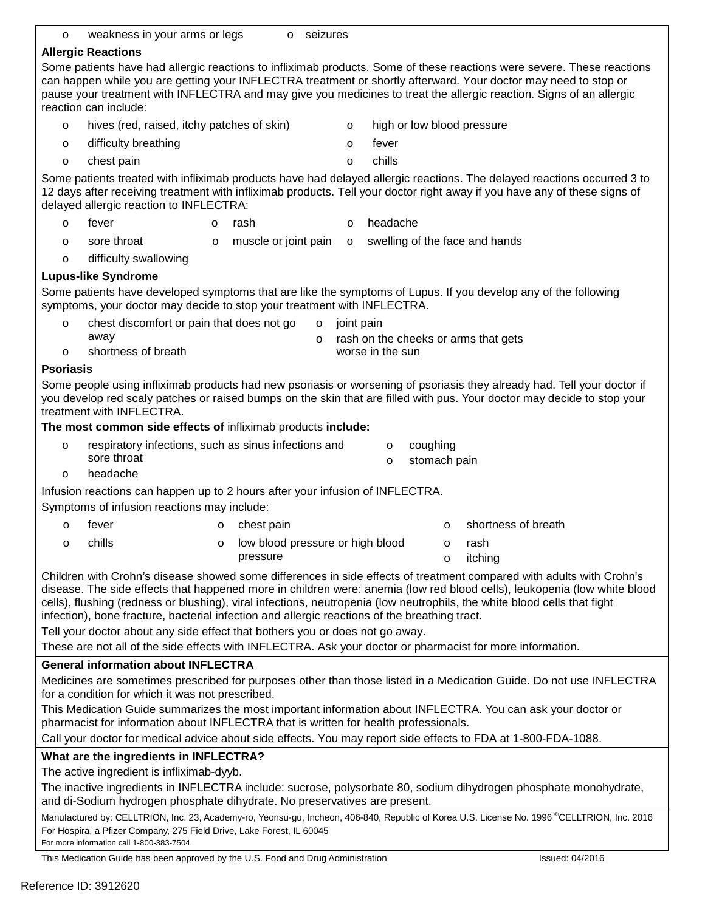- weakness in your arms or legs
- seizures

**Allergic Reactions**

Some patients have had allergic reactions to infliximab products. Some of these reactions were severe. These reactions can happen while you are getting your INFLECTRA treatment or shortly afterward. Your doctor may need to stop or pause your treatment with INFLECTRA and may give you medicines to treat the allergic reaction. Signs of an allergic reaction can include:

- hives (red, raised, itchy patches of skin)
- difficulty breathing
- chest pain
- high or low blood pressure
- fever
- chills

Some patients treated with infliximab products have had delayed allergic reactions. The delayed reactions occurred 3 to 12 days after receiving treatment with infliximab products. Tell your doctor right away if you have any of these signs of delayed allergic reaction to INFLECTRA:

- fever
- sore throat
- difficulty swallowing
- rash
- muscle or joint pain
- headache
- swelling of the face and hands

**Lupus-like Syndrome**

Some patients have developed symptoms that are like the symptoms of Lupus. If you develop any of the following symptoms, your doctor may decide to stop your treatment with INFLECTRA.

- chest discomfort or pain that does not go away
- shortness of breath
- joint pain
- rash on the cheeks or arms that gets worse in the sun

**Psoriasis**

Some people using infliximab products had new psoriasis or worsening of psoriasis they already had. Tell your doctor if you develop red scaly patches or raised bumps on the skin that are filled with pus. Your doctor may decide to stop your treatment with INFLECTRA.

**The most common side effects of** infliximab products **include:**

- respiratory infections, such as sinus infections and sore throat
- headache
- coughing
- stomach pain

Infusion reactions can happen up to 2 hours after your infusion of INFLECTRA.

Symptoms of infusion reactions may include:

- fever
- chills
- chest pain
- low blood pressure or high blood pressure
- shortness of breath
- rash
- itching

Children with Crohn's disease showed some differences in side effects of treatment compared with adults with Crohn's disease. The side effects that happened more in children were: anemia (low red blood cells), leukopenia (low white blood cells), flushing (redness or blushing), viral infections, neutropenia (low neutrophils, the white blood cells that fight infection), bone fracture, bacterial infection and allergic reactions of the breathing tract.

Tell your doctor about any side effect that bothers you or does not go away.

These are not all of the side effects with INFLECTRA. Ask your doctor or pharmacist for more information.

**General information about INFLECTRA**

Medicines are sometimes prescribed for purposes other than those listed in a Medication Guide. Do not use INFLECTRA for a condition for which it was not prescribed.

This Medication Guide summarizes the most important information about INFLECTRA. You can ask your doctor or pharmacist for information about INFLECTRA that is written for health professionals.

Call your doctor for medical advice about side effects. You may report side effects to FDA at 1-800-FDA-1088.

**What are the ingredients in INFLECTRA?**

The active ingredient is infliximab-dyyb.

The inactive ingredients in INFLECTRA include: sucrose, polysorbate 80, sodium dihydrogen phosphate monohydrate, and di-Sodium hydrogen phosphate dihydrate. No preservatives are present.

Manufactured by: CELLTRION, Inc. 23, Academy-ro, Yeonsu-gu, Incheon, 406-840, Republic of Korea U.S. License No. 1996 ©CELLTRION, Inc. 2016

For Hospira, a Pfizer Company, 275 Field Drive, Lake Forest, IL 60045

For more information call 1-800-383-7504.

This Medication Guide has been approved by the U.S. Food and Drug Administration Issued: 04/2016

Reference ID: 3912620